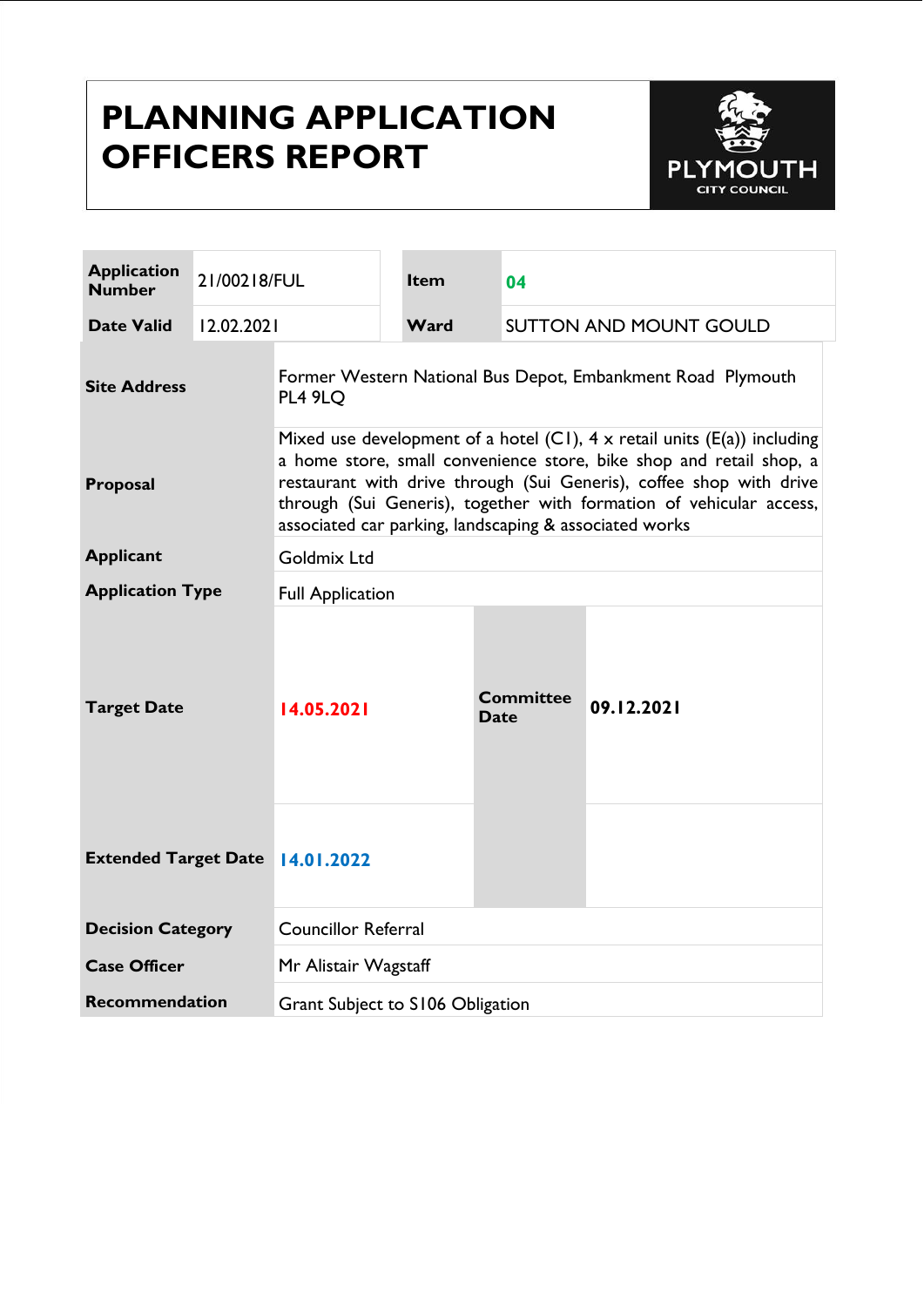# PLANNING APPLICATION OFFICERS REPORT

PLYMOUTH CITY COUNCIL

| Application Number | 21/00218/FUL | Item | 04 |
| --- | --- | --- | --- |
| Date Valid | 12.02.2021 | Ward | SUTTON AND MOUNT GOULD |

| | | | |
| --- | --- | --- | --- |
| **Site Address** | Former Western National Bus Depot, Embankment Road Plymouth PL4 9LQ | | |
| **Proposal** | Mixed use development of a hotel (C1), 4 x retail units (E(a)) including a home store, small convenience store, bike shop and retail shop, a restaurant with drive through (Sui Generis), coffee shop with drive through (Sui Generis), together with formation of vehicular access, associated car parking, landscaping & associated works | | |
| **Applicant** | Goldmix Ltd | | |
| **Application Type** | Full Application | | |
| **Target Date** | 14.05.2021 | **Committee Date** | 09.12.2021 |
| **Extended Target Date** | 14.01.2022 | | |
| **Decision Category** | Councillor Referral | | |
| **Case Officer** | Mr Alistair Wagstaff | | |
| **Recommendation** | Grant Subject to S106 Obligation | | |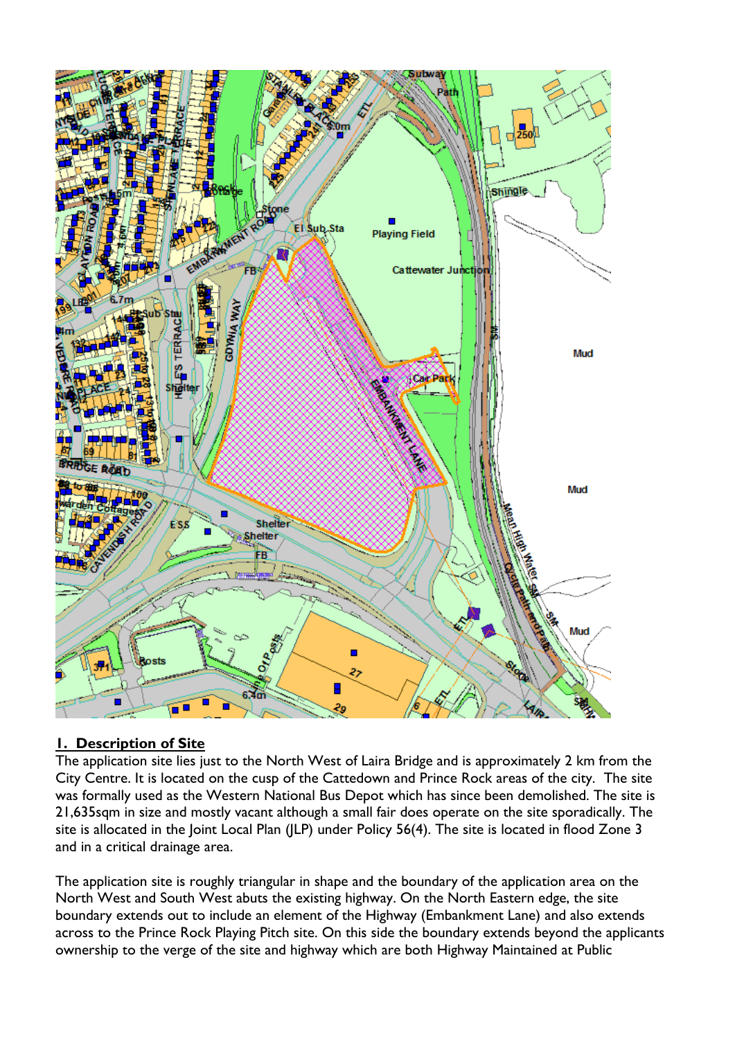## 1. Description of Site

The application site lies just to the North West of Laira Bridge and is approximately 2 km from the City Centre. It is located on the cusp of the Cattedown and Prince Rock areas of the city. The site was formally used as the Western National Bus Depot which has since been demolished. The site is 21,635sqm in size and mostly vacant although a small fair does operate on the site sporadically. The site is allocated in the Joint Local Plan (JLP) under Policy 56(4). The site is located in flood Zone 3 and in a critical drainage area.

The application site is roughly triangular in shape and the boundary of the application area on the North West and South West abuts the existing highway. On the North Eastern edge, the site boundary extends out to include an element of the Highway (Embankment Lane) and also extends across to the Prince Rock Playing Pitch site. On this side the boundary extends beyond the applicants ownership to the verge of the site and highway which are both Highway Maintained at Public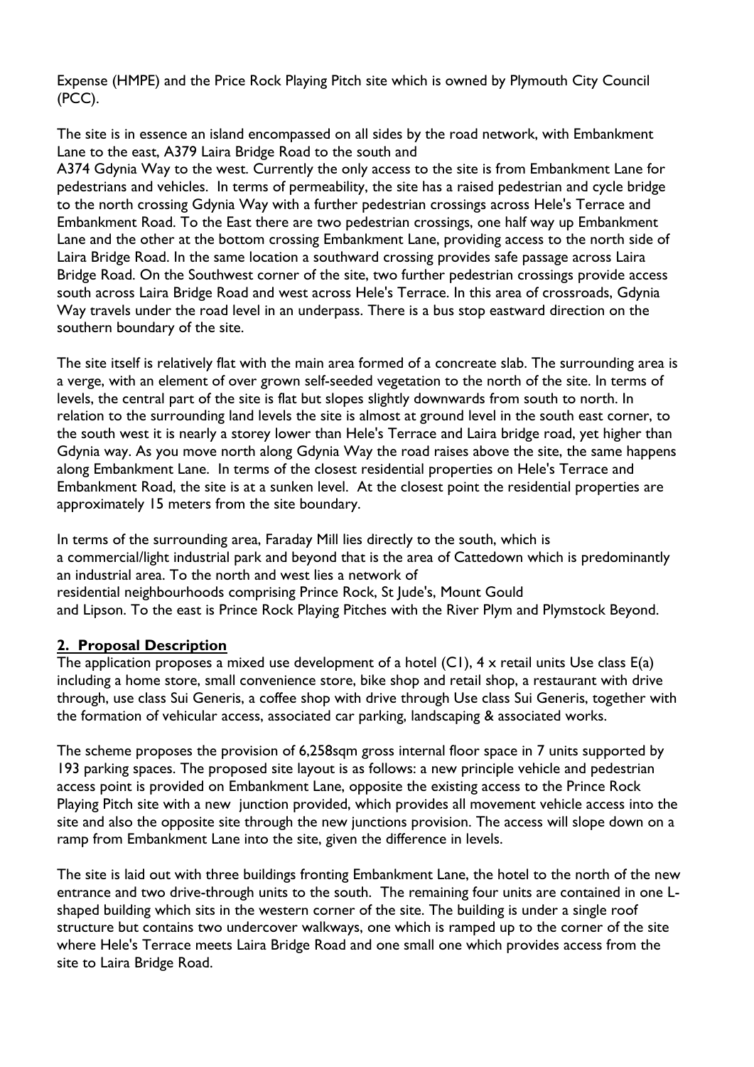Expense (HMPE) and the Price Rock Playing Pitch site which is owned by Plymouth City Council (PCC).

The site is in essence an island encompassed on all sides by the road network, with Embankment Lane to the east, A379 Laira Bridge Road to the south and A374 Gdynia Way to the west. Currently the only access to the site is from Embankment Lane for pedestrians and vehicles. In terms of permeability, the site has a raised pedestrian and cycle bridge to the north crossing Gdynia Way with a further pedestrian crossings across Hele's Terrace and Embankment Road. To the East there are two pedestrian crossings, one half way up Embankment Lane and the other at the bottom crossing Embankment Lane, providing access to the north side of Laira Bridge Road. In the same location a southward crossing provides safe passage across Laira Bridge Road. On the Southwest corner of the site, two further pedestrian crossings provide access south across Laira Bridge Road and west across Hele's Terrace. In this area of crossroads, Gdynia Way travels under the road level in an underpass. There is a bus stop eastward direction on the southern boundary of the site.

The site itself is relatively flat with the main area formed of a concreate slab. The surrounding area is a verge, with an element of over grown self-seeded vegetation to the north of the site. In terms of levels, the central part of the site is flat but slopes slightly downwards from south to north. In relation to the surrounding land levels the site is almost at ground level in the south east corner, to the south west it is nearly a storey lower than Hele's Terrace and Laira bridge road, yet higher than Gdynia way. As you move north along Gdynia Way the road raises above the site, the same happens along Embankment Lane. In terms of the closest residential properties on Hele's Terrace and Embankment Road, the site is at a sunken level. At the closest point the residential properties are approximately 15 meters from the site boundary.

In terms of the surrounding area, Faraday Mill lies directly to the south, which is a commercial/light industrial park and beyond that is the area of Cattedown which is predominantly an industrial area. To the north and west lies a network of residential neighbourhoods comprising Prince Rock, St Jude's, Mount Gould and Lipson. To the east is Prince Rock Playing Pitches with the River Plym and Plymstock Beyond.

## 2. Proposal Description

The application proposes a mixed use development of a hotel (C1), 4 x retail units Use class E(a) including a home store, small convenience store, bike shop and retail shop, a restaurant with drive through, use class Sui Generis, a coffee shop with drive through Use class Sui Generis, together with the formation of vehicular access, associated car parking, landscaping & associated works.

The scheme proposes the provision of 6,258sqm gross internal floor space in 7 units supported by 193 parking spaces. The proposed site layout is as follows: a new principle vehicle and pedestrian access point is provided on Embankment Lane, opposite the existing access to the Prince Rock Playing Pitch site with a new junction provided, which provides all movement vehicle access into the site and also the opposite site through the new junctions provision. The access will slope down on a ramp from Embankment Lane into the site, given the difference in levels.

The site is laid out with three buildings fronting Embankment Lane, the hotel to the north of the new entrance and two drive-through units to the south. The remaining four units are contained in one L-shaped building which sits in the western corner of the site. The building is under a single roof structure but contains two undercover walkways, one which is ramped up to the corner of the site where Hele's Terrace meets Laira Bridge Road and one small one which provides access from the site to Laira Bridge Road.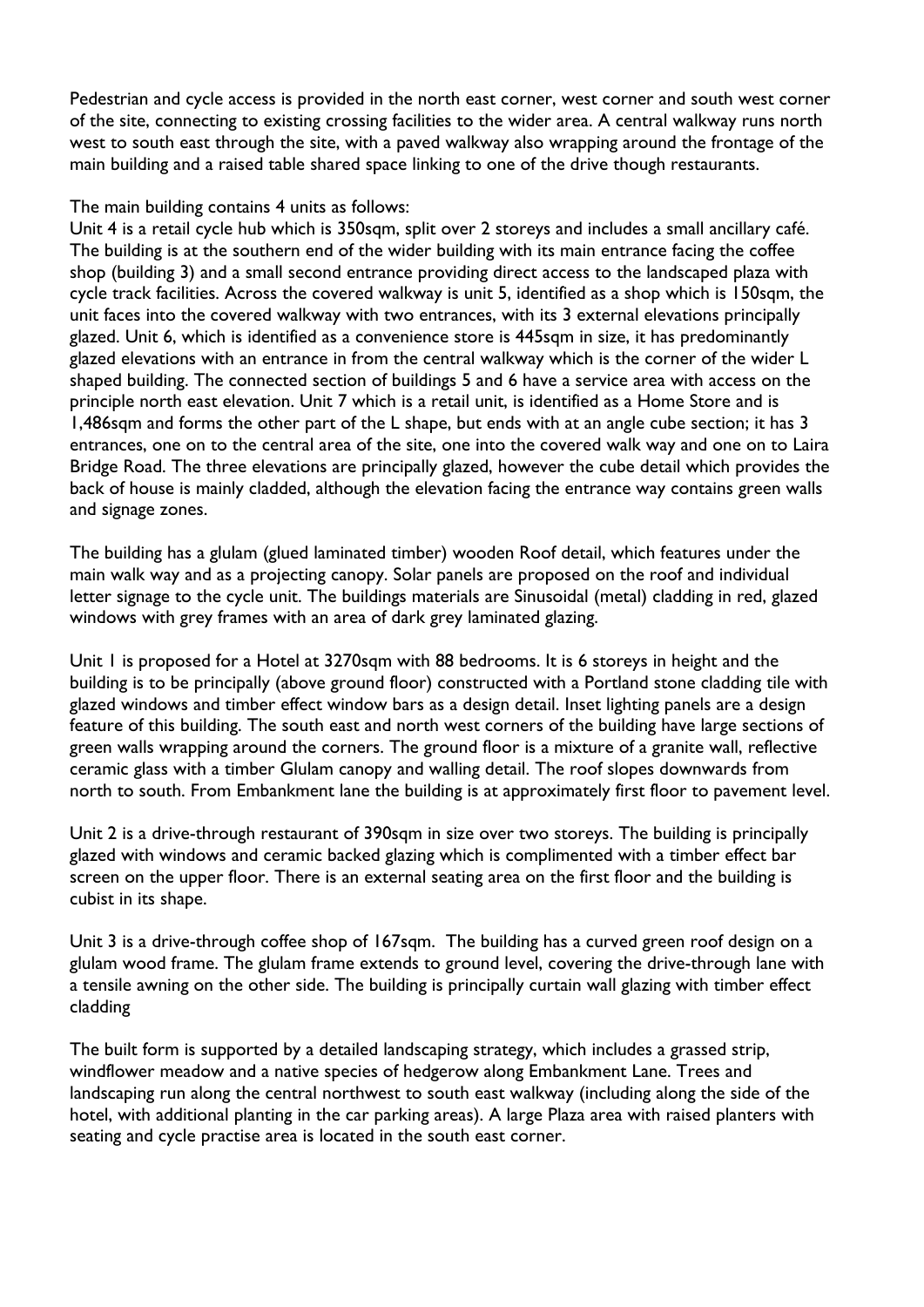Pedestrian and cycle access is provided in the north east corner, west corner and south west corner of the site, connecting to existing crossing facilities to the wider area. A central walkway runs north west to south east through the site, with a paved walkway also wrapping around the frontage of the main building and a raised table shared space linking to one of the drive though restaurants.

The main building contains 4 units as follows:
Unit 4 is a retail cycle hub which is 350sqm, split over 2 storeys and includes a small ancillary café. The building is at the southern end of the wider building with its main entrance facing the coffee shop (building 3) and a small second entrance providing direct access to the landscaped plaza with cycle track facilities. Across the covered walkway is unit 5, identified as a shop which is 150sqm, the unit faces into the covered walkway with two entrances, with its 3 external elevations principally glazed. Unit 6, which is identified as a convenience store is 445sqm in size, it has predominantly glazed elevations with an entrance in from the central walkway which is the corner of the wider L shaped building. The connected section of buildings 5 and 6 have a service area with access on the principle north east elevation. Unit 7 which is a retail unit, is identified as a Home Store and is 1,486sqm and forms the other part of the L shape, but ends with at an angle cube section; it has 3 entrances, one on to the central area of the site, one into the covered walk way and one on to Laira Bridge Road. The three elevations are principally glazed, however the cube detail which provides the back of house is mainly cladded, although the elevation facing the entrance way contains green walls and signage zones.

The building has a glulam (glued laminated timber) wooden Roof detail, which features under the main walk way and as a projecting canopy. Solar panels are proposed on the roof and individual letter signage to the cycle unit. The buildings materials are Sinusoidal (metal) cladding in red, glazed windows with grey frames with an area of dark grey laminated glazing.

Unit 1 is proposed for a Hotel at 3270sqm with 88 bedrooms. It is 6 storeys in height and the building is to be principally (above ground floor) constructed with a Portland stone cladding tile with glazed windows and timber effect window bars as a design detail. Inset lighting panels are a design feature of this building. The south east and north west corners of the building have large sections of green walls wrapping around the corners. The ground floor is a mixture of a granite wall, reflective ceramic glass with a timber Glulam canopy and walling detail. The roof slopes downwards from north to south. From Embankment lane the building is at approximately first floor to pavement level.

Unit 2 is a drive-through restaurant of 390sqm in size over two storeys. The building is principally glazed with windows and ceramic backed glazing which is complimented with a timber effect bar screen on the upper floor. There is an external seating area on the first floor and the building is cubist in its shape.

Unit 3 is a drive-through coffee shop of 167sqm. The building has a curved green roof design on a glulam wood frame. The glulam frame extends to ground level, covering the drive-through lane with a tensile awning on the other side. The building is principally curtain wall glazing with timber effect cladding

The built form is supported by a detailed landscaping strategy, which includes a grassed strip, windflower meadow and a native species of hedgerow along Embankment Lane. Trees and landscaping run along the central northwest to south east walkway (including along the side of the hotel, with additional planting in the car parking areas). A large Plaza area with raised planters with seating and cycle practise area is located in the south east corner.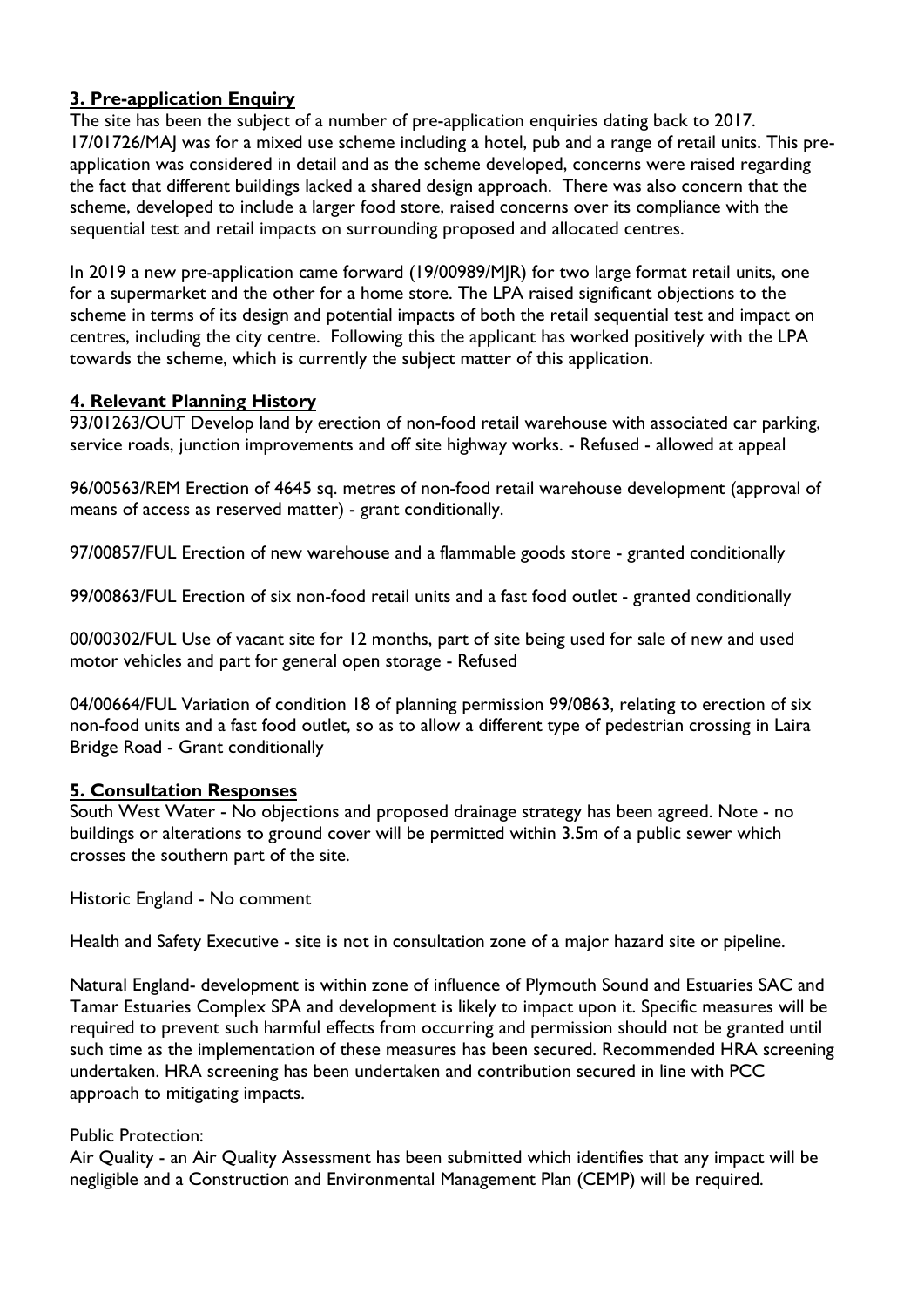## 3. Pre-application Enquiry

The site has been the subject of a number of pre-application enquiries dating back to 2017. 17/01726/MAJ was for a mixed use scheme including a hotel, pub and a range of retail units. This pre-application was considered in detail and as the scheme developed, concerns were raised regarding the fact that different buildings lacked a shared design approach. There was also concern that the scheme, developed to include a larger food store, raised concerns over its compliance with the sequential test and retail impacts on surrounding proposed and allocated centres.

In 2019 a new pre-application came forward (19/00989/MJR) for two large format retail units, one for a supermarket and the other for a home store. The LPA raised significant objections to the scheme in terms of its design and potential impacts of both the retail sequential test and impact on centres, including the city centre. Following this the applicant has worked positively with the LPA towards the scheme, which is currently the subject matter of this application.

## 4. Relevant Planning History

93/01263/OUT Develop land by erection of non-food retail warehouse with associated car parking, service roads, junction improvements and off site highway works. - Refused - allowed at appeal

96/00563/REM Erection of 4645 sq. metres of non-food retail warehouse development (approval of means of access as reserved matter) - grant conditionally.

97/00857/FUL Erection of new warehouse and a flammable goods store - granted conditionally

99/00863/FUL Erection of six non-food retail units and a fast food outlet - granted conditionally

00/00302/FUL Use of vacant site for 12 months, part of site being used for sale of new and used motor vehicles and part for general open storage - Refused

04/00664/FUL Variation of condition 18 of planning permission 99/0863, relating to erection of six non-food units and a fast food outlet, so as to allow a different type of pedestrian crossing in Laira Bridge Road - Grant conditionally

## 5. Consultation Responses

South West Water - No objections and proposed drainage strategy has been agreed. Note - no buildings or alterations to ground cover will be permitted within 3.5m of a public sewer which crosses the southern part of the site.

Historic England - No comment

Health and Safety Executive - site is not in consultation zone of a major hazard site or pipeline.

Natural England- development is within zone of influence of Plymouth Sound and Estuaries SAC and Tamar Estuaries Complex SPA and development is likely to impact upon it. Specific measures will be required to prevent such harmful effects from occurring and permission should not be granted until such time as the implementation of these measures has been secured. Recommended HRA screening undertaken. HRA screening has been undertaken and contribution secured in line with PCC approach to mitigating impacts.

Public Protection:

Air Quality - an Air Quality Assessment has been submitted which identifies that any impact will be negligible and a Construction and Environmental Management Plan (CEMP) will be required.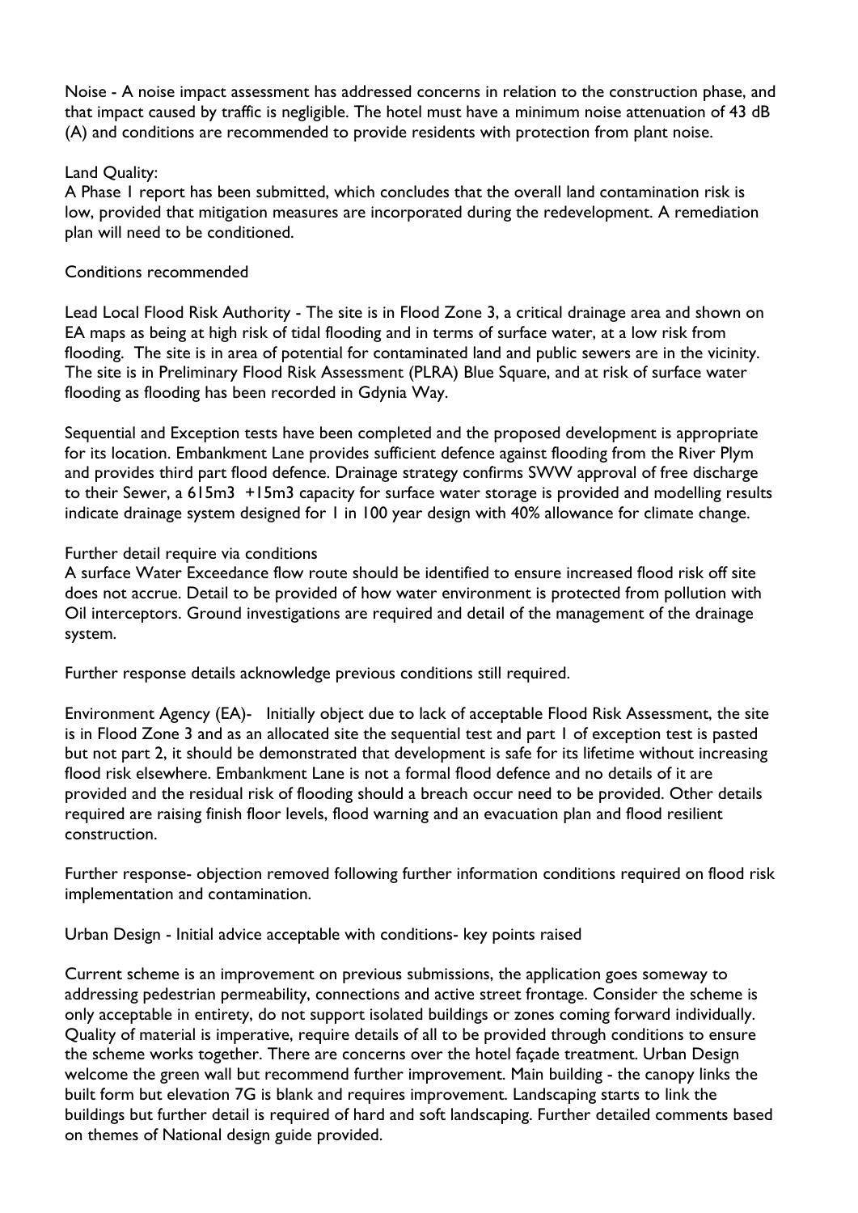Noise - A noise impact assessment has addressed concerns in relation to the construction phase, and that impact caused by traffic is negligible. The hotel must have a minimum noise attenuation of 43 dB (A) and conditions are recommended to provide residents with protection from plant noise.

Land Quality:
A Phase 1 report has been submitted, which concludes that the overall land contamination risk is low, provided that mitigation measures are incorporated during the redevelopment. A remediation plan will need to be conditioned.

Conditions recommended

Lead Local Flood Risk Authority - The site is in Flood Zone 3, a critical drainage area and shown on EA maps as being at high risk of tidal flooding and in terms of surface water, at a low risk from flooding. The site is in area of potential for contaminated land and public sewers are in the vicinity. The site is in Preliminary Flood Risk Assessment (PLRA) Blue Square, and at risk of surface water flooding as flooding has been recorded in Gdynia Way.

Sequential and Exception tests have been completed and the proposed development is appropriate for its location. Embankment Lane provides sufficient defence against flooding from the River Plym and provides third part flood defence. Drainage strategy confirms SWW approval of free discharge to their Sewer, a 615m3 +15m3 capacity for surface water storage is provided and modelling results indicate drainage system designed for 1 in 100 year design with 40% allowance for climate change.

Further detail require via conditions
A surface Water Exceedance flow route should be identified to ensure increased flood risk off site does not accrue. Detail to be provided of how water environment is protected from pollution with Oil interceptors. Ground investigations are required and detail of the management of the drainage system.

Further response details acknowledge previous conditions still required.

Environment Agency (EA)- Initially object due to lack of acceptable Flood Risk Assessment, the site is in Flood Zone 3 and as an allocated site the sequential test and part 1 of exception test is pasted but not part 2, it should be demonstrated that development is safe for its lifetime without increasing flood risk elsewhere. Embankment Lane is not a formal flood defence and no details of it are provided and the residual risk of flooding should a breach occur need to be provided. Other details required are raising finish floor levels, flood warning and an evacuation plan and flood resilient construction.

Further response- objection removed following further information conditions required on flood risk implementation and contamination.

Urban Design - Initial advice acceptable with conditions- key points raised

Current scheme is an improvement on previous submissions, the application goes someway to addressing pedestrian permeability, connections and active street frontage. Consider the scheme is only acceptable in entirety, do not support isolated buildings or zones coming forward individually. Quality of material is imperative, require details of all to be provided through conditions to ensure the scheme works together. There are concerns over the hotel façade treatment. Urban Design welcome the green wall but recommend further improvement. Main building - the canopy links the built form but elevation 7G is blank and requires improvement. Landscaping starts to link the buildings but further detail is required of hard and soft landscaping. Further detailed comments based on themes of National design guide provided.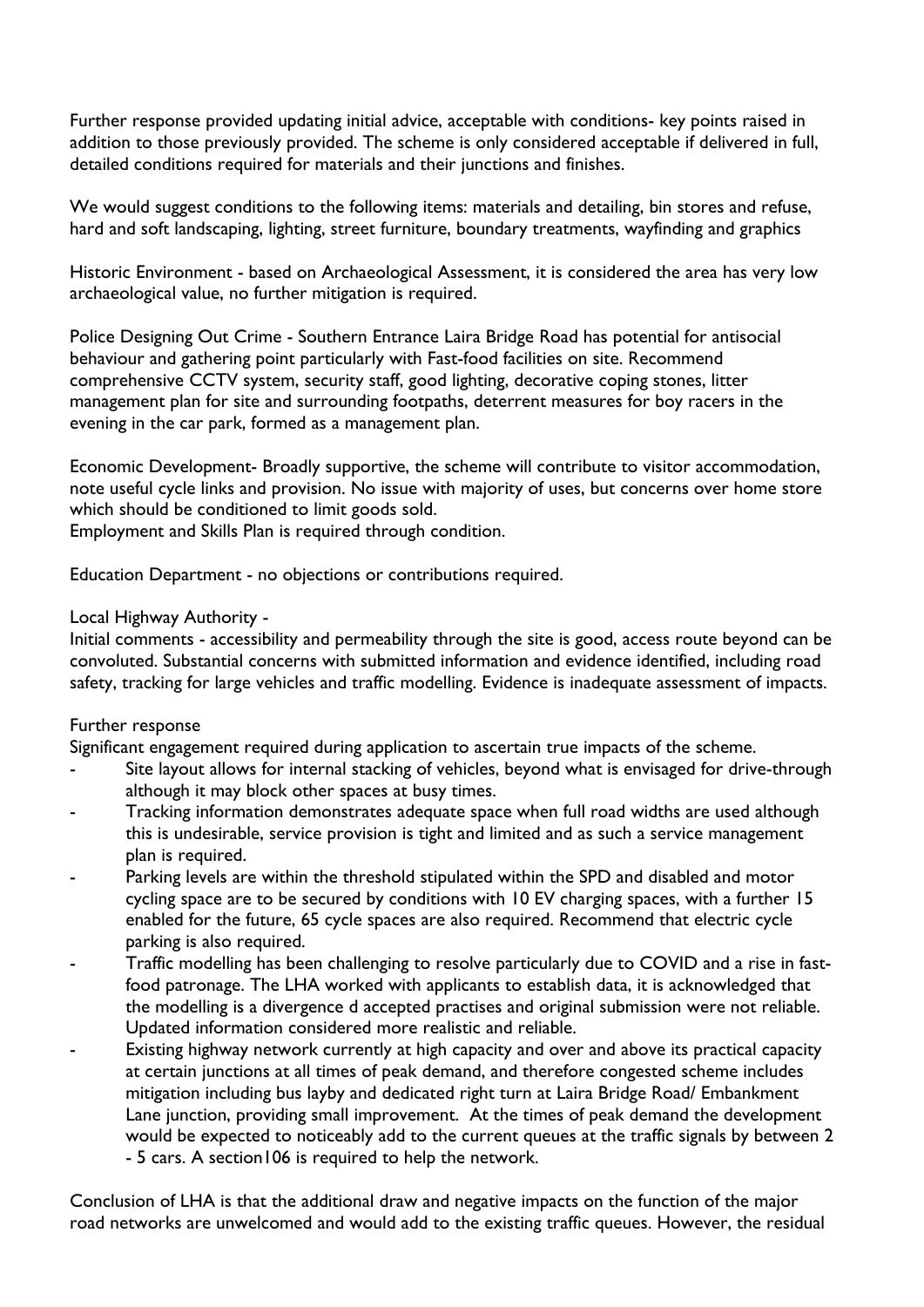Further response provided updating initial advice, acceptable with conditions- key points raised in addition to those previously provided. The scheme is only considered acceptable if delivered in full, detailed conditions required for materials and their junctions and finishes.

We would suggest conditions to the following items: materials and detailing, bin stores and refuse, hard and soft landscaping, lighting, street furniture, boundary treatments, wayfinding and graphics

Historic Environment - based on Archaeological Assessment, it is considered the area has very low archaeological value, no further mitigation is required.

Police Designing Out Crime - Southern Entrance Laira Bridge Road has potential for antisocial behaviour and gathering point particularly with Fast-food facilities on site. Recommend comprehensive CCTV system, security staff, good lighting, decorative coping stones, litter management plan for site and surrounding footpaths, deterrent measures for boy racers in the evening in the car park, formed as a management plan.

Economic Development- Broadly supportive, the scheme will contribute to visitor accommodation, note useful cycle links and provision. No issue with majority of uses, but concerns over home store which should be conditioned to limit goods sold.
Employment and Skills Plan is required through condition.

Education Department - no objections or contributions required.

Local Highway Authority -
Initial comments - accessibility and permeability through the site is good, access route beyond can be convoluted. Substantial concerns with submitted information and evidence identified, including road safety, tracking for large vehicles and traffic modelling. Evidence is inadequate assessment of impacts.

Further response
Significant engagement required during application to ascertain true impacts of the scheme.

- Site layout allows for internal stacking of vehicles, beyond what is envisaged for drive-through although it may block other spaces at busy times.
- Tracking information demonstrates adequate space when full road widths are used although this is undesirable, service provision is tight and limited and as such a service management plan is required.
- Parking levels are within the threshold stipulated within the SPD and disabled and motor cycling space are to be secured by conditions with 10 EV charging spaces, with a further 15 enabled for the future, 65 cycle spaces are also required. Recommend that electric cycle parking is also required.
- Traffic modelling has been challenging to resolve particularly due to COVID and a rise in fast-food patronage. The LHA worked with applicants to establish data, it is acknowledged that the modelling is a divergence d accepted practises and original submission were not reliable. Updated information considered more realistic and reliable.
- Existing highway network currently at high capacity and over and above its practical capacity at certain junctions at all times of peak demand, and therefore congested scheme includes mitigation including bus layby and dedicated right turn at Laira Bridge Road/ Embankment Lane junction, providing small improvement. At the times of peak demand the development would be expected to noticeably add to the current queues at the traffic signals by between 2 - 5 cars. A section106 is required to help the network.

Conclusion of LHA is that the additional draw and negative impacts on the function of the major road networks are unwelcomed and would add to the existing traffic queues. However, the residual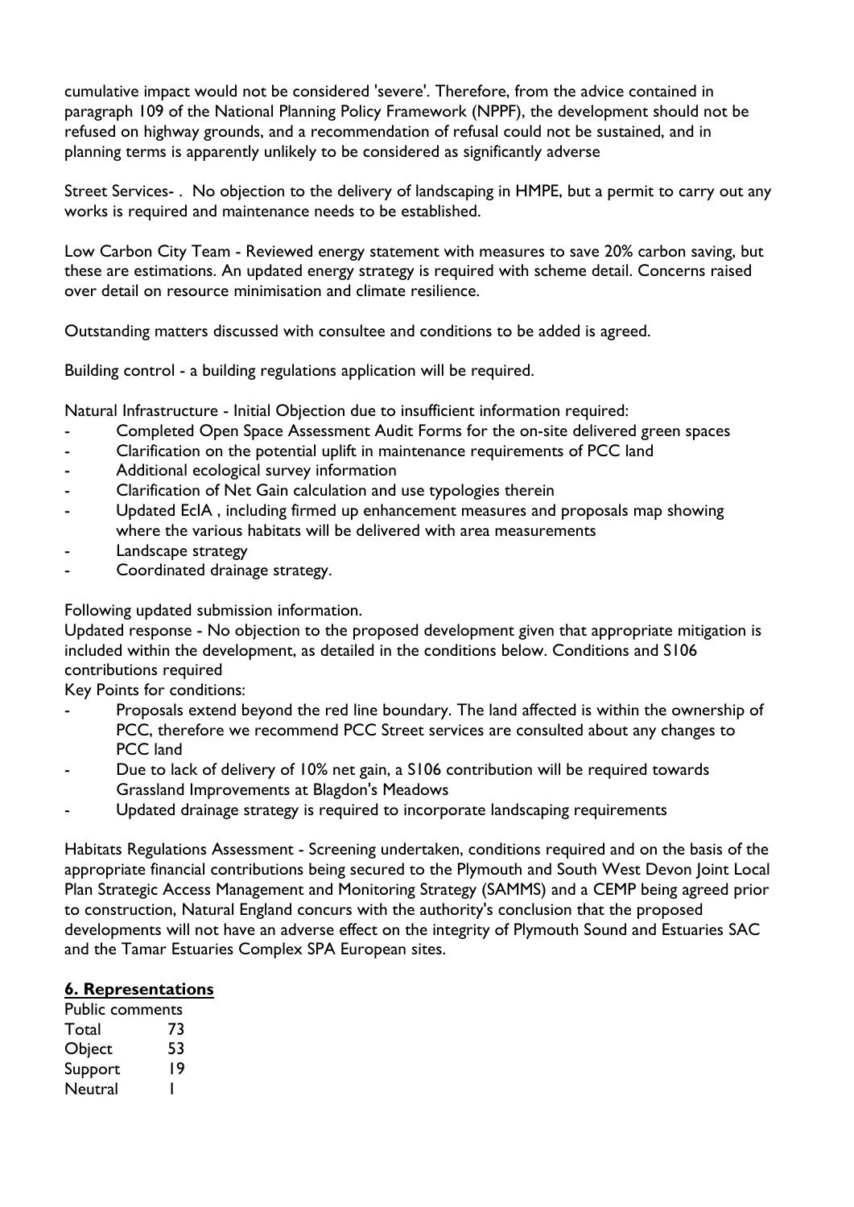cumulative impact would not be considered 'severe'. Therefore, from the advice contained in paragraph 109 of the National Planning Policy Framework (NPPF), the development should not be refused on highway grounds, and a recommendation of refusal could not be sustained, and in planning terms is apparently unlikely to be considered as significantly adverse

Street Services- . No objection to the delivery of landscaping in HMPE, but a permit to carry out any works is required and maintenance needs to be established.

Low Carbon City Team - Reviewed energy statement with measures to save 20% carbon saving, but these are estimations. An updated energy strategy is required with scheme detail. Concerns raised over detail on resource minimisation and climate resilience.

Outstanding matters discussed with consultee and conditions to be added is agreed.

Building control - a building regulations application will be required.

Natural Infrastructure - Initial Objection due to insufficient information required:

- Completed Open Space Assessment Audit Forms for the on-site delivered green spaces
- Clarification on the potential uplift in maintenance requirements of PCC land
- Additional ecological survey information
- Clarification of Net Gain calculation and use typologies therein
- Updated EcIA , including firmed up enhancement measures and proposals map showing where the various habitats will be delivered with area measurements
- Landscape strategy
- Coordinated drainage strategy.

Following updated submission information.

Updated response - No objection to the proposed development given that appropriate mitigation is included within the development, as detailed in the conditions below. Conditions and S106 contributions required

Key Points for conditions:

- Proposals extend beyond the red line boundary. The land affected is within the ownership of PCC, therefore we recommend PCC Street services are consulted about any changes to PCC land
- Due to lack of delivery of 10% net gain, a S106 contribution will be required towards Grassland Improvements at Blagdon's Meadows
- Updated drainage strategy is required to incorporate landscaping requirements

Habitats Regulations Assessment - Screening undertaken, conditions required and on the basis of the appropriate financial contributions being secured to the Plymouth and South West Devon Joint Local Plan Strategic Access Management and Monitoring Strategy (SAMMS) and a CEMP being agreed prior to construction, Natural England concurs with the authority's conclusion that the proposed developments will not have an adverse effect on the integrity of Plymouth Sound and Estuaries SAC and the Tamar Estuaries Complex SPA European sites.

## 6. Representations

| Public comments | |
| --- | --- |
| Total | 73 |
| Object | 53 |
| Support | 19 |
| Neutral | 1 |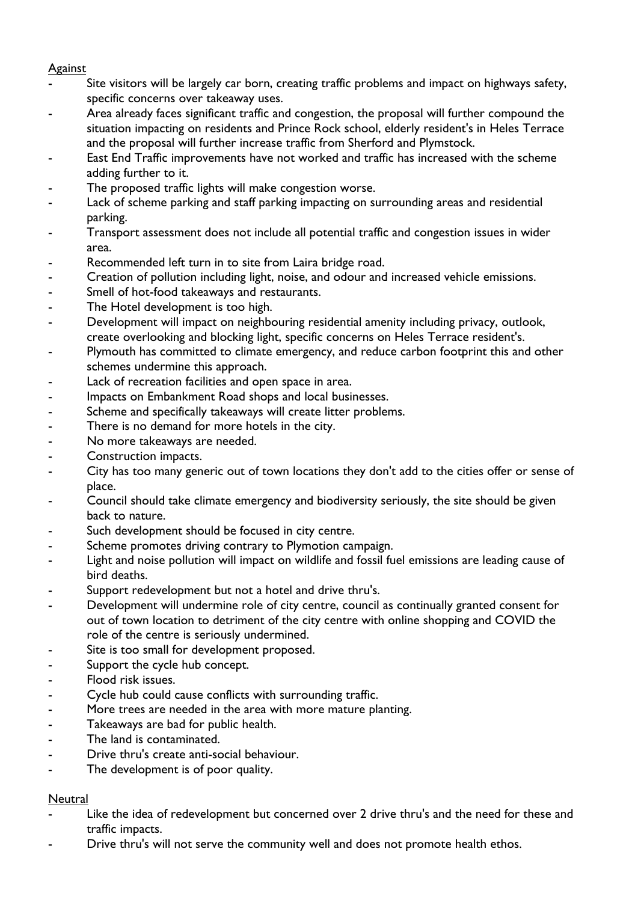Against

- Site visitors will be largely car born, creating traffic problems and impact on highways safety, specific concerns over takeaway uses.
- Area already faces significant traffic and congestion, the proposal will further compound the situation impacting on residents and Prince Rock school, elderly resident's in Heles Terrace and the proposal will further increase traffic from Sherford and Plymstock.
- East End Traffic improvements have not worked and traffic has increased with the scheme adding further to it.
- The proposed traffic lights will make congestion worse.
- Lack of scheme parking and staff parking impacting on surrounding areas and residential parking.
- Transport assessment does not include all potential traffic and congestion issues in wider area.
- Recommended left turn in to site from Laira bridge road.
- Creation of pollution including light, noise, and odour and increased vehicle emissions.
- Smell of hot-food takeaways and restaurants.
- The Hotel development is too high.
- Development will impact on neighbouring residential amenity including privacy, outlook, create overlooking and blocking light, specific concerns on Heles Terrace resident's.
- Plymouth has committed to climate emergency, and reduce carbon footprint this and other schemes undermine this approach.
- Lack of recreation facilities and open space in area.
- Impacts on Embankment Road shops and local businesses.
- Scheme and specifically takeaways will create litter problems.
- There is no demand for more hotels in the city.
- No more takeaways are needed.
- Construction impacts.
- City has too many generic out of town locations they don't add to the cities offer or sense of place.
- Council should take climate emergency and biodiversity seriously, the site should be given back to nature.
- Such development should be focused in city centre.
- Scheme promotes driving contrary to Plymotion campaign.
- Light and noise pollution will impact on wildlife and fossil fuel emissions are leading cause of bird deaths.
- Support redevelopment but not a hotel and drive thru's.
- Development will undermine role of city centre, council as continually granted consent for out of town location to detriment of the city centre with online shopping and COVID the role of the centre is seriously undermined.
- Site is too small for development proposed.
- Support the cycle hub concept.
- Flood risk issues.
- Cycle hub could cause conflicts with surrounding traffic.
- More trees are needed in the area with more mature planting.
- Takeaways are bad for public health.
- The land is contaminated.
- Drive thru's create anti-social behaviour.
- The development is of poor quality.

Neutral

- Like the idea of redevelopment but concerned over 2 drive thru's and the need for these and traffic impacts.
- Drive thru's will not serve the community well and does not promote health ethos.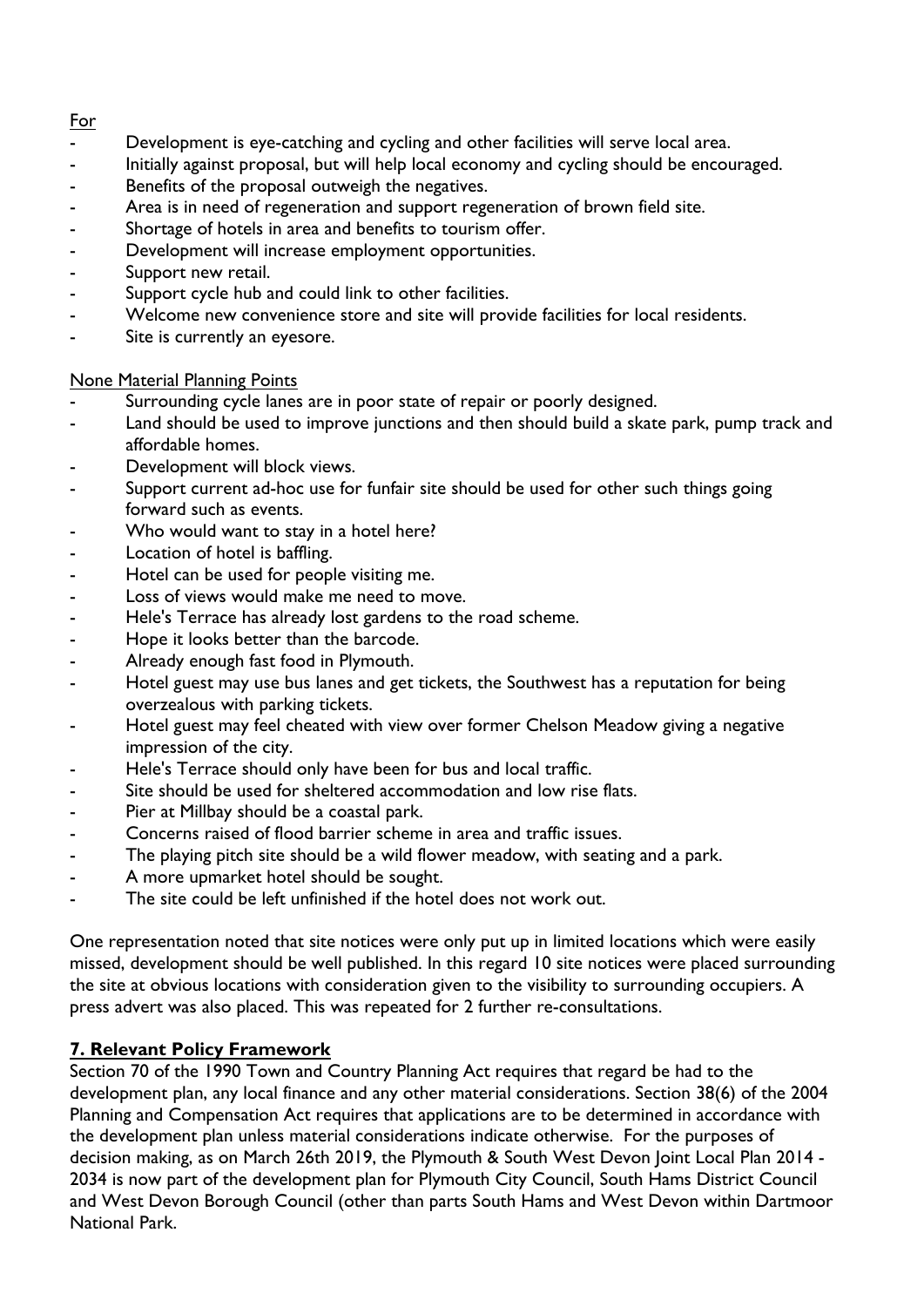For

- Development is eye-catching and cycling and other facilities will serve local area.
- Initially against proposal, but will help local economy and cycling should be encouraged.
- Benefits of the proposal outweigh the negatives.
- Area is in need of regeneration and support regeneration of brown field site.
- Shortage of hotels in area and benefits to tourism offer.
- Development will increase employment opportunities.
- Support new retail.
- Support cycle hub and could link to other facilities.
- Welcome new convenience store and site will provide facilities for local residents.
- Site is currently an eyesore.

None Material Planning Points

- Surrounding cycle lanes are in poor state of repair or poorly designed.
- Land should be used to improve junctions and then should build a skate park, pump track and affordable homes.
- Development will block views.
- Support current ad-hoc use for funfair site should be used for other such things going forward such as events.
- Who would want to stay in a hotel here?
- Location of hotel is baffling.
- Hotel can be used for people visiting me.
- Loss of views would make me need to move.
- Hele's Terrace has already lost gardens to the road scheme.
- Hope it looks better than the barcode.
- Already enough fast food in Plymouth.
- Hotel guest may use bus lanes and get tickets, the Southwest has a reputation for being overzealous with parking tickets.
- Hotel guest may feel cheated with view over former Chelson Meadow giving a negative impression of the city.
- Hele's Terrace should only have been for bus and local traffic.
- Site should be used for sheltered accommodation and low rise flats.
- Pier at Millbay should be a coastal park.
- Concerns raised of flood barrier scheme in area and traffic issues.
- The playing pitch site should be a wild flower meadow, with seating and a park.
- A more upmarket hotel should be sought.
- The site could be left unfinished if the hotel does not work out.

One representation noted that site notices were only put up in limited locations which were easily missed, development should be well published. In this regard 10 site notices were placed surrounding the site at obvious locations with consideration given to the visibility to surrounding occupiers. A press advert was also placed. This was repeated for 2 further re-consultations.

## 7. Relevant Policy Framework

Section 70 of the 1990 Town and Country Planning Act requires that regard be had to the development plan, any local finance and any other material considerations. Section 38(6) of the 2004 Planning and Compensation Act requires that applications are to be determined in accordance with the development plan unless material considerations indicate otherwise. For the purposes of decision making, as on March 26th 2019, the Plymouth & South West Devon Joint Local Plan 2014 - 2034 is now part of the development plan for Plymouth City Council, South Hams District Council and West Devon Borough Council (other than parts South Hams and West Devon within Dartmoor National Park.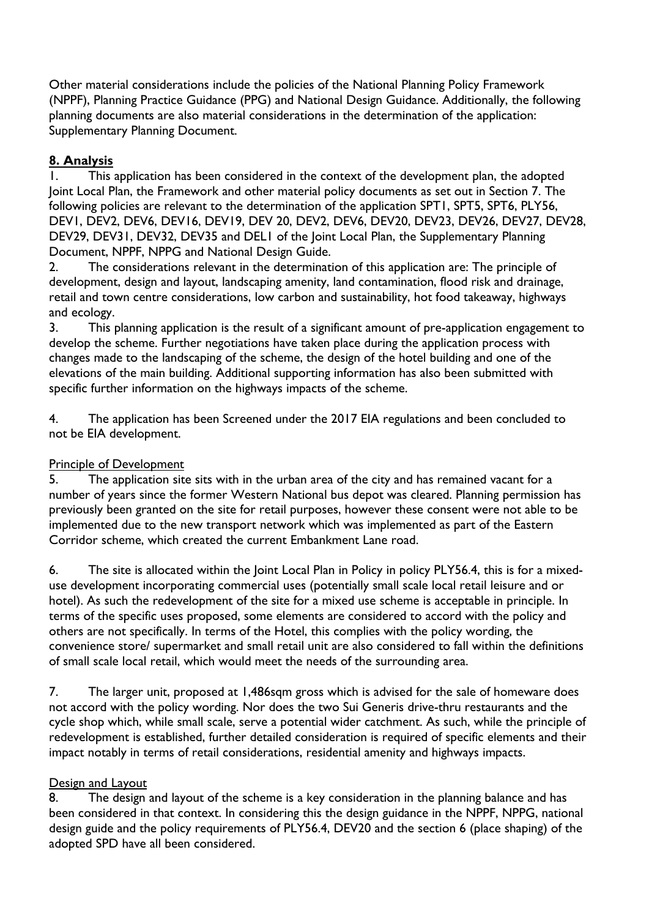Other material considerations include the policies of the National Planning Policy Framework (NPPF), Planning Practice Guidance (PPG) and National Design Guidance. Additionally, the following planning documents are also material considerations in the determination of the application: Supplementary Planning Document.

## 8. Analysis

1. This application has been considered in the context of the development plan, the adopted Joint Local Plan, the Framework and other material policy documents as set out in Section 7. The following policies are relevant to the determination of the application SPT1, SPT5, SPT6, PLY56, DEV1, DEV2, DEV6, DEV16, DEV19, DEV 20, DEV2, DEV6, DEV20, DEV23, DEV26, DEV27, DEV28, DEV29, DEV31, DEV32, DEV35 and DEL1 of the Joint Local Plan, the Supplementary Planning Document, NPPF, NPPG and National Design Guide.
2. The considerations relevant in the determination of this application are: The principle of development, design and layout, landscaping amenity, land contamination, flood risk and drainage, retail and town centre considerations, low carbon and sustainability, hot food takeaway, highways and ecology.
3. This planning application is the result of a significant amount of pre-application engagement to develop the scheme. Further negotiations have taken place during the application process with changes made to the landscaping of the scheme, the design of the hotel building and one of the elevations of the main building. Additional supporting information has also been submitted with specific further information on the highways impacts of the scheme.
4. The application has been Screened under the 2017 EIA regulations and been concluded to not be EIA development.

Principle of Development

5. The application site sits with in the urban area of the city and has remained vacant for a number of years since the former Western National bus depot was cleared. Planning permission has previously been granted on the site for retail purposes, however these consent were not able to be implemented due to the new transport network which was implemented as part of the Eastern Corridor scheme, which created the current Embankment Lane road.
6. The site is allocated within the Joint Local Plan in Policy in policy PLY56.4, this is for a mixed-use development incorporating commercial uses (potentially small scale local retail leisure and or hotel). As such the redevelopment of the site for a mixed use scheme is acceptable in principle. In terms of the specific uses proposed, some elements are considered to accord with the policy and others are not specifically. In terms of the Hotel, this complies with the policy wording, the convenience store/ supermarket and small retail unit are also considered to fall within the definitions of small scale local retail, which would meet the needs of the surrounding area.
7. The larger unit, proposed at 1,486sqm gross which is advised for the sale of homeware does not accord with the policy wording. Nor does the two Sui Generis drive-thru restaurants and the cycle shop which, while small scale, serve a potential wider catchment. As such, while the principle of redevelopment is established, further detailed consideration is required of specific elements and their impact notably in terms of retail considerations, residential amenity and highways impacts.

Design and Layout

8. The design and layout of the scheme is a key consideration in the planning balance and has been considered in that context. In considering this the design guidance in the NPPF, NPPG, national design guide and the policy requirements of PLY56.4, DEV20 and the section 6 (place shaping) of the adopted SPD have all been considered.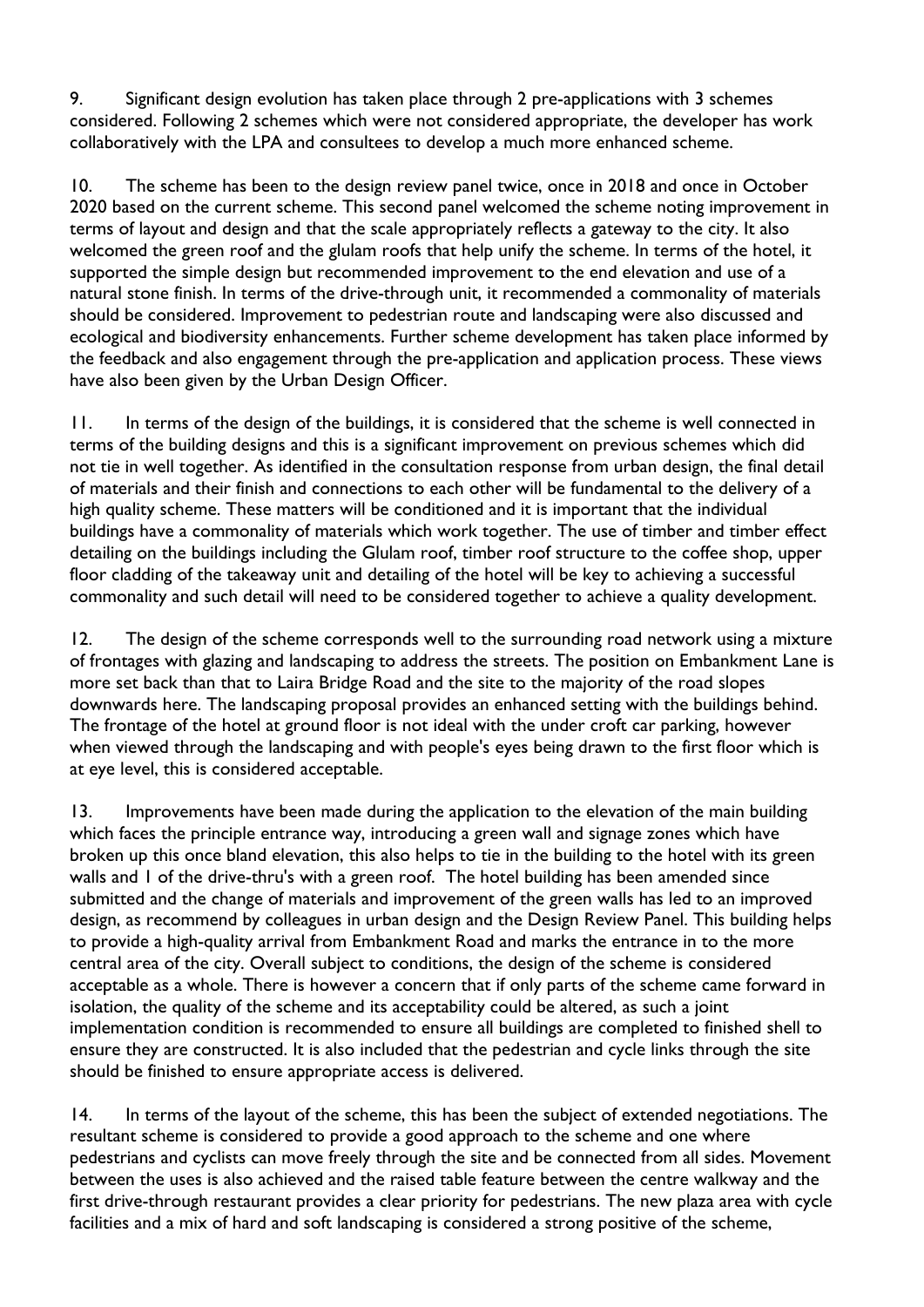9. Significant design evolution has taken place through 2 pre-applications with 3 schemes considered. Following 2 schemes which were not considered appropriate, the developer has work collaboratively with the LPA and consultees to develop a much more enhanced scheme.

10. The scheme has been to the design review panel twice, once in 2018 and once in October 2020 based on the current scheme. This second panel welcomed the scheme noting improvement in terms of layout and design and that the scale appropriately reflects a gateway to the city. It also welcomed the green roof and the glulam roofs that help unify the scheme. In terms of the hotel, it supported the simple design but recommended improvement to the end elevation and use of a natural stone finish. In terms of the drive-through unit, it recommended a commonality of materials should be considered. Improvement to pedestrian route and landscaping were also discussed and ecological and biodiversity enhancements. Further scheme development has taken place informed by the feedback and also engagement through the pre-application and application process. These views have also been given by the Urban Design Officer.

11. In terms of the design of the buildings, it is considered that the scheme is well connected in terms of the building designs and this is a significant improvement on previous schemes which did not tie in well together. As identified in the consultation response from urban design, the final detail of materials and their finish and connections to each other will be fundamental to the delivery of a high quality scheme. These matters will be conditioned and it is important that the individual buildings have a commonality of materials which work together. The use of timber and timber effect detailing on the buildings including the Glulam roof, timber roof structure to the coffee shop, upper floor cladding of the takeaway unit and detailing of the hotel will be key to achieving a successful commonality and such detail will need to be considered together to achieve a quality development.

12. The design of the scheme corresponds well to the surrounding road network using a mixture of frontages with glazing and landscaping to address the streets. The position on Embankment Lane is more set back than that to Laira Bridge Road and the site to the majority of the road slopes downwards here. The landscaping proposal provides an enhanced setting with the buildings behind. The frontage of the hotel at ground floor is not ideal with the under croft car parking, however when viewed through the landscaping and with people's eyes being drawn to the first floor which is at eye level, this is considered acceptable.

13. Improvements have been made during the application to the elevation of the main building which faces the principle entrance way, introducing a green wall and signage zones which have broken up this once bland elevation, this also helps to tie in the building to the hotel with its green walls and 1 of the drive-thru's with a green roof. The hotel building has been amended since submitted and the change of materials and improvement of the green walls has led to an improved design, as recommend by colleagues in urban design and the Design Review Panel. This building helps to provide a high-quality arrival from Embankment Road and marks the entrance in to the more central area of the city. Overall subject to conditions, the design of the scheme is considered acceptable as a whole. There is however a concern that if only parts of the scheme came forward in isolation, the quality of the scheme and its acceptability could be altered, as such a joint implementation condition is recommended to ensure all buildings are completed to finished shell to ensure they are constructed. It is also included that the pedestrian and cycle links through the site should be finished to ensure appropriate access is delivered.

14. In terms of the layout of the scheme, this has been the subject of extended negotiations. The resultant scheme is considered to provide a good approach to the scheme and one where pedestrians and cyclists can move freely through the site and be connected from all sides. Movement between the uses is also achieved and the raised table feature between the centre walkway and the first drive-through restaurant provides a clear priority for pedestrians. The new plaza area with cycle facilities and a mix of hard and soft landscaping is considered a strong positive of the scheme,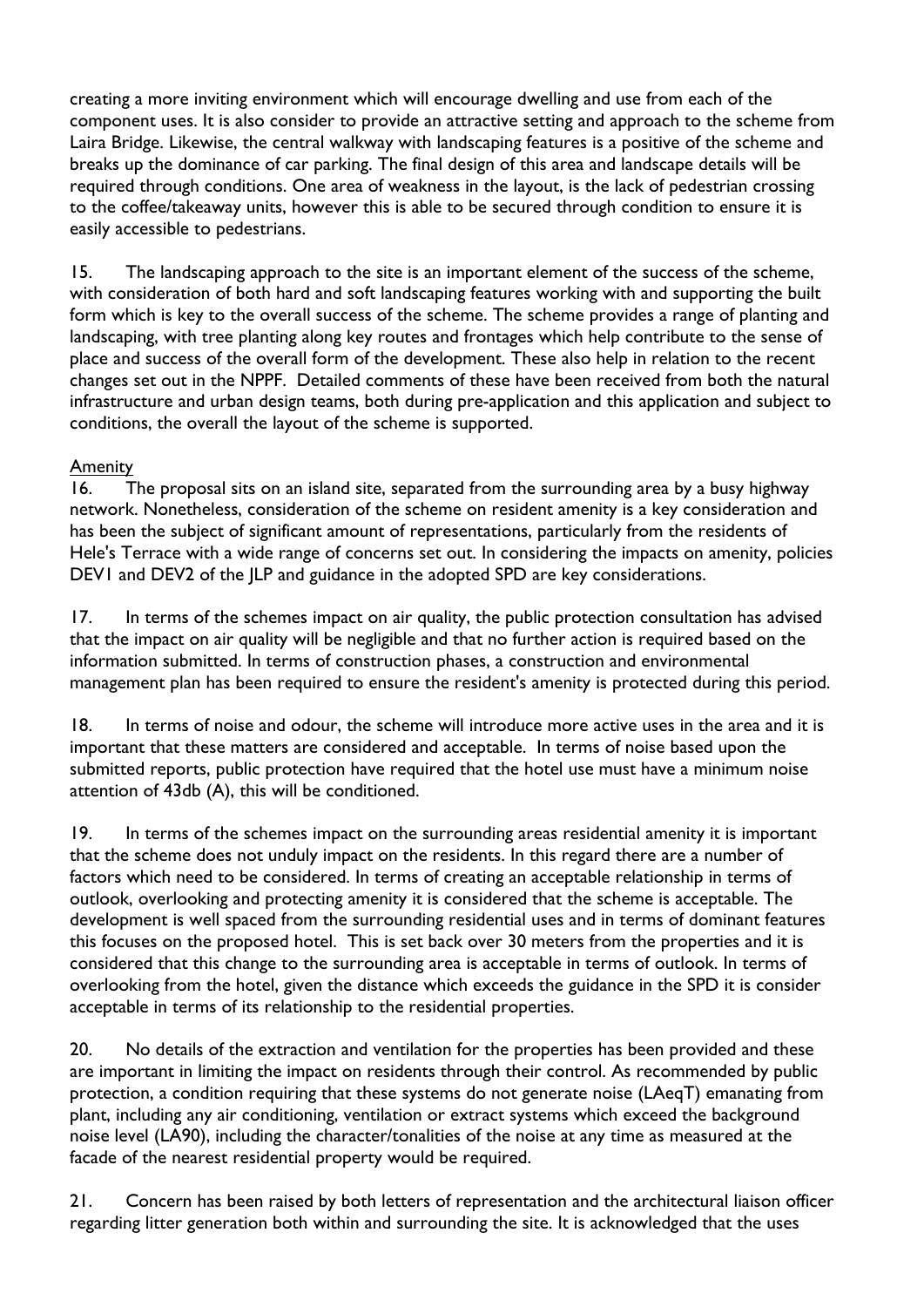creating a more inviting environment which will encourage dwelling and use from each of the component uses. It is also consider to provide an attractive setting and approach to the scheme from Laira Bridge. Likewise, the central walkway with landscaping features is a positive of the scheme and breaks up the dominance of car parking. The final design of this area and landscape details will be required through conditions. One area of weakness in the layout, is the lack of pedestrian crossing to the coffee/takeaway units, however this is able to be secured through condition to ensure it is easily accessible to pedestrians.

15. The landscaping approach to the site is an important element of the success of the scheme, with consideration of both hard and soft landscaping features working with and supporting the built form which is key to the overall success of the scheme. The scheme provides a range of planting and landscaping, with tree planting along key routes and frontages which help contribute to the sense of place and success of the overall form of the development. These also help in relation to the recent changes set out in the NPPF. Detailed comments of these have been received from both the natural infrastructure and urban design teams, both during pre-application and this application and subject to conditions, the overall the layout of the scheme is supported.

<u>Amenity</u>

16. The proposal sits on an island site, separated from the surrounding area by a busy highway network. Nonetheless, consideration of the scheme on resident amenity is a key consideration and has been the subject of significant amount of representations, particularly from the residents of Hele's Terrace with a wide range of concerns set out. In considering the impacts on amenity, policies DEV1 and DEV2 of the JLP and guidance in the adopted SPD are key considerations.

17. In terms of the schemes impact on air quality, the public protection consultation has advised that the impact on air quality will be negligible and that no further action is required based on the information submitted. In terms of construction phases, a construction and environmental management plan has been required to ensure the resident's amenity is protected during this period.

18. In terms of noise and odour, the scheme will introduce more active uses in the area and it is important that these matters are considered and acceptable. In terms of noise based upon the submitted reports, public protection have required that the hotel use must have a minimum noise attention of 43db (A), this will be conditioned.

19. In terms of the schemes impact on the surrounding areas residential amenity it is important that the scheme does not unduly impact on the residents. In this regard there are a number of factors which need to be considered. In terms of creating an acceptable relationship in terms of outlook, overlooking and protecting amenity it is considered that the scheme is acceptable. The development is well spaced from the surrounding residential uses and in terms of dominant features this focuses on the proposed hotel. This is set back over 30 meters from the properties and it is considered that this change to the surrounding area is acceptable in terms of outlook. In terms of overlooking from the hotel, given the distance which exceeds the guidance in the SPD it is consider acceptable in terms of its relationship to the residential properties.

20. No details of the extraction and ventilation for the properties has been provided and these are important in limiting the impact on residents through their control. As recommended by public protection, a condition requiring that these systems do not generate noise (LAeqT) emanating from plant, including any air conditioning, ventilation or extract systems which exceed the background noise level (LA90), including the character/tonalities of the noise at any time as measured at the facade of the nearest residential property would be required.

21. Concern has been raised by both letters of representation and the architectural liaison officer regarding litter generation both within and surrounding the site. It is acknowledged that the uses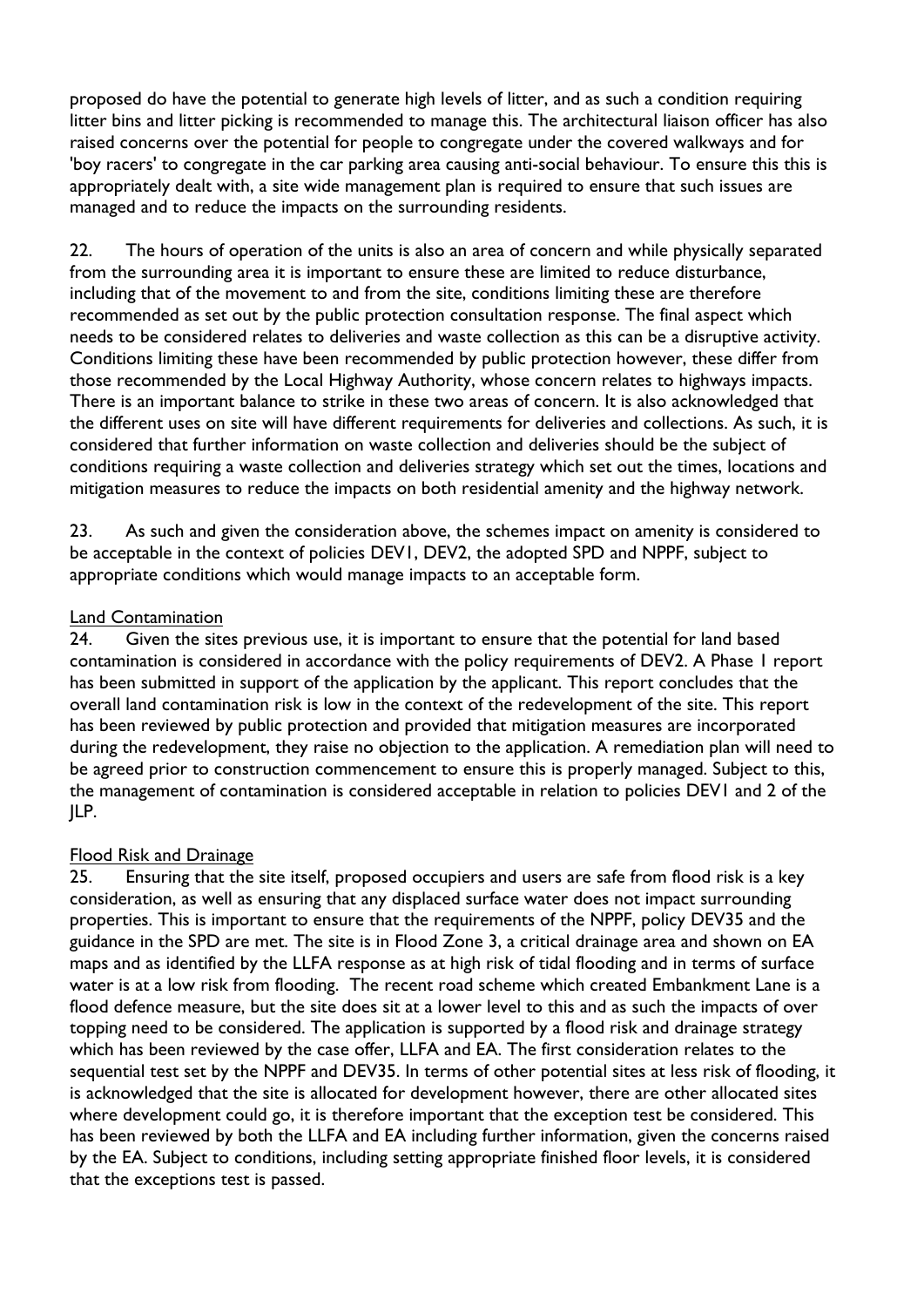proposed do have the potential to generate high levels of litter, and as such a condition requiring litter bins and litter picking is recommended to manage this. The architectural liaison officer has also raised concerns over the potential for people to congregate under the covered walkways and for 'boy racers' to congregate in the car parking area causing anti-social behaviour. To ensure this this is appropriately dealt with, a site wide management plan is required to ensure that such issues are managed and to reduce the impacts on the surrounding residents.

22. The hours of operation of the units is also an area of concern and while physically separated from the surrounding area it is important to ensure these are limited to reduce disturbance, including that of the movement to and from the site, conditions limiting these are therefore recommended as set out by the public protection consultation response. The final aspect which needs to be considered relates to deliveries and waste collection as this can be a disruptive activity. Conditions limiting these have been recommended by public protection however, these differ from those recommended by the Local Highway Authority, whose concern relates to highways impacts. There is an important balance to strike in these two areas of concern. It is also acknowledged that the different uses on site will have different requirements for deliveries and collections. As such, it is considered that further information on waste collection and deliveries should be the subject of conditions requiring a waste collection and deliveries strategy which set out the times, locations and mitigation measures to reduce the impacts on both residential amenity and the highway network.

23. As such and given the consideration above, the schemes impact on amenity is considered to be acceptable in the context of policies DEV1, DEV2, the adopted SPD and NPPF, subject to appropriate conditions which would manage impacts to an acceptable form.

<u>Land Contamination</u>

24. Given the sites previous use, it is important to ensure that the potential for land based contamination is considered in accordance with the policy requirements of DEV2. A Phase 1 report has been submitted in support of the application by the applicant. This report concludes that the overall land contamination risk is low in the context of the redevelopment of the site. This report has been reviewed by public protection and provided that mitigation measures are incorporated during the redevelopment, they raise no objection to the application. A remediation plan will need to be agreed prior to construction commencement to ensure this is properly managed. Subject to this, the management of contamination is considered acceptable in relation to policies DEV1 and 2 of the JLP.

<u>Flood Risk and Drainage</u>

25. Ensuring that the site itself, proposed occupiers and users are safe from flood risk is a key consideration, as well as ensuring that any displaced surface water does not impact surrounding properties. This is important to ensure that the requirements of the NPPF, policy DEV35 and the guidance in the SPD are met. The site is in Flood Zone 3, a critical drainage area and shown on EA maps and as identified by the LLFA response as at high risk of tidal flooding and in terms of surface water is at a low risk from flooding. The recent road scheme which created Embankment Lane is a flood defence measure, but the site does sit at a lower level to this and as such the impacts of over topping need to be considered. The application is supported by a flood risk and drainage strategy which has been reviewed by the case offer, LLFA and EA. The first consideration relates to the sequential test set by the NPPF and DEV35. In terms of other potential sites at less risk of flooding, it is acknowledged that the site is allocated for development however, there are other allocated sites where development could go, it is therefore important that the exception test be considered. This has been reviewed by both the LLFA and EA including further information, given the concerns raised by the EA. Subject to conditions, including setting appropriate finished floor levels, it is considered that the exceptions test is passed.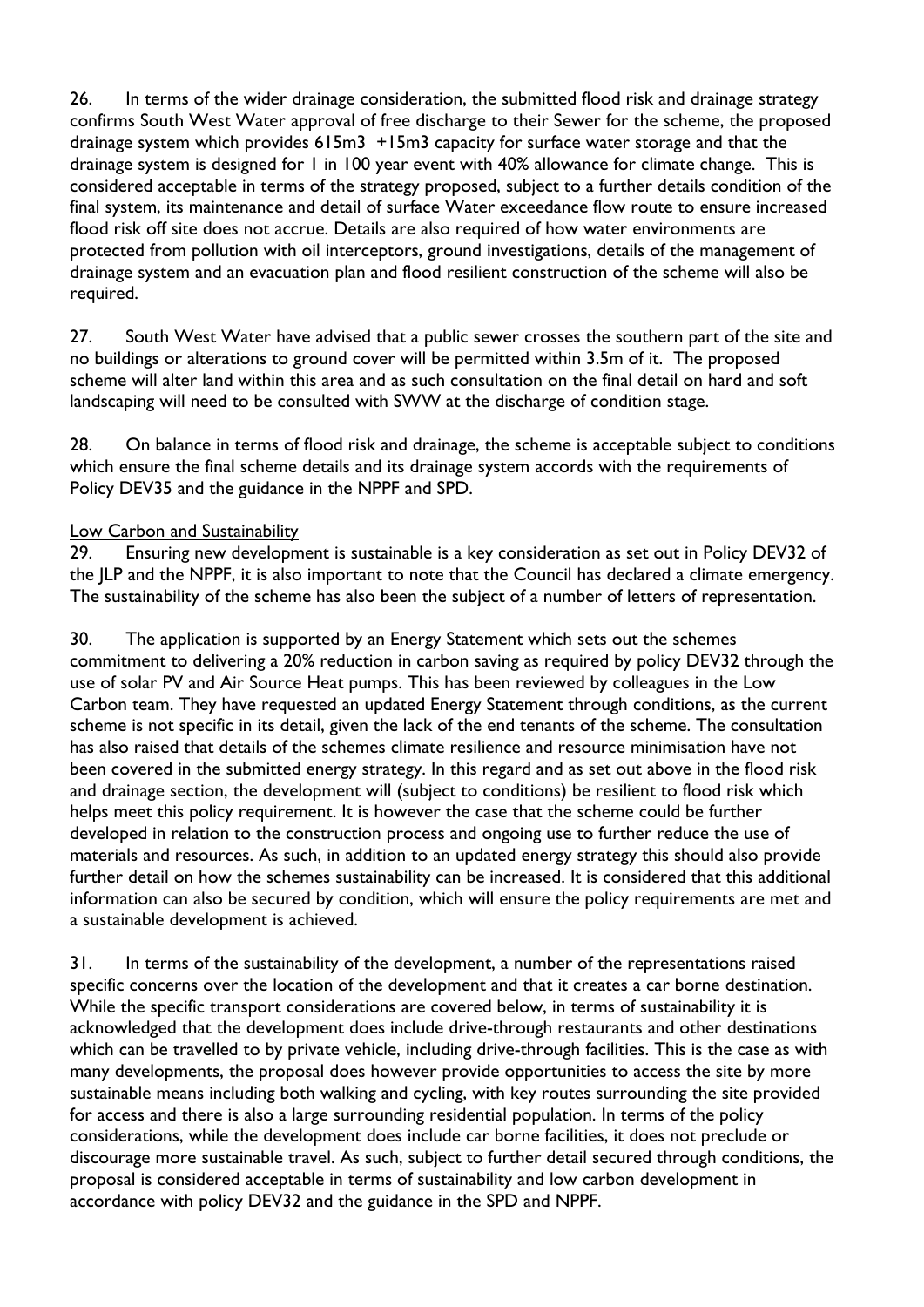26. In terms of the wider drainage consideration, the submitted flood risk and drainage strategy confirms South West Water approval of free discharge to their Sewer for the scheme, the proposed drainage system which provides 615m3 +15m3 capacity for surface water storage and that the drainage system is designed for 1 in 100 year event with 40% allowance for climate change. This is considered acceptable in terms of the strategy proposed, subject to a further details condition of the final system, its maintenance and detail of surface Water exceedance flow route to ensure increased flood risk off site does not accrue. Details are also required of how water environments are protected from pollution with oil interceptors, ground investigations, details of the management of drainage system and an evacuation plan and flood resilient construction of the scheme will also be required.

27. South West Water have advised that a public sewer crosses the southern part of the site and no buildings or alterations to ground cover will be permitted within 3.5m of it. The proposed scheme will alter land within this area and as such consultation on the final detail on hard and soft landscaping will need to be consulted with SWW at the discharge of condition stage.

28. On balance in terms of flood risk and drainage, the scheme is acceptable subject to conditions which ensure the final scheme details and its drainage system accords with the requirements of Policy DEV35 and the guidance in the NPPF and SPD.

Low Carbon and Sustainability

29. Ensuring new development is sustainable is a key consideration as set out in Policy DEV32 of the JLP and the NPPF, it is also important to note that the Council has declared a climate emergency. The sustainability of the scheme has also been the subject of a number of letters of representation.

30. The application is supported by an Energy Statement which sets out the schemes commitment to delivering a 20% reduction in carbon saving as required by policy DEV32 through the use of solar PV and Air Source Heat pumps. This has been reviewed by colleagues in the Low Carbon team. They have requested an updated Energy Statement through conditions, as the current scheme is not specific in its detail, given the lack of the end tenants of the scheme. The consultation has also raised that details of the schemes climate resilience and resource minimisation have not been covered in the submitted energy strategy. In this regard and as set out above in the flood risk and drainage section, the development will (subject to conditions) be resilient to flood risk which helps meet this policy requirement. It is however the case that the scheme could be further developed in relation to the construction process and ongoing use to further reduce the use of materials and resources. As such, in addition to an updated energy strategy this should also provide further detail on how the schemes sustainability can be increased. It is considered that this additional information can also be secured by condition, which will ensure the policy requirements are met and a sustainable development is achieved.

31. In terms of the sustainability of the development, a number of the representations raised specific concerns over the location of the development and that it creates a car borne destination. While the specific transport considerations are covered below, in terms of sustainability it is acknowledged that the development does include drive-through restaurants and other destinations which can be travelled to by private vehicle, including drive-through facilities. This is the case as with many developments, the proposal does however provide opportunities to access the site by more sustainable means including both walking and cycling, with key routes surrounding the site provided for access and there is also a large surrounding residential population. In terms of the policy considerations, while the development does include car borne facilities, it does not preclude or discourage more sustainable travel. As such, subject to further detail secured through conditions, the proposal is considered acceptable in terms of sustainability and low carbon development in accordance with policy DEV32 and the guidance in the SPD and NPPF.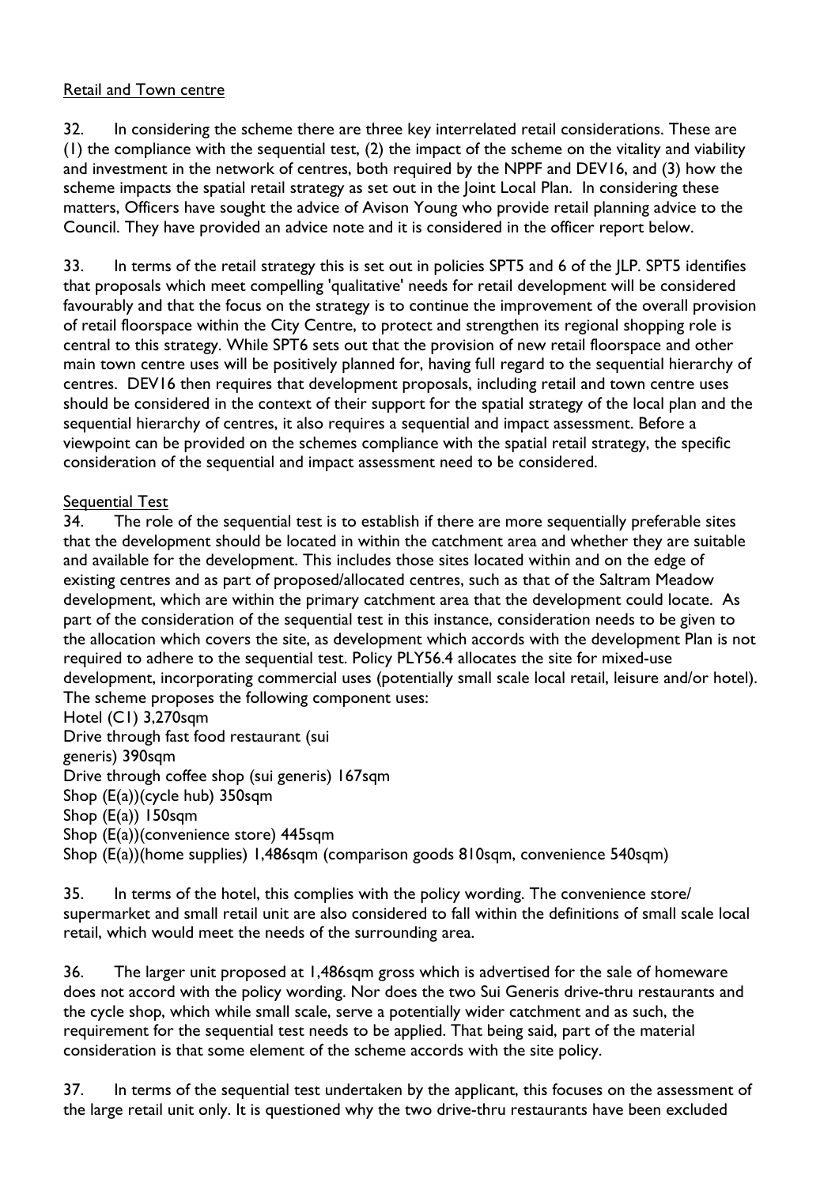## Retail and Town centre

32. In considering the scheme there are three key interrelated retail considerations. These are (1) the compliance with the sequential test, (2) the impact of the scheme on the vitality and viability and investment in the network of centres, both required by the NPPF and DEV16, and (3) how the scheme impacts the spatial retail strategy as set out in the Joint Local Plan. In considering these matters, Officers have sought the advice of Avison Young who provide retail planning advice to the Council. They have provided an advice note and it is considered in the officer report below.

33. In terms of the retail strategy this is set out in policies SPT5 and 6 of the JLP. SPT5 identifies that proposals which meet compelling 'qualitative' needs for retail development will be considered favourably and that the focus on the strategy is to continue the improvement of the overall provision of retail floorspace within the City Centre, to protect and strengthen its regional shopping role is central to this strategy. While SPT6 sets out that the provision of new retail floorspace and other main town centre uses will be positively planned for, having full regard to the sequential hierarchy of centres. DEV16 then requires that development proposals, including retail and town centre uses should be considered in the context of their support for the spatial strategy of the local plan and the sequential hierarchy of centres, it also requires a sequential and impact assessment. Before a viewpoint can be provided on the schemes compliance with the spatial retail strategy, the specific consideration of the sequential and impact assessment need to be considered.

## Sequential Test

34. The role of the sequential test is to establish if there are more sequentially preferable sites that the development should be located in within the catchment area and whether they are suitable and available for the development. This includes those sites located within and on the edge of existing centres and as part of proposed/allocated centres, such as that of the Saltram Meadow development, which are within the primary catchment area that the development could locate. As part of the consideration of the sequential test in this instance, consideration needs to be given to the allocation which covers the site, as development which accords with the development Plan is not required to adhere to the sequential test. Policy PLY56.4 allocates the site for mixed-use development, incorporating commercial uses (potentially small scale local retail, leisure and/or hotel). The scheme proposes the following component uses:

Hotel (C1) 3,270sqm
Drive through fast food restaurant (sui generis) 390sqm
Drive through coffee shop (sui generis) 167sqm
Shop (E(a))(cycle hub) 350sqm
Shop (E(a)) 150sqm
Shop (E(a))(convenience store) 445sqm
Shop (E(a))(home supplies) 1,486sqm (comparison goods 810sqm, convenience 540sqm)

35. In terms of the hotel, this complies with the policy wording. The convenience store/ supermarket and small retail unit are also considered to fall within the definitions of small scale local retail, which would meet the needs of the surrounding area.

36. The larger unit proposed at 1,486sqm gross which is advertised for the sale of homeware does not accord with the policy wording. Nor does the two Sui Generis drive-thru restaurants and the cycle shop, which while small scale, serve a potentially wider catchment and as such, the requirement for the sequential test needs to be applied. That being said, part of the material consideration is that some element of the scheme accords with the site policy.

37. In terms of the sequential test undertaken by the applicant, this focuses on the assessment of the large retail unit only. It is questioned why the two drive-thru restaurants have been excluded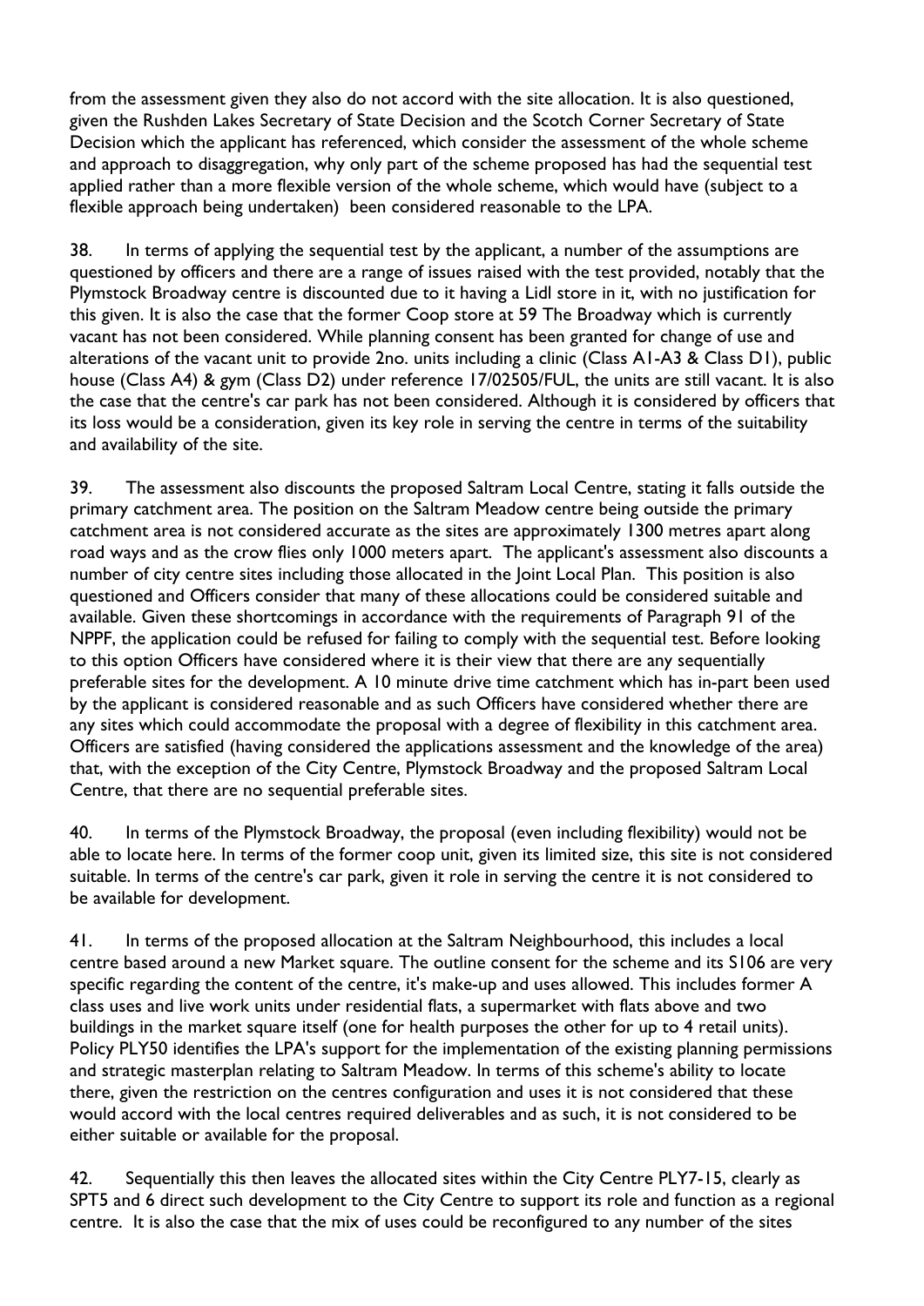from the assessment given they also do not accord with the site allocation. It is also questioned, given the Rushden Lakes Secretary of State Decision and the Scotch Corner Secretary of State Decision which the applicant has referenced, which consider the assessment of the whole scheme and approach to disaggregation, why only part of the scheme proposed has had the sequential test applied rather than a more flexible version of the whole scheme, which would have (subject to a flexible approach being undertaken) been considered reasonable to the LPA.

38. In terms of applying the sequential test by the applicant, a number of the assumptions are questioned by officers and there are a range of issues raised with the test provided, notably that the Plymstock Broadway centre is discounted due to it having a Lidl store in it, with no justification for this given. It is also the case that the former Coop store at 59 The Broadway which is currently vacant has not been considered. While planning consent has been granted for change of use and alterations of the vacant unit to provide 2no. units including a clinic (Class A1-A3 & Class D1), public house (Class A4) & gym (Class D2) under reference 17/02505/FUL, the units are still vacant. It is also the case that the centre's car park has not been considered. Although it is considered by officers that its loss would be a consideration, given its key role in serving the centre in terms of the suitability and availability of the site.

39. The assessment also discounts the proposed Saltram Local Centre, stating it falls outside the primary catchment area. The position on the Saltram Meadow centre being outside the primary catchment area is not considered accurate as the sites are approximately 1300 metres apart along road ways and as the crow flies only 1000 meters apart. The applicant's assessment also discounts a number of city centre sites including those allocated in the Joint Local Plan. This position is also questioned and Officers consider that many of these allocations could be considered suitable and available. Given these shortcomings in accordance with the requirements of Paragraph 91 of the NPPF, the application could be refused for failing to comply with the sequential test. Before looking to this option Officers have considered where it is their view that there are any sequentially preferable sites for the development. A 10 minute drive time catchment which has in-part been used by the applicant is considered reasonable and as such Officers have considered whether there are any sites which could accommodate the proposal with a degree of flexibility in this catchment area. Officers are satisfied (having considered the applications assessment and the knowledge of the area) that, with the exception of the City Centre, Plymstock Broadway and the proposed Saltram Local Centre, that there are no sequential preferable sites.

40. In terms of the Plymstock Broadway, the proposal (even including flexibility) would not be able to locate here. In terms of the former coop unit, given its limited size, this site is not considered suitable. In terms of the centre's car park, given it role in serving the centre it is not considered to be available for development.

41. In terms of the proposed allocation at the Saltram Neighbourhood, this includes a local centre based around a new Market square. The outline consent for the scheme and its S106 are very specific regarding the content of the centre, it's make-up and uses allowed. This includes former A class uses and live work units under residential flats, a supermarket with flats above and two buildings in the market square itself (one for health purposes the other for up to 4 retail units). Policy PLY50 identifies the LPA's support for the implementation of the existing planning permissions and strategic masterplan relating to Saltram Meadow. In terms of this scheme's ability to locate there, given the restriction on the centres configuration and uses it is not considered that these would accord with the local centres required deliverables and as such, it is not considered to be either suitable or available for the proposal.

42. Sequentially this then leaves the allocated sites within the City Centre PLY7-15, clearly as SPT5 and 6 direct such development to the City Centre to support its role and function as a regional centre. It is also the case that the mix of uses could be reconfigured to any number of the sites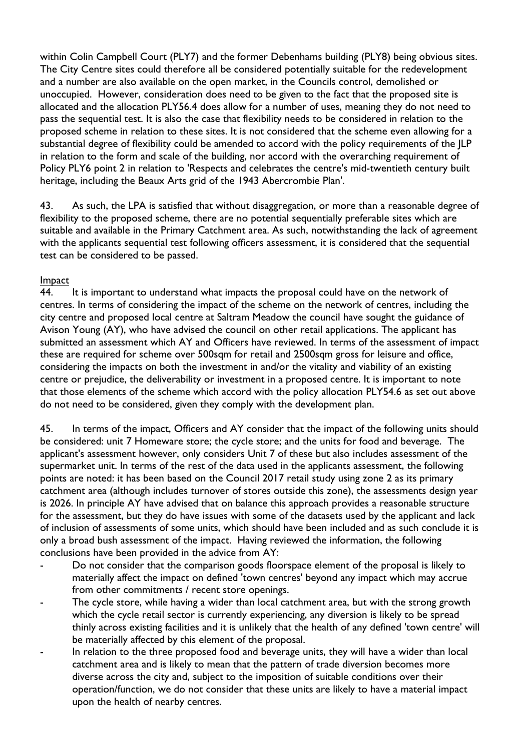within Colin Campbell Court (PLY7) and the former Debenhams building (PLY8) being obvious sites. The City Centre sites could therefore all be considered potentially suitable for the redevelopment and a number are also available on the open market, in the Councils control, demolished or unoccupied. However, consideration does need to be given to the fact that the proposed site is allocated and the allocation PLY56.4 does allow for a number of uses, meaning they do not need to pass the sequential test. It is also the case that flexibility needs to be considered in relation to the proposed scheme in relation to these sites. It is not considered that the scheme even allowing for a substantial degree of flexibility could be amended to accord with the policy requirements of the JLP in relation to the form and scale of the building, nor accord with the overarching requirement of Policy PLY6 point 2 in relation to 'Respects and celebrates the centre's mid-twentieth century built heritage, including the Beaux Arts grid of the 1943 Abercrombie Plan'.

43. As such, the LPA is satisfied that without disaggregation, or more than a reasonable degree of flexibility to the proposed scheme, there are no potential sequentially preferable sites which are suitable and available in the Primary Catchment area. As such, notwithstanding the lack of agreement with the applicants sequential test following officers assessment, it is considered that the sequential test can be considered to be passed.

Impact

44. It is important to understand what impacts the proposal could have on the network of centres. In terms of considering the impact of the scheme on the network of centres, including the city centre and proposed local centre at Saltram Meadow the council have sought the guidance of Avison Young (AY), who have advised the council on other retail applications. The applicant has submitted an assessment which AY and Officers have reviewed. In terms of the assessment of impact these are required for scheme over 500sqm for retail and 2500sqm gross for leisure and office, considering the impacts on both the investment in and/or the vitality and viability of an existing centre or prejudice, the deliverability or investment in a proposed centre. It is important to note that those elements of the scheme which accord with the policy allocation PLY54.6 as set out above do not need to be considered, given they comply with the development plan.

45. In terms of the impact, Officers and AY consider that the impact of the following units should be considered: unit 7 Homeware store; the cycle store; and the units for food and beverage. The applicant's assessment however, only considers Unit 7 of these but also includes assessment of the supermarket unit. In terms of the rest of the data used in the applicants assessment, the following points are noted: it has been based on the Council 2017 retail study using zone 2 as its primary catchment area (although includes turnover of stores outside this zone), the assessments design year is 2026. In principle AY have advised that on balance this approach provides a reasonable structure for the assessment, but they do have issues with some of the datasets used by the applicant and lack of inclusion of assessments of some units, which should have been included and as such conclude it is only a broad bush assessment of the impact. Having reviewed the information, the following conclusions have been provided in the advice from AY:

- Do not consider that the comparison goods floorspace element of the proposal is likely to materially affect the impact on defined 'town centres' beyond any impact which may accrue from other commitments / recent store openings.
- The cycle store, while having a wider than local catchment area, but with the strong growth which the cycle retail sector is currently experiencing, any diversion is likely to be spread thinly across existing facilities and it is unlikely that the health of any defined 'town centre' will be materially affected by this element of the proposal.
- In relation to the three proposed food and beverage units, they will have a wider than local catchment area and is likely to mean that the pattern of trade diversion becomes more diverse across the city and, subject to the imposition of suitable conditions over their operation/function, we do not consider that these units are likely to have a material impact upon the health of nearby centres.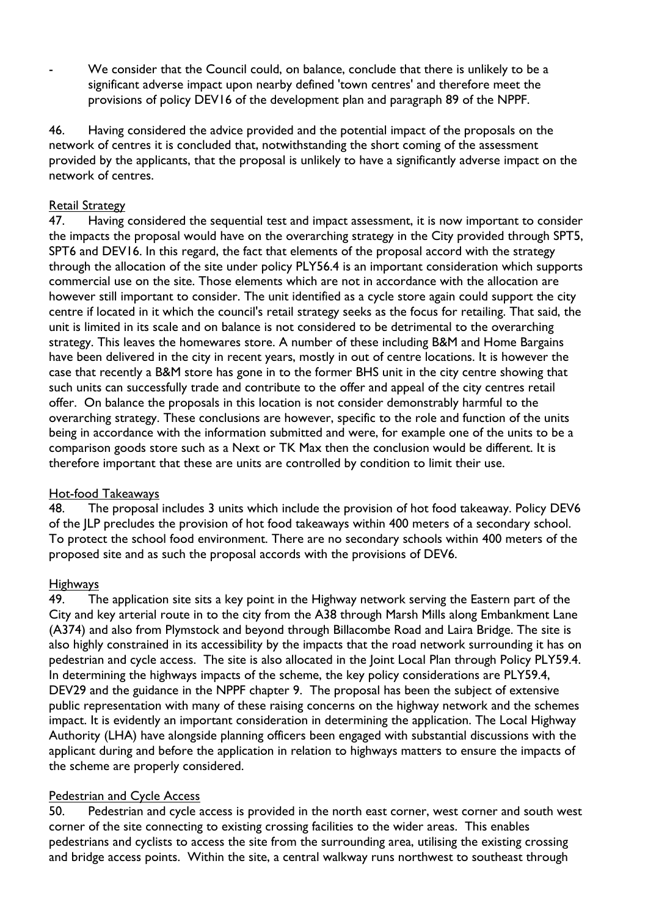- We consider that the Council could, on balance, conclude that there is unlikely to be a significant adverse impact upon nearby defined 'town centres' and therefore meet the provisions of policy DEV16 of the development plan and paragraph 89 of the NPPF.

46. Having considered the advice provided and the potential impact of the proposals on the network of centres it is concluded that, notwithstanding the short coming of the assessment provided by the applicants, that the proposal is unlikely to have a significantly adverse impact on the network of centres.

<u>Retail Strategy</u>

47. Having considered the sequential test and impact assessment, it is now important to consider the impacts the proposal would have on the overarching strategy in the City provided through SPT5, SPT6 and DEV16. In this regard, the fact that elements of the proposal accord with the strategy through the allocation of the site under policy PLY56.4 is an important consideration which supports commercial use on the site. Those elements which are not in accordance with the allocation are however still important to consider. The unit identified as a cycle store again could support the city centre if located in it which the council's retail strategy seeks as the focus for retailing. That said, the unit is limited in its scale and on balance is not considered to be detrimental to the overarching strategy. This leaves the homewares store. A number of these including B&M and Home Bargains have been delivered in the city in recent years, mostly in out of centre locations. It is however the case that recently a B&M store has gone in to the former BHS unit in the city centre showing that such units can successfully trade and contribute to the offer and appeal of the city centres retail offer. On balance the proposals in this location is not consider demonstrably harmful to the overarching strategy. These conclusions are however, specific to the role and function of the units being in accordance with the information submitted and were, for example one of the units to be a comparison goods store such as a Next or TK Max then the conclusion would be different. It is therefore important that these are units are controlled by condition to limit their use.

<u>Hot-food Takeaways</u>

48. The proposal includes 3 units which include the provision of hot food takeaway. Policy DEV6 of the JLP precludes the provision of hot food takeaways within 400 meters of a secondary school. To protect the school food environment. There are no secondary schools within 400 meters of the proposed site and as such the proposal accords with the provisions of DEV6.

<u>Highways</u>

49. The application site sits a key point in the Highway network serving the Eastern part of the City and key arterial route in to the city from the A38 through Marsh Mills along Embankment Lane (A374) and also from Plymstock and beyond through Billacombe Road and Laira Bridge. The site is also highly constrained in its accessibility by the impacts that the road network surrounding it has on pedestrian and cycle access. The site is also allocated in the Joint Local Plan through Policy PLY59.4. In determining the highways impacts of the scheme, the key policy considerations are PLY59.4, DEV29 and the guidance in the NPPF chapter 9. The proposal has been the subject of extensive public representation with many of these raising concerns on the highway network and the schemes impact. It is evidently an important consideration in determining the application. The Local Highway Authority (LHA) have alongside planning officers been engaged with substantial discussions with the applicant during and before the application in relation to highways matters to ensure the impacts of the scheme are properly considered.

<u>Pedestrian and Cycle Access</u>

50. Pedestrian and cycle access is provided in the north east corner, west corner and south west corner of the site connecting to existing crossing facilities to the wider areas. This enables pedestrians and cyclists to access the site from the surrounding area, utilising the existing crossing and bridge access points. Within the site, a central walkway runs northwest to southeast through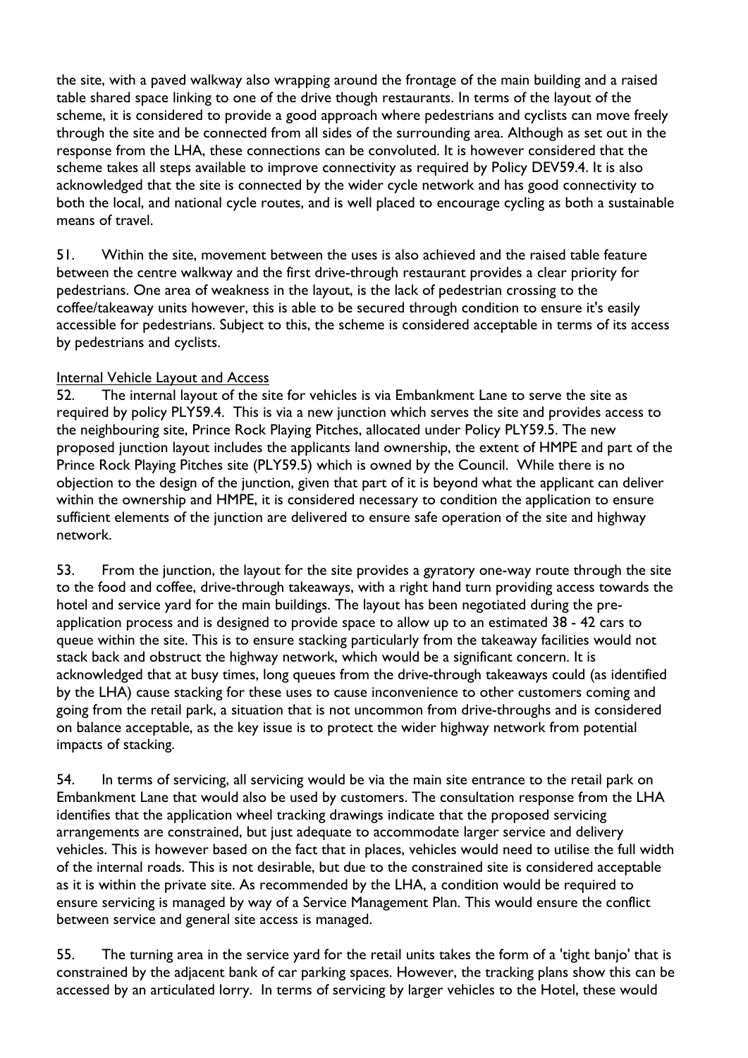the site, with a paved walkway also wrapping around the frontage of the main building and a raised table shared space linking to one of the drive though restaurants. In terms of the layout of the scheme, it is considered to provide a good approach where pedestrians and cyclists can move freely through the site and be connected from all sides of the surrounding area. Although as set out in the response from the LHA, these connections can be convoluted. It is however considered that the scheme takes all steps available to improve connectivity as required by Policy DEV59.4. It is also acknowledged that the site is connected by the wider cycle network and has good connectivity to both the local, and national cycle routes, and is well placed to encourage cycling as both a sustainable means of travel.

51. Within the site, movement between the uses is also achieved and the raised table feature between the centre walkway and the first drive-through restaurant provides a clear priority for pedestrians. One area of weakness in the layout, is the lack of pedestrian crossing to the coffee/takeaway units however, this is able to be secured through condition to ensure it's easily accessible for pedestrians. Subject to this, the scheme is considered acceptable in terms of its access by pedestrians and cyclists.

Internal Vehicle Layout and Access

52. The internal layout of the site for vehicles is via Embankment Lane to serve the site as required by policy PLY59.4. This is via a new junction which serves the site and provides access to the neighbouring site, Prince Rock Playing Pitches, allocated under Policy PLY59.5. The new proposed junction layout includes the applicants land ownership, the extent of HMPE and part of the Prince Rock Playing Pitches site (PLY59.5) which is owned by the Council. While there is no objection to the design of the junction, given that part of it is beyond what the applicant can deliver within the ownership and HMPE, it is considered necessary to condition the application to ensure sufficient elements of the junction are delivered to ensure safe operation of the site and highway network.

53. From the junction, the layout for the site provides a gyratory one-way route through the site to the food and coffee, drive-through takeaways, with a right hand turn providing access towards the hotel and service yard for the main buildings. The layout has been negotiated during the pre-application process and is designed to provide space to allow up to an estimated 38 - 42 cars to queue within the site. This is to ensure stacking particularly from the takeaway facilities would not stack back and obstruct the highway network, which would be a significant concern. It is acknowledged that at busy times, long queues from the drive-through takeaways could (as identified by the LHA) cause stacking for these uses to cause inconvenience to other customers coming and going from the retail park, a situation that is not uncommon from drive-throughs and is considered on balance acceptable, as the key issue is to protect the wider highway network from potential impacts of stacking.

54. In terms of servicing, all servicing would be via the main site entrance to the retail park on Embankment Lane that would also be used by customers. The consultation response from the LHA identifies that the application wheel tracking drawings indicate that the proposed servicing arrangements are constrained, but just adequate to accommodate larger service and delivery vehicles. This is however based on the fact that in places, vehicles would need to utilise the full width of the internal roads. This is not desirable, but due to the constrained site is considered acceptable as it is within the private site. As recommended by the LHA, a condition would be required to ensure servicing is managed by way of a Service Management Plan. This would ensure the conflict between service and general site access is managed.

55. The turning area in the service yard for the retail units takes the form of a 'tight banjo' that is constrained by the adjacent bank of car parking spaces. However, the tracking plans show this can be accessed by an articulated lorry. In terms of servicing by larger vehicles to the Hotel, these would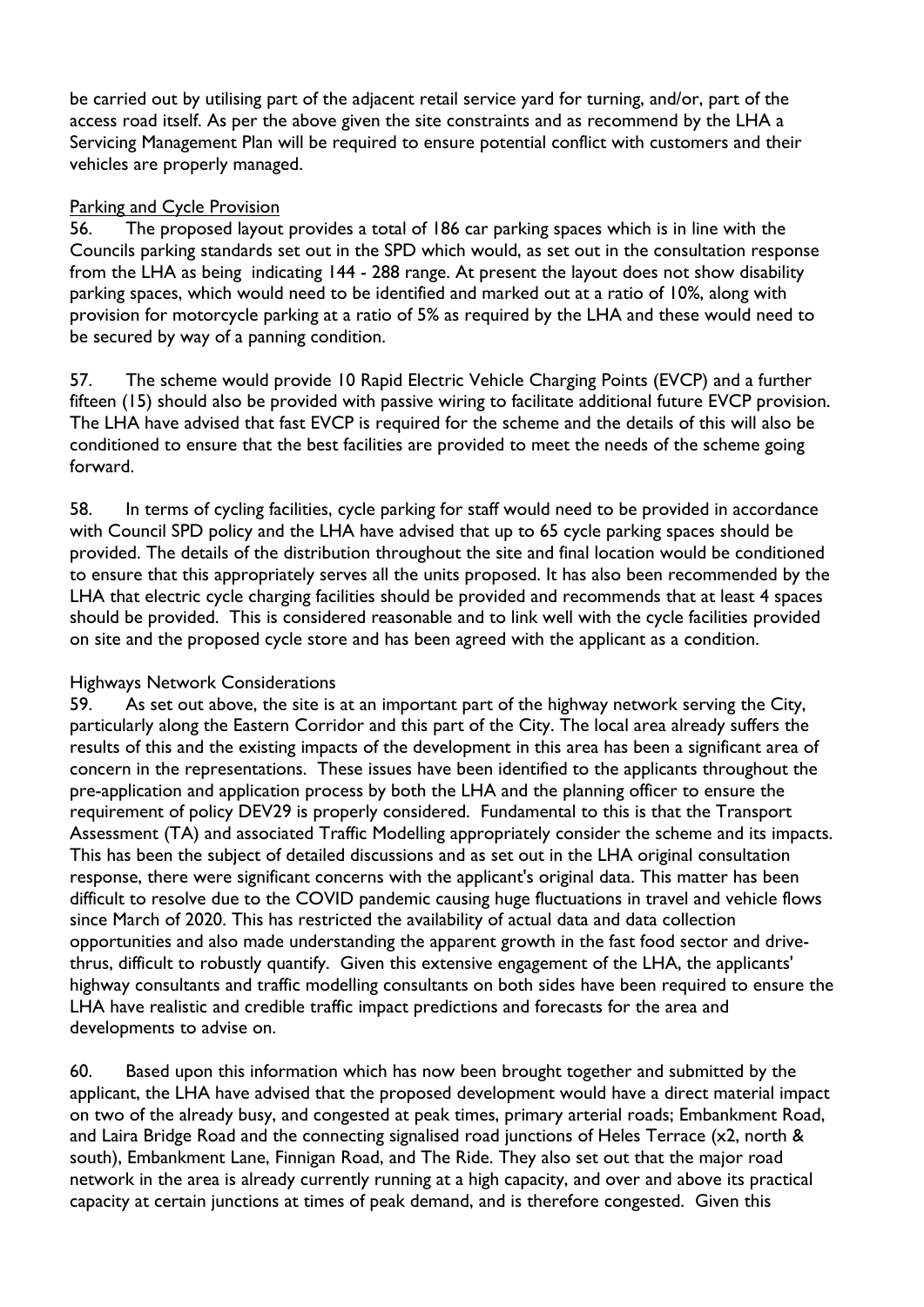be carried out by utilising part of the adjacent retail service yard for turning, and/or, part of the access road itself. As per the above given the site constraints and as recommend by the LHA a Servicing Management Plan will be required to ensure potential conflict with customers and their vehicles are properly managed.

Parking and Cycle Provision

56. The proposed layout provides a total of 186 car parking spaces which is in line with the Councils parking standards set out in the SPD which would, as set out in the consultation response from the LHA as being indicating 144 - 288 range. At present the layout does not show disability parking spaces, which would need to be identified and marked out at a ratio of 10%, along with provision for motorcycle parking at a ratio of 5% as required by the LHA and these would need to be secured by way of a panning condition.

57. The scheme would provide 10 Rapid Electric Vehicle Charging Points (EVCP) and a further fifteen (15) should also be provided with passive wiring to facilitate additional future EVCP provision. The LHA have advised that fast EVCP is required for the scheme and the details of this will also be conditioned to ensure that the best facilities are provided to meet the needs of the scheme going forward.

58. In terms of cycling facilities, cycle parking for staff would need to be provided in accordance with Council SPD policy and the LHA have advised that up to 65 cycle parking spaces should be provided. The details of the distribution throughout the site and final location would be conditioned to ensure that this appropriately serves all the units proposed. It has also been recommended by the LHA that electric cycle charging facilities should be provided and recommends that at least 4 spaces should be provided. This is considered reasonable and to link well with the cycle facilities provided on site and the proposed cycle store and has been agreed with the applicant as a condition.

Highways Network Considerations

59. As set out above, the site is at an important part of the highway network serving the City, particularly along the Eastern Corridor and this part of the City. The local area already suffers the results of this and the existing impacts of the development in this area has been a significant area of concern in the representations. These issues have been identified to the applicants throughout the pre-application and application process by both the LHA and the planning officer to ensure the requirement of policy DEV29 is properly considered. Fundamental to this is that the Transport Assessment (TA) and associated Traffic Modelling appropriately consider the scheme and its impacts. This has been the subject of detailed discussions and as set out in the LHA original consultation response, there were significant concerns with the applicant's original data. This matter has been difficult to resolve due to the COVID pandemic causing huge fluctuations in travel and vehicle flows since March of 2020. This has restricted the availability of actual data and data collection opportunities and also made understanding the apparent growth in the fast food sector and drive-thrus, difficult to robustly quantify. Given this extensive engagement of the LHA, the applicants' highway consultants and traffic modelling consultants on both sides have been required to ensure the LHA have realistic and credible traffic impact predictions and forecasts for the area and developments to advise on.

60. Based upon this information which has now been brought together and submitted by the applicant, the LHA have advised that the proposed development would have a direct material impact on two of the already busy, and congested at peak times, primary arterial roads; Embankment Road, and Laira Bridge Road and the connecting signalised road junctions of Heles Terrace (x2, north & south), Embankment Lane, Finnigan Road, and The Ride. They also set out that the major road network in the area is already currently running at a high capacity, and over and above its practical capacity at certain junctions at times of peak demand, and is therefore congested. Given this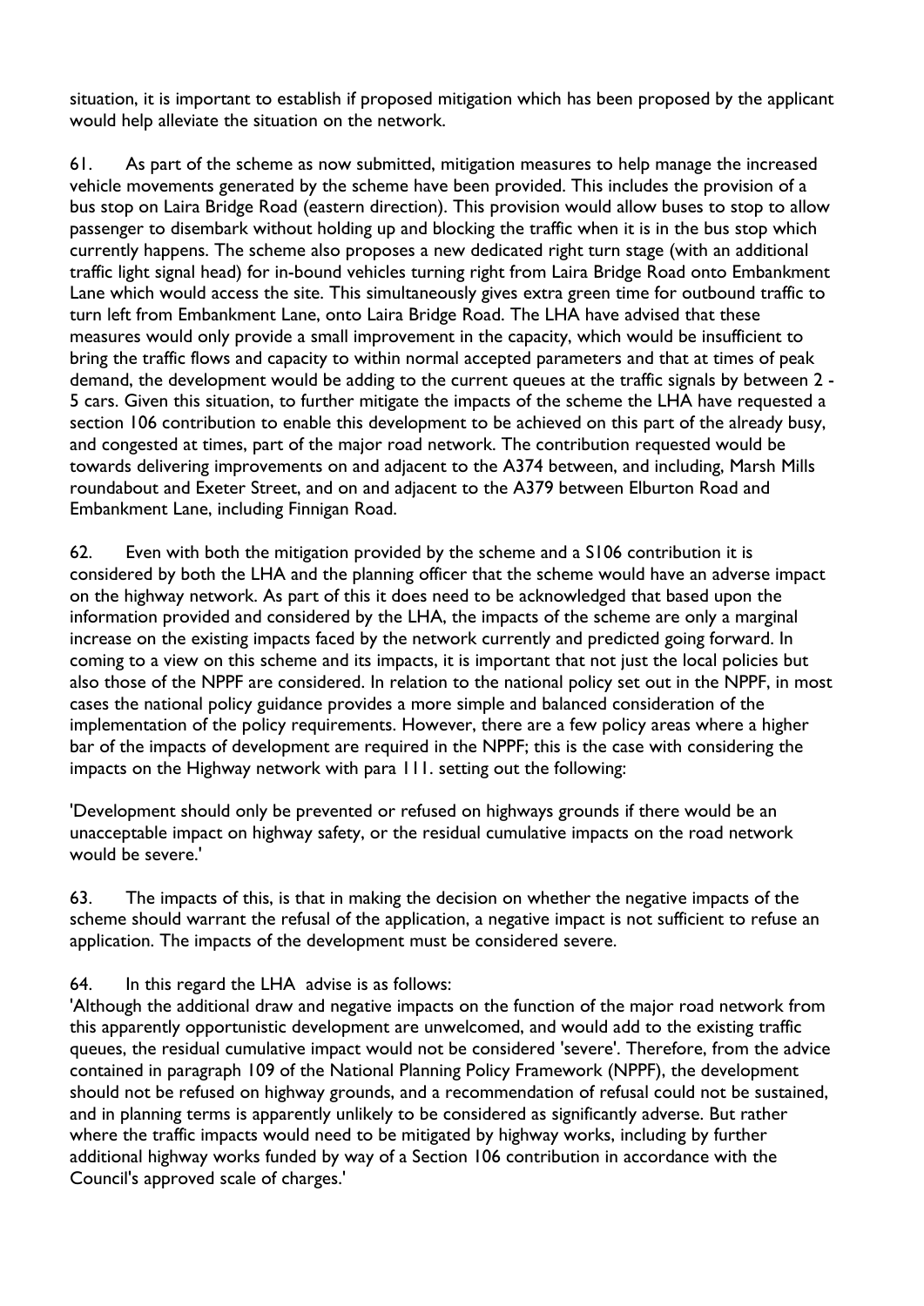situation, it is important to establish if proposed mitigation which has been proposed by the applicant would help alleviate the situation on the network.

61. As part of the scheme as now submitted, mitigation measures to help manage the increased vehicle movements generated by the scheme have been provided. This includes the provision of a bus stop on Laira Bridge Road (eastern direction). This provision would allow buses to stop to allow passenger to disembark without holding up and blocking the traffic when it is in the bus stop which currently happens. The scheme also proposes a new dedicated right turn stage (with an additional traffic light signal head) for in-bound vehicles turning right from Laira Bridge Road onto Embankment Lane which would access the site. This simultaneously gives extra green time for outbound traffic to turn left from Embankment Lane, onto Laira Bridge Road. The LHA have advised that these measures would only provide a small improvement in the capacity, which would be insufficient to bring the traffic flows and capacity to within normal accepted parameters and that at times of peak demand, the development would be adding to the current queues at the traffic signals by between 2 - 5 cars. Given this situation, to further mitigate the impacts of the scheme the LHA have requested a section 106 contribution to enable this development to be achieved on this part of the already busy, and congested at times, part of the major road network. The contribution requested would be towards delivering improvements on and adjacent to the A374 between, and including, Marsh Mills roundabout and Exeter Street, and on and adjacent to the A379 between Elburton Road and Embankment Lane, including Finnigan Road.

62. Even with both the mitigation provided by the scheme and a S106 contribution it is considered by both the LHA and the planning officer that the scheme would have an adverse impact on the highway network. As part of this it does need to be acknowledged that based upon the information provided and considered by the LHA, the impacts of the scheme are only a marginal increase on the existing impacts faced by the network currently and predicted going forward. In coming to a view on this scheme and its impacts, it is important that not just the local policies but also those of the NPPF are considered. In relation to the national policy set out in the NPPF, in most cases the national policy guidance provides a more simple and balanced consideration of the implementation of the policy requirements. However, there are a few policy areas where a higher bar of the impacts of development are required in the NPPF; this is the case with considering the impacts on the Highway network with para 111. setting out the following:

'Development should only be prevented or refused on highways grounds if there would be an unacceptable impact on highway safety, or the residual cumulative impacts on the road network would be severe.'

63. The impacts of this, is that in making the decision on whether the negative impacts of the scheme should warrant the refusal of the application, a negative impact is not sufficient to refuse an application. The impacts of the development must be considered severe.

64. In this regard the LHA advise is as follows:
'Although the additional draw and negative impacts on the function of the major road network from this apparently opportunistic development are unwelcomed, and would add to the existing traffic queues, the residual cumulative impact would not be considered 'severe'. Therefore, from the advice contained in paragraph 109 of the National Planning Policy Framework (NPPF), the development should not be refused on highway grounds, and a recommendation of refusal could not be sustained, and in planning terms is apparently unlikely to be considered as significantly adverse. But rather where the traffic impacts would need to be mitigated by highway works, including by further additional highway works funded by way of a Section 106 contribution in accordance with the Council's approved scale of charges.'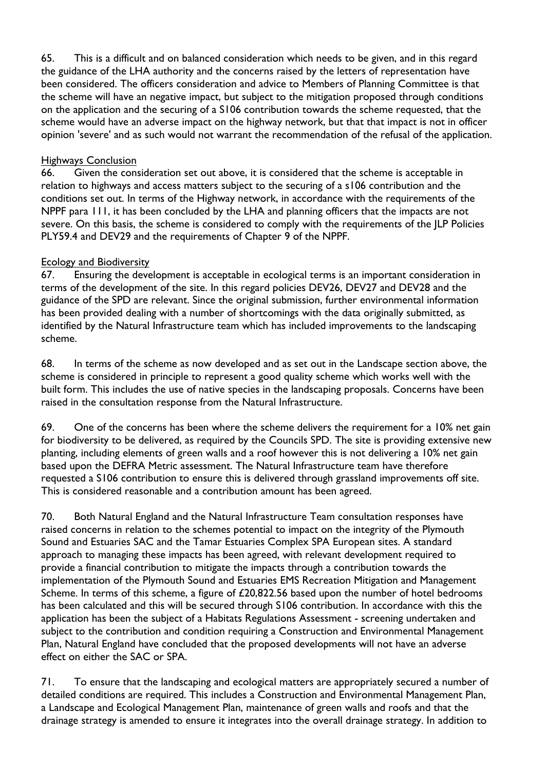65. This is a difficult and on balanced consideration which needs to be given, and in this regard the guidance of the LHA authority and the concerns raised by the letters of representation have been considered. The officers consideration and advice to Members of Planning Committee is that the scheme will have an negative impact, but subject to the mitigation proposed through conditions on the application and the securing of a S106 contribution towards the scheme requested, that the scheme would have an adverse impact on the highway network, but that that impact is not in officer opinion 'severe' and as such would not warrant the recommendation of the refusal of the application.

<u>Highways Conclusion</u>

66. Given the consideration set out above, it is considered that the scheme is acceptable in relation to highways and access matters subject to the securing of a s106 contribution and the conditions set out. In terms of the Highway network, in accordance with the requirements of the NPPF para 111, it has been concluded by the LHA and planning officers that the impacts are not severe. On this basis, the scheme is considered to comply with the requirements of the JLP Policies PLY59.4 and DEV29 and the requirements of Chapter 9 of the NPPF.

<u>Ecology and Biodiversity</u>

67. Ensuring the development is acceptable in ecological terms is an important consideration in terms of the development of the site. In this regard policies DEV26, DEV27 and DEV28 and the guidance of the SPD are relevant. Since the original submission, further environmental information has been provided dealing with a number of shortcomings with the data originally submitted, as identified by the Natural Infrastructure team which has included improvements to the landscaping scheme.

68. In terms of the scheme as now developed and as set out in the Landscape section above, the scheme is considered in principle to represent a good quality scheme which works well with the built form. This includes the use of native species in the landscaping proposals. Concerns have been raised in the consultation response from the Natural Infrastructure.

69. One of the concerns has been where the scheme delivers the requirement for a 10% net gain for biodiversity to be delivered, as required by the Councils SPD. The site is providing extensive new planting, including elements of green walls and a roof however this is not delivering a 10% net gain based upon the DEFRA Metric assessment. The Natural Infrastructure team have therefore requested a S106 contribution to ensure this is delivered through grassland improvements off site. This is considered reasonable and a contribution amount has been agreed.

70. Both Natural England and the Natural Infrastructure Team consultation responses have raised concerns in relation to the schemes potential to impact on the integrity of the Plymouth Sound and Estuaries SAC and the Tamar Estuaries Complex SPA European sites. A standard approach to managing these impacts has been agreed, with relevant development required to provide a financial contribution to mitigate the impacts through a contribution towards the implementation of the Plymouth Sound and Estuaries EMS Recreation Mitigation and Management Scheme. In terms of this scheme, a figure of £20,822.56 based upon the number of hotel bedrooms has been calculated and this will be secured through S106 contribution. In accordance with this the application has been the subject of a Habitats Regulations Assessment - screening undertaken and subject to the contribution and condition requiring a Construction and Environmental Management Plan, Natural England have concluded that the proposed developments will not have an adverse effect on either the SAC or SPA.

71. To ensure that the landscaping and ecological matters are appropriately secured a number of detailed conditions are required. This includes a Construction and Environmental Management Plan, a Landscape and Ecological Management Plan, maintenance of green walls and roofs and that the drainage strategy is amended to ensure it integrates into the overall drainage strategy. In addition to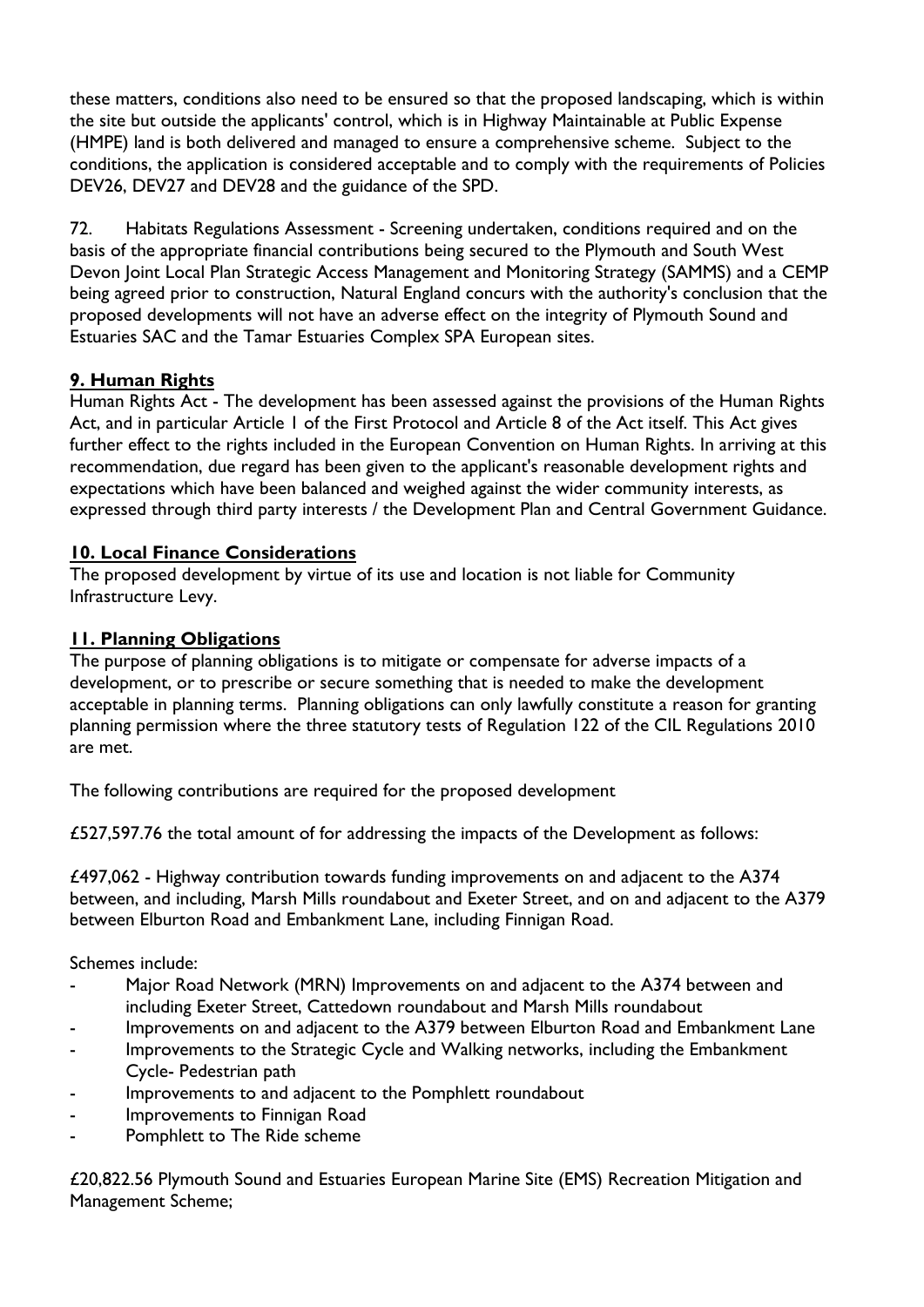these matters, conditions also need to be ensured so that the proposed landscaping, which is within the site but outside the applicants' control, which is in Highway Maintainable at Public Expense (HMPE) land is both delivered and managed to ensure a comprehensive scheme. Subject to the conditions, the application is considered acceptable and to comply with the requirements of Policies DEV26, DEV27 and DEV28 and the guidance of the SPD.

72. Habitats Regulations Assessment - Screening undertaken, conditions required and on the basis of the appropriate financial contributions being secured to the Plymouth and South West Devon Joint Local Plan Strategic Access Management and Monitoring Strategy (SAMMS) and a CEMP being agreed prior to construction, Natural England concurs with the authority's conclusion that the proposed developments will not have an adverse effect on the integrity of Plymouth Sound and Estuaries SAC and the Tamar Estuaries Complex SPA European sites.

## 9. Human Rights

Human Rights Act - The development has been assessed against the provisions of the Human Rights Act, and in particular Article 1 of the First Protocol and Article 8 of the Act itself. This Act gives further effect to the rights included in the European Convention on Human Rights. In arriving at this recommendation, due regard has been given to the applicant's reasonable development rights and expectations which have been balanced and weighed against the wider community interests, as expressed through third party interests / the Development Plan and Central Government Guidance.

## 10. Local Finance Considerations

The proposed development by virtue of its use and location is not liable for Community Infrastructure Levy.

## 11. Planning Obligations

The purpose of planning obligations is to mitigate or compensate for adverse impacts of a development, or to prescribe or secure something that is needed to make the development acceptable in planning terms. Planning obligations can only lawfully constitute a reason for granting planning permission where the three statutory tests of Regulation 122 of the CIL Regulations 2010 are met.

The following contributions are required for the proposed development

£527,597.76 the total amount of for addressing the impacts of the Development as follows:

£497,062 - Highway contribution towards funding improvements on and adjacent to the A374 between, and including, Marsh Mills roundabout and Exeter Street, and on and adjacent to the A379 between Elburton Road and Embankment Lane, including Finnigan Road.

Schemes include:

- Major Road Network (MRN) Improvements on and adjacent to the A374 between and including Exeter Street, Cattedown roundabout and Marsh Mills roundabout
- Improvements on and adjacent to the A379 between Elburton Road and Embankment Lane
- Improvements to the Strategic Cycle and Walking networks, including the Embankment Cycle- Pedestrian path
- Improvements to and adjacent to the Pomphlett roundabout
- Improvements to Finnigan Road
- Pomphlett to The Ride scheme

£20,822.56 Plymouth Sound and Estuaries European Marine Site (EMS) Recreation Mitigation and Management Scheme;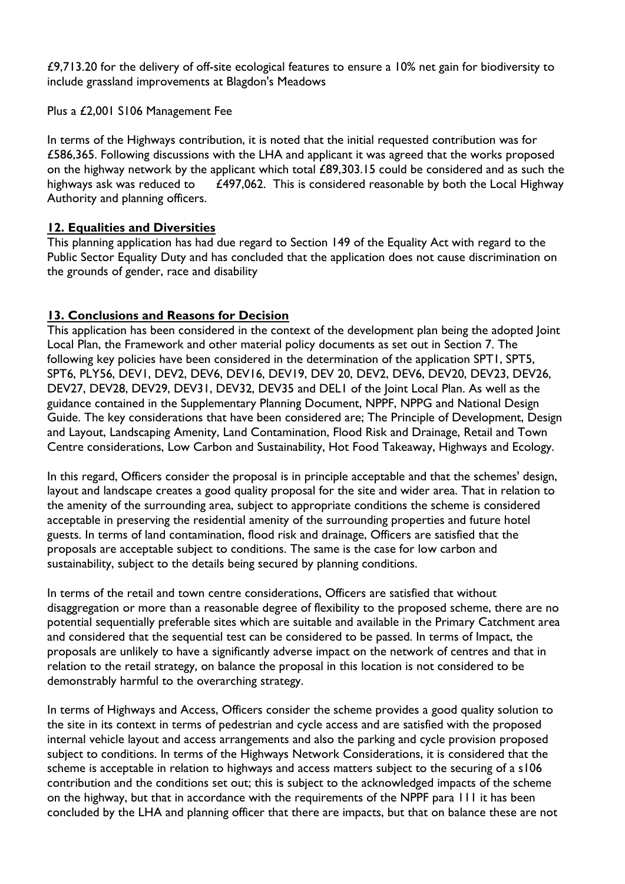£9,713.20 for the delivery of off-site ecological features to ensure a 10% net gain for biodiversity to include grassland improvements at Blagdon's Meadows

Plus a £2,001 S106 Management Fee

In terms of the Highways contribution, it is noted that the initial requested contribution was for £586,365. Following discussions with the LHA and applicant it was agreed that the works proposed on the highway network by the applicant which total £89,303.15 could be considered and as such the highways ask was reduced to £497,062. This is considered reasonable by both the Local Highway Authority and planning officers.

## 12. Equalities and Diversities

This planning application has had due regard to Section 149 of the Equality Act with regard to the Public Sector Equality Duty and has concluded that the application does not cause discrimination on the grounds of gender, race and disability

## 13. Conclusions and Reasons for Decision

This application has been considered in the context of the development plan being the adopted Joint Local Plan, the Framework and other material policy documents as set out in Section 7. The following key policies have been considered in the determination of the application SPT1, SPT5, SPT6, PLY56, DEV1, DEV2, DEV6, DEV16, DEV19, DEV 20, DEV2, DEV6, DEV20, DEV23, DEV26, DEV27, DEV28, DEV29, DEV31, DEV32, DEV35 and DEL1 of the Joint Local Plan. As well as the guidance contained in the Supplementary Planning Document, NPPF, NPPG and National Design Guide. The key considerations that have been considered are; The Principle of Development, Design and Layout, Landscaping Amenity, Land Contamination, Flood Risk and Drainage, Retail and Town Centre considerations, Low Carbon and Sustainability, Hot Food Takeaway, Highways and Ecology.

In this regard, Officers consider the proposal is in principle acceptable and that the schemes' design, layout and landscape creates a good quality proposal for the site and wider area. That in relation to the amenity of the surrounding area, subject to appropriate conditions the scheme is considered acceptable in preserving the residential amenity of the surrounding properties and future hotel guests. In terms of land contamination, flood risk and drainage, Officers are satisfied that the proposals are acceptable subject to conditions. The same is the case for low carbon and sustainability, subject to the details being secured by planning conditions.

In terms of the retail and town centre considerations, Officers are satisfied that without disaggregation or more than a reasonable degree of flexibility to the proposed scheme, there are no potential sequentially preferable sites which are suitable and available in the Primary Catchment area and considered that the sequential test can be considered to be passed. In terms of Impact, the proposals are unlikely to have a significantly adverse impact on the network of centres and that in relation to the retail strategy, on balance the proposal in this location is not considered to be demonstrably harmful to the overarching strategy.

In terms of Highways and Access, Officers consider the scheme provides a good quality solution to the site in its context in terms of pedestrian and cycle access and are satisfied with the proposed internal vehicle layout and access arrangements and also the parking and cycle provision proposed subject to conditions. In terms of the Highways Network Considerations, it is considered that the scheme is acceptable in relation to highways and access matters subject to the securing of a s106 contribution and the conditions set out; this is subject to the acknowledged impacts of the scheme on the highway, but that in accordance with the requirements of the NPPF para 111 it has been concluded by the LHA and planning officer that there are impacts, but that on balance these are not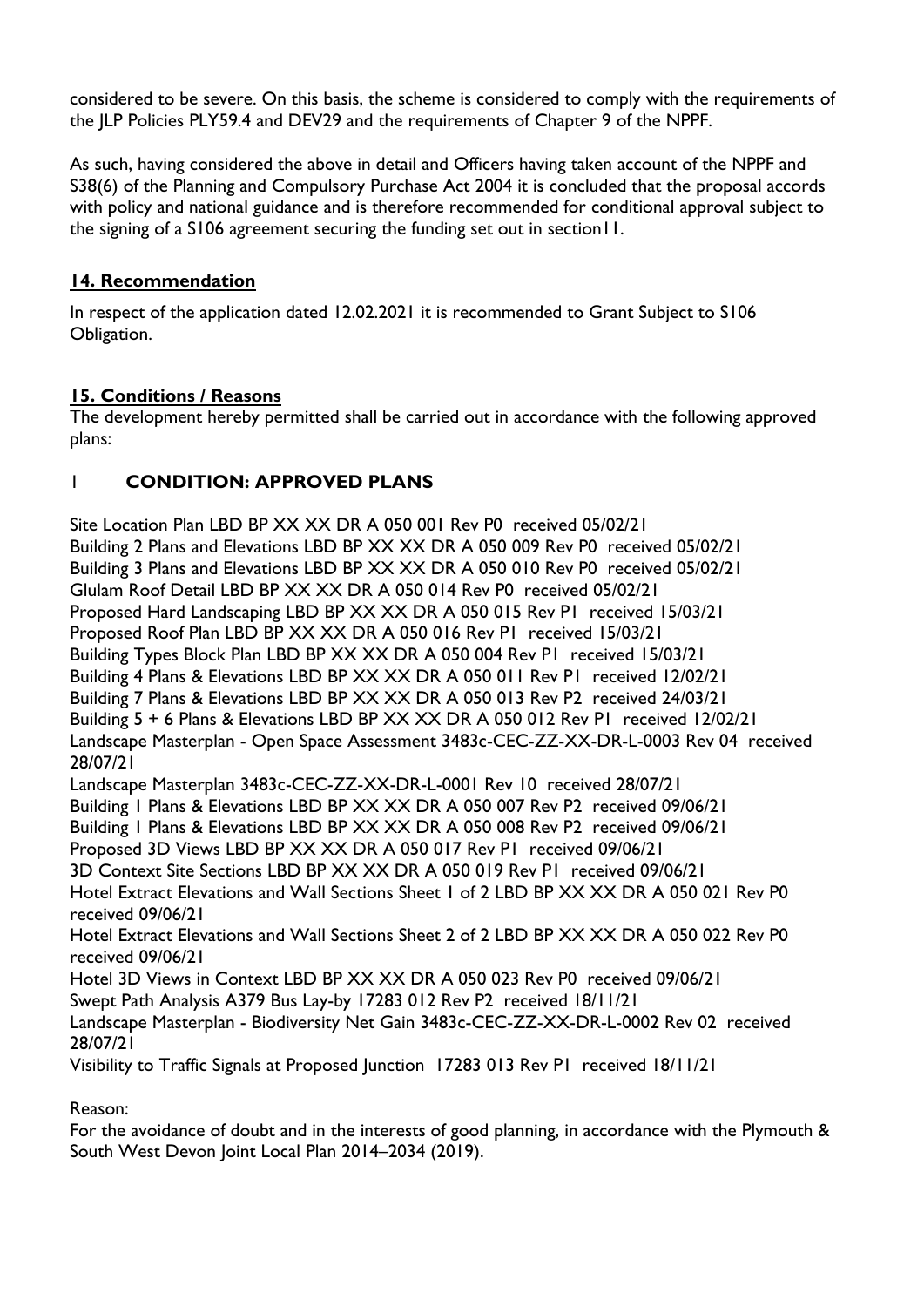considered to be severe. On this basis, the scheme is considered to comply with the requirements of the JLP Policies PLY59.4 and DEV29 and the requirements of Chapter 9 of the NPPF.

As such, having considered the above in detail and Officers having taken account of the NPPF and S38(6) of the Planning and Compulsory Purchase Act 2004 it is concluded that the proposal accords with policy and national guidance and is therefore recommended for conditional approval subject to the signing of a S106 agreement securing the funding set out in section11.

## 14. Recommendation

In respect of the application dated 12.02.2021 it is recommended to Grant Subject to S106 Obligation.

## 15. Conditions / Reasons

The development hereby permitted shall be carried out in accordance with the following approved plans:

### 1 CONDITION: APPROVED PLANS

Site Location Plan LBD BP XX XX DR A 050 001 Rev P0 received 05/02/21
Building 2 Plans and Elevations LBD BP XX XX DR A 050 009 Rev P0 received 05/02/21
Building 3 Plans and Elevations LBD BP XX XX DR A 050 010 Rev P0 received 05/02/21
Glulam Roof Detail LBD BP XX XX DR A 050 014 Rev P0 received 05/02/21
Proposed Hard Landscaping LBD BP XX XX DR A 050 015 Rev P1 received 15/03/21
Proposed Roof Plan LBD BP XX XX DR A 050 016 Rev P1 received 15/03/21
Building Types Block Plan LBD BP XX XX DR A 050 004 Rev P1 received 15/03/21
Building 4 Plans & Elevations LBD BP XX XX DR A 050 011 Rev P1 received 12/02/21
Building 7 Plans & Elevations LBD BP XX XX DR A 050 013 Rev P2 received 24/03/21
Building 5 + 6 Plans & Elevations LBD BP XX XX DR A 050 012 Rev P1 received 12/02/21
Landscape Masterplan - Open Space Assessment 3483c-CEC-ZZ-XX-DR-L-0003 Rev 04 received 28/07/21
Landscape Masterplan 3483c-CEC-ZZ-XX-DR-L-0001 Rev 10 received 28/07/21
Building 1 Plans & Elevations LBD BP XX XX DR A 050 007 Rev P2 received 09/06/21
Building 1 Plans & Elevations LBD BP XX XX DR A 050 008 Rev P2 received 09/06/21
Proposed 3D Views LBD BP XX XX DR A 050 017 Rev P1 received 09/06/21
3D Context Site Sections LBD BP XX XX DR A 050 019 Rev P1 received 09/06/21
Hotel Extract Elevations and Wall Sections Sheet 1 of 2 LBD BP XX XX DR A 050 021 Rev P0 received 09/06/21
Hotel Extract Elevations and Wall Sections Sheet 2 of 2 LBD BP XX XX DR A 050 022 Rev P0 received 09/06/21
Hotel 3D Views in Context LBD BP XX XX DR A 050 023 Rev P0 received 09/06/21
Swept Path Analysis A379 Bus Lay-by 17283 012 Rev P2 received 18/11/21
Landscape Masterplan - Biodiversity Net Gain 3483c-CEC-ZZ-XX-DR-L-0002 Rev 02 received 28/07/21
Visibility to Traffic Signals at Proposed Junction 17283 013 Rev P1 received 18/11/21

Reason:
For the avoidance of doubt and in the interests of good planning, in accordance with the Plymouth & South West Devon Joint Local Plan 2014–2034 (2019).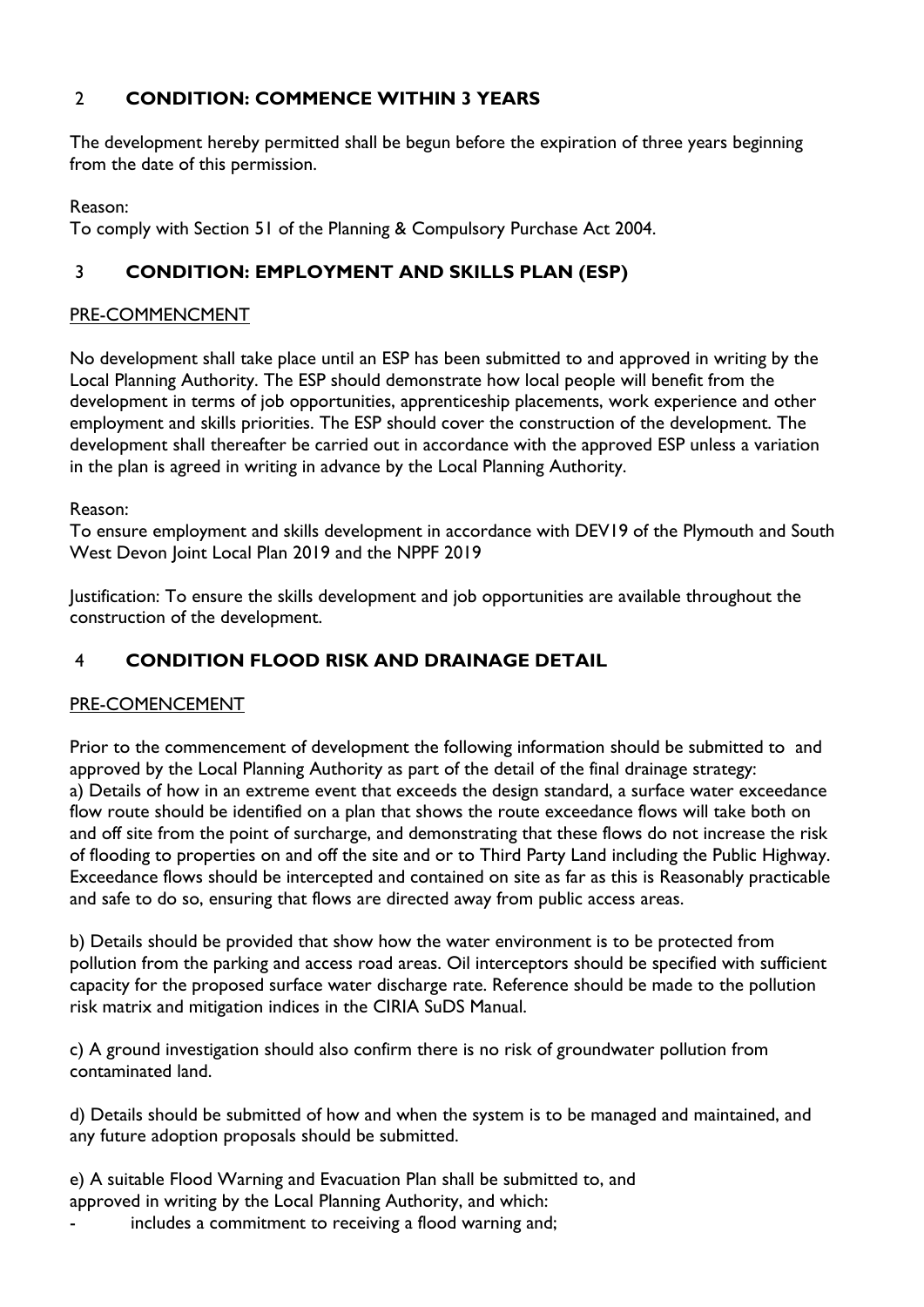## 2 CONDITION: COMMENCE WITHIN 3 YEARS

The development hereby permitted shall be begun before the expiration of three years beginning from the date of this permission.

Reason:
To comply with Section 51 of the Planning & Compulsory Purchase Act 2004.

## 3 CONDITION: EMPLOYMENT AND SKILLS PLAN (ESP)

PRE-COMMENCMENT

No development shall take place until an ESP has been submitted to and approved in writing by the Local Planning Authority. The ESP should demonstrate how local people will benefit from the development in terms of job opportunities, apprenticeship placements, work experience and other employment and skills priorities. The ESP should cover the construction of the development. The development shall thereafter be carried out in accordance with the approved ESP unless a variation in the plan is agreed in writing in advance by the Local Planning Authority.

Reason:
To ensure employment and skills development in accordance with DEV19 of the Plymouth and South West Devon Joint Local Plan 2019 and the NPPF 2019

Justification: To ensure the skills development and job opportunities are available throughout the construction of the development.

## 4 CONDITION FLOOD RISK AND DRAINAGE DETAIL

PRE-COMENCEMENT

Prior to the commencement of development the following information should be submitted to and approved by the Local Planning Authority as part of the detail of the final drainage strategy:
a) Details of how in an extreme event that exceeds the design standard, a surface water exceedance flow route should be identified on a plan that shows the route exceedance flows will take both on and off site from the point of surcharge, and demonstrating that these flows do not increase the risk of flooding to properties on and off the site and or to Third Party Land including the Public Highway. Exceedance flows should be intercepted and contained on site as far as this is Reasonably practicable and safe to do so, ensuring that flows are directed away from public access areas.

b) Details should be provided that show how the water environment is to be protected from pollution from the parking and access road areas. Oil interceptors should be specified with sufficient capacity for the proposed surface water discharge rate. Reference should be made to the pollution risk matrix and mitigation indices in the CIRIA SuDS Manual.

c) A ground investigation should also confirm there is no risk of groundwater pollution from contaminated land.

d) Details should be submitted of how and when the system is to be managed and maintained, and any future adoption proposals should be submitted.

e) A suitable Flood Warning and Evacuation Plan shall be submitted to, and approved in writing by the Local Planning Authority, and which:

- includes a commitment to receiving a flood warning and;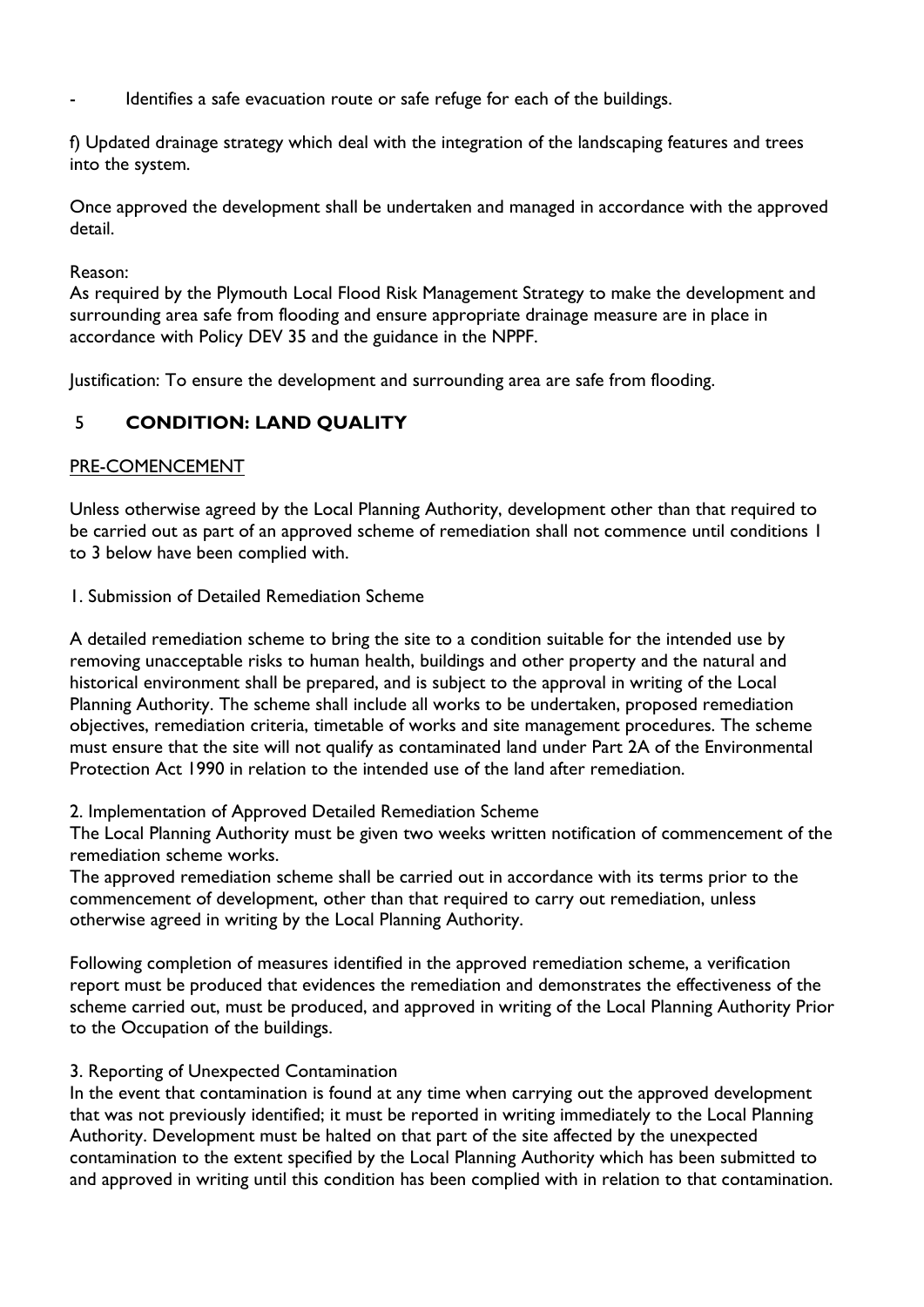- Identifies a safe evacuation route or safe refuge for each of the buildings.

f) Updated drainage strategy which deal with the integration of the landscaping features and trees into the system.

Once approved the development shall be undertaken and managed in accordance with the approved detail.

Reason:
As required by the Plymouth Local Flood Risk Management Strategy to make the development and surrounding area safe from flooding and ensure appropriate drainage measure are in place in accordance with Policy DEV 35 and the guidance in the NPPF.

Justification: To ensure the development and surrounding area are safe from flooding.

## 5 CONDITION: LAND QUALITY

PRE-COMENCEMENT

Unless otherwise agreed by the Local Planning Authority, development other than that required to be carried out as part of an approved scheme of remediation shall not commence until conditions 1 to 3 below have been complied with.

1. Submission of Detailed Remediation Scheme

A detailed remediation scheme to bring the site to a condition suitable for the intended use by removing unacceptable risks to human health, buildings and other property and the natural and historical environment shall be prepared, and is subject to the approval in writing of the Local Planning Authority. The scheme shall include all works to be undertaken, proposed remediation objectives, remediation criteria, timetable of works and site management procedures. The scheme must ensure that the site will not qualify as contaminated land under Part 2A of the Environmental Protection Act 1990 in relation to the intended use of the land after remediation.

2. Implementation of Approved Detailed Remediation Scheme
The Local Planning Authority must be given two weeks written notification of commencement of the remediation scheme works.
The approved remediation scheme shall be carried out in accordance with its terms prior to the commencement of development, other than that required to carry out remediation, unless otherwise agreed in writing by the Local Planning Authority.

Following completion of measures identified in the approved remediation scheme, a verification report must be produced that evidences the remediation and demonstrates the effectiveness of the scheme carried out, must be produced, and approved in writing of the Local Planning Authority Prior to the Occupation of the buildings.

3. Reporting of Unexpected Contamination
In the event that contamination is found at any time when carrying out the approved development that was not previously identified; it must be reported in writing immediately to the Local Planning Authority. Development must be halted on that part of the site affected by the unexpected contamination to the extent specified by the Local Planning Authority which has been submitted to and approved in writing until this condition has been complied with in relation to that contamination.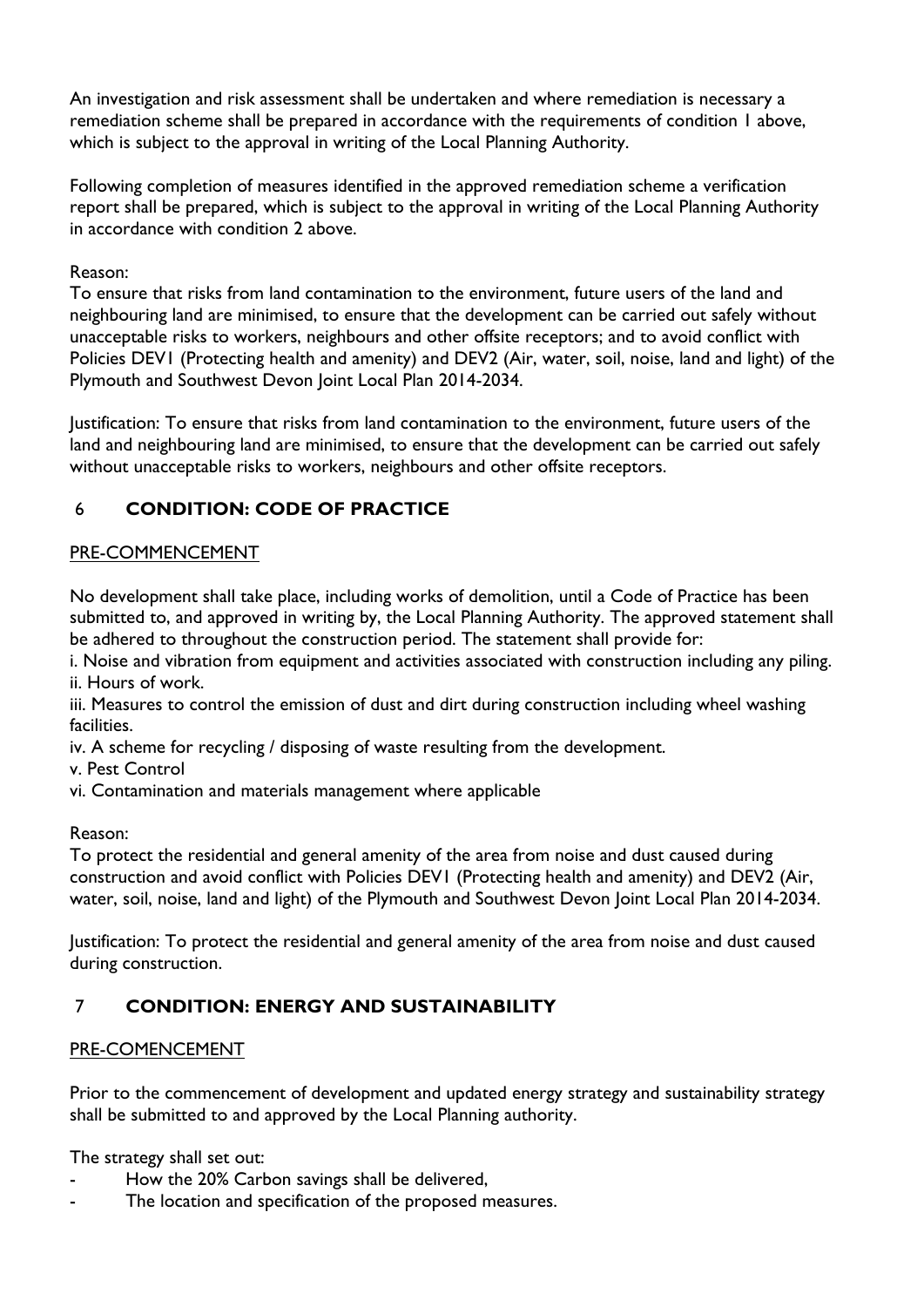An investigation and risk assessment shall be undertaken and where remediation is necessary a remediation scheme shall be prepared in accordance with the requirements of condition 1 above, which is subject to the approval in writing of the Local Planning Authority.

Following completion of measures identified in the approved remediation scheme a verification report shall be prepared, which is subject to the approval in writing of the Local Planning Authority in accordance with condition 2 above.

Reason:
To ensure that risks from land contamination to the environment, future users of the land and neighbouring land are minimised, to ensure that the development can be carried out safely without unacceptable risks to workers, neighbours and other offsite receptors; and to avoid conflict with Policies DEV1 (Protecting health and amenity) and DEV2 (Air, water, soil, noise, land and light) of the Plymouth and Southwest Devon Joint Local Plan 2014-2034.

Justification: To ensure that risks from land contamination to the environment, future users of the land and neighbouring land are minimised, to ensure that the development can be carried out safely without unacceptable risks to workers, neighbours and other offsite receptors.

## 6 CONDITION: CODE OF PRACTICE

PRE-COMMENCEMENT

No development shall take place, including works of demolition, until a Code of Practice has been submitted to, and approved in writing by, the Local Planning Authority. The approved statement shall be adhered to throughout the construction period. The statement shall provide for:

i. Noise and vibration from equipment and activities associated with construction including any piling.
ii. Hours of work.
iii. Measures to control the emission of dust and dirt during construction including wheel washing facilities.
iv. A scheme for recycling / disposing of waste resulting from the development.
v. Pest Control
vi. Contamination and materials management where applicable

Reason:
To protect the residential and general amenity of the area from noise and dust caused during construction and avoid conflict with Policies DEV1 (Protecting health and amenity) and DEV2 (Air, water, soil, noise, land and light) of the Plymouth and Southwest Devon Joint Local Plan 2014-2034.

Justification: To protect the residential and general amenity of the area from noise and dust caused during construction.

## 7 CONDITION: ENERGY AND SUSTAINABILITY

PRE-COMENCEMENT

Prior to the commencement of development and updated energy strategy and sustainability strategy shall be submitted to and approved by the Local Planning authority.

The strategy shall set out:

- How the 20% Carbon savings shall be delivered,
- The location and specification of the proposed measures.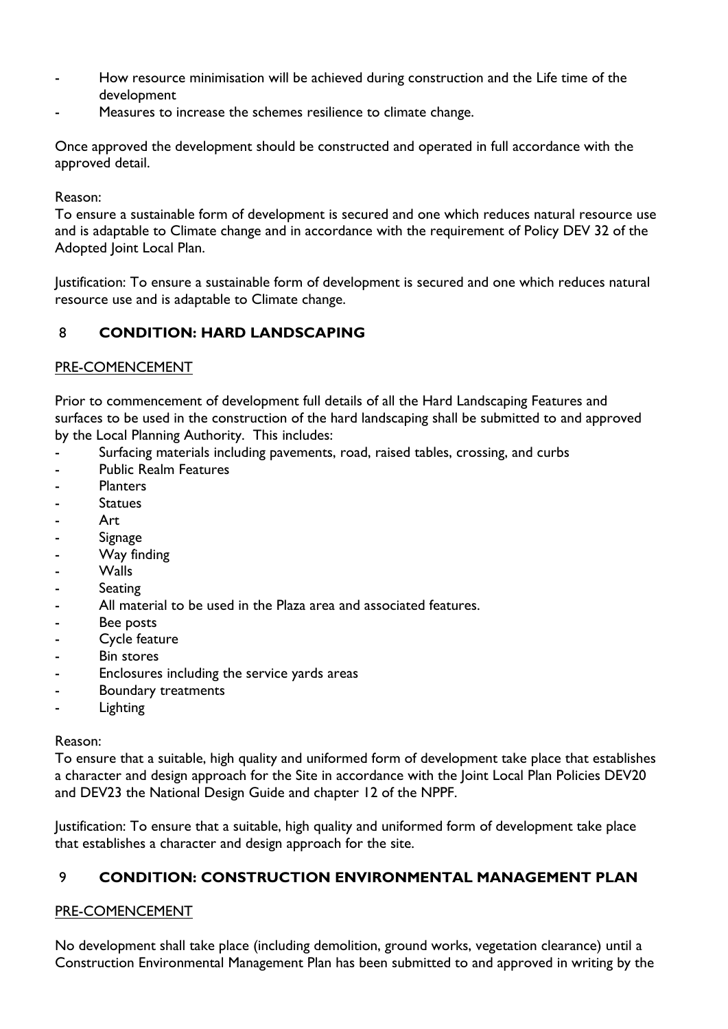- How resource minimisation will be achieved during construction and the Life time of the development
- Measures to increase the schemes resilience to climate change.

Once approved the development should be constructed and operated in full accordance with the approved detail.

Reason:
To ensure a sustainable form of development is secured and one which reduces natural resource use and is adaptable to Climate change and in accordance with the requirement of Policy DEV 32 of the Adopted Joint Local Plan.

Justification: To ensure a sustainable form of development is secured and one which reduces natural resource use and is adaptable to Climate change.

## 8 **CONDITION: HARD LANDSCAPING**

PRE-COMENCEMENT

Prior to commencement of development full details of all the Hard Landscaping Features and surfaces to be used in the construction of the hard landscaping shall be submitted to and approved by the Local Planning Authority. This includes:

- Surfacing materials including pavements, road, raised tables, crossing, and curbs
- Public Realm Features
- Planters
- Statues
- Art
- Signage
- Way finding
- Walls
- Seating
- All material to be used in the Plaza area and associated features.
- Bee posts
- Cycle feature
- Bin stores
- Enclosures including the service yards areas
- Boundary treatments
- Lighting

Reason:
To ensure that a suitable, high quality and uniformed form of development take place that establishes a character and design approach for the Site in accordance with the Joint Local Plan Policies DEV20 and DEV23 the National Design Guide and chapter 12 of the NPPF.

Justification: To ensure that a suitable, high quality and uniformed form of development take place that establishes a character and design approach for the site.

## 9 **CONDITION: CONSTRUCTION ENVIRONMENTAL MANAGEMENT PLAN**

PRE-COMENCEMENT

No development shall take place (including demolition, ground works, vegetation clearance) until a Construction Environmental Management Plan has been submitted to and approved in writing by the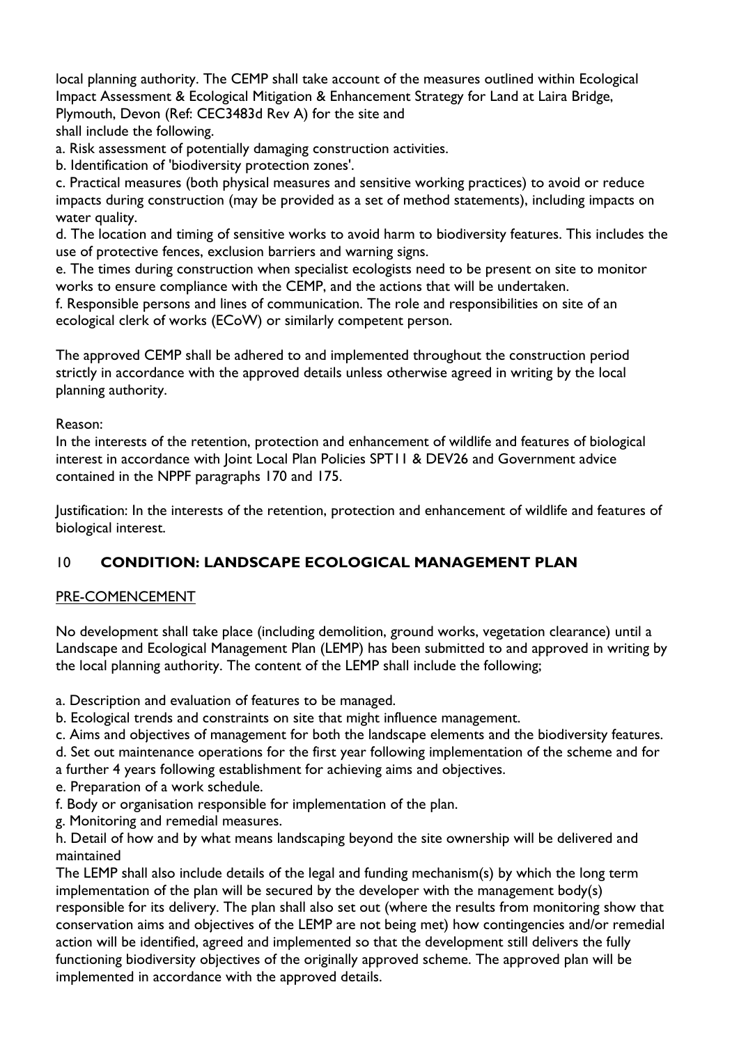local planning authority. The CEMP shall take account of the measures outlined within Ecological Impact Assessment & Ecological Mitigation & Enhancement Strategy for Land at Laira Bridge, Plymouth, Devon (Ref: CEC3483d Rev A) for the site and shall include the following.

a. Risk assessment of potentially damaging construction activities.
b. Identification of 'biodiversity protection zones'.
c. Practical measures (both physical measures and sensitive working practices) to avoid or reduce impacts during construction (may be provided as a set of method statements), including impacts on water quality.
d. The location and timing of sensitive works to avoid harm to biodiversity features. This includes the use of protective fences, exclusion barriers and warning signs.
e. The times during construction when specialist ecologists need to be present on site to monitor works to ensure compliance with the CEMP, and the actions that will be undertaken.
f. Responsible persons and lines of communication. The role and responsibilities on site of an ecological clerk of works (ECoW) or similarly competent person.

The approved CEMP shall be adhered to and implemented throughout the construction period strictly in accordance with the approved details unless otherwise agreed in writing by the local planning authority.

Reason:
In the interests of the retention, protection and enhancement of wildlife and features of biological interest in accordance with Joint Local Plan Policies SPT11 & DEV26 and Government advice contained in the NPPF paragraphs 170 and 175.

Justification: In the interests of the retention, protection and enhancement of wildlife and features of biological interest.

## 10 **CONDITION: LANDSCAPE ECOLOGICAL MANAGEMENT PLAN**

PRE-COMENCEMENT

No development shall take place (including demolition, ground works, vegetation clearance) until a Landscape and Ecological Management Plan (LEMP) has been submitted to and approved in writing by the local planning authority. The content of the LEMP shall include the following;

a. Description and evaluation of features to be managed.
b. Ecological trends and constraints on site that might influence management.
c. Aims and objectives of management for both the landscape elements and the biodiversity features.
d. Set out maintenance operations for the first year following implementation of the scheme and for a further 4 years following establishment for achieving aims and objectives.
e. Preparation of a work schedule.
f. Body or organisation responsible for implementation of the plan.
g. Monitoring and remedial measures.
h. Detail of how and by what means landscaping beyond the site ownership will be delivered and maintained

The LEMP shall also include details of the legal and funding mechanism(s) by which the long term implementation of the plan will be secured by the developer with the management body(s) responsible for its delivery. The plan shall also set out (where the results from monitoring show that conservation aims and objectives of the LEMP are not being met) how contingencies and/or remedial action will be identified, agreed and implemented so that the development still delivers the fully functioning biodiversity objectives of the originally approved scheme. The approved plan will be implemented in accordance with the approved details.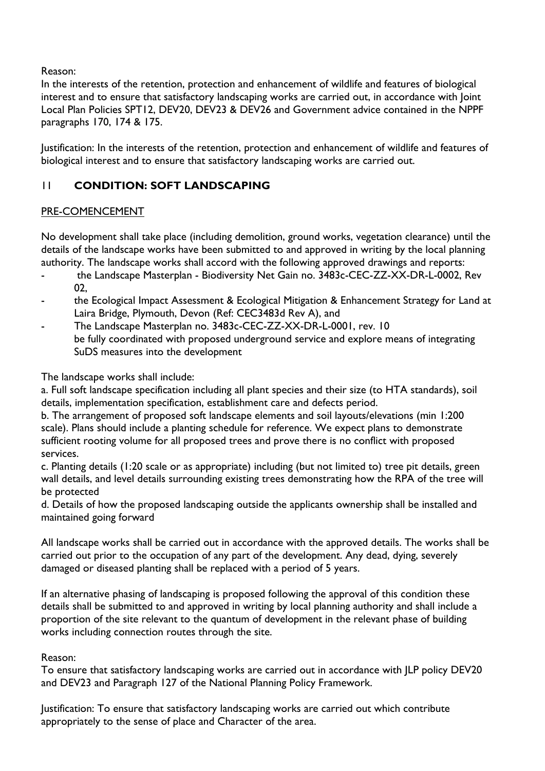Reason:
In the interests of the retention, protection and enhancement of wildlife and features of biological interest and to ensure that satisfactory landscaping works are carried out, in accordance with Joint Local Plan Policies SPT12, DEV20, DEV23 & DEV26 and Government advice contained in the NPPF paragraphs 170, 174 & 175.

Justification: In the interests of the retention, protection and enhancement of wildlife and features of biological interest and to ensure that satisfactory landscaping works are carried out.

## 11 CONDITION: SOFT LANDSCAPING

PRE-COMENCEMENT

No development shall take place (including demolition, ground works, vegetation clearance) until the details of the landscape works have been submitted to and approved in writing by the local planning authority. The landscape works shall accord with the following approved drawings and reports:

- the Landscape Masterplan - Biodiversity Net Gain no. 3483c-CEC-ZZ-XX-DR-L-0002, Rev 02,
- the Ecological Impact Assessment & Ecological Mitigation & Enhancement Strategy for Land at Laira Bridge, Plymouth, Devon (Ref: CEC3483d Rev A), and
- The Landscape Masterplan no. 3483c-CEC-ZZ-XX-DR-L-0001, rev. 10
  be fully coordinated with proposed underground service and explore means of integrating SuDS measures into the development

The landscape works shall include:

a. Full soft landscape specification including all plant species and their size (to HTA standards), soil details, implementation specification, establishment care and defects period.

b. The arrangement of proposed soft landscape elements and soil layouts/elevations (min 1:200 scale). Plans should include a planting schedule for reference. We expect plans to demonstrate sufficient rooting volume for all proposed trees and prove there is no conflict with proposed services.

c. Planting details (1:20 scale or as appropriate) including (but not limited to) tree pit details, green wall details, and level details surrounding existing trees demonstrating how the RPA of the tree will be protected

d. Details of how the proposed landscaping outside the applicants ownership shall be installed and maintained going forward

All landscape works shall be carried out in accordance with the approved details. The works shall be carried out prior to the occupation of any part of the development. Any dead, dying, severely damaged or diseased planting shall be replaced with a period of 5 years.

If an alternative phasing of landscaping is proposed following the approval of this condition these details shall be submitted to and approved in writing by local planning authority and shall include a proportion of the site relevant to the quantum of development in the relevant phase of building works including connection routes through the site.

Reason:
To ensure that satisfactory landscaping works are carried out in accordance with JLP policy DEV20 and DEV23 and Paragraph 127 of the National Planning Policy Framework.

Justification: To ensure that satisfactory landscaping works are carried out which contribute appropriately to the sense of place and Character of the area.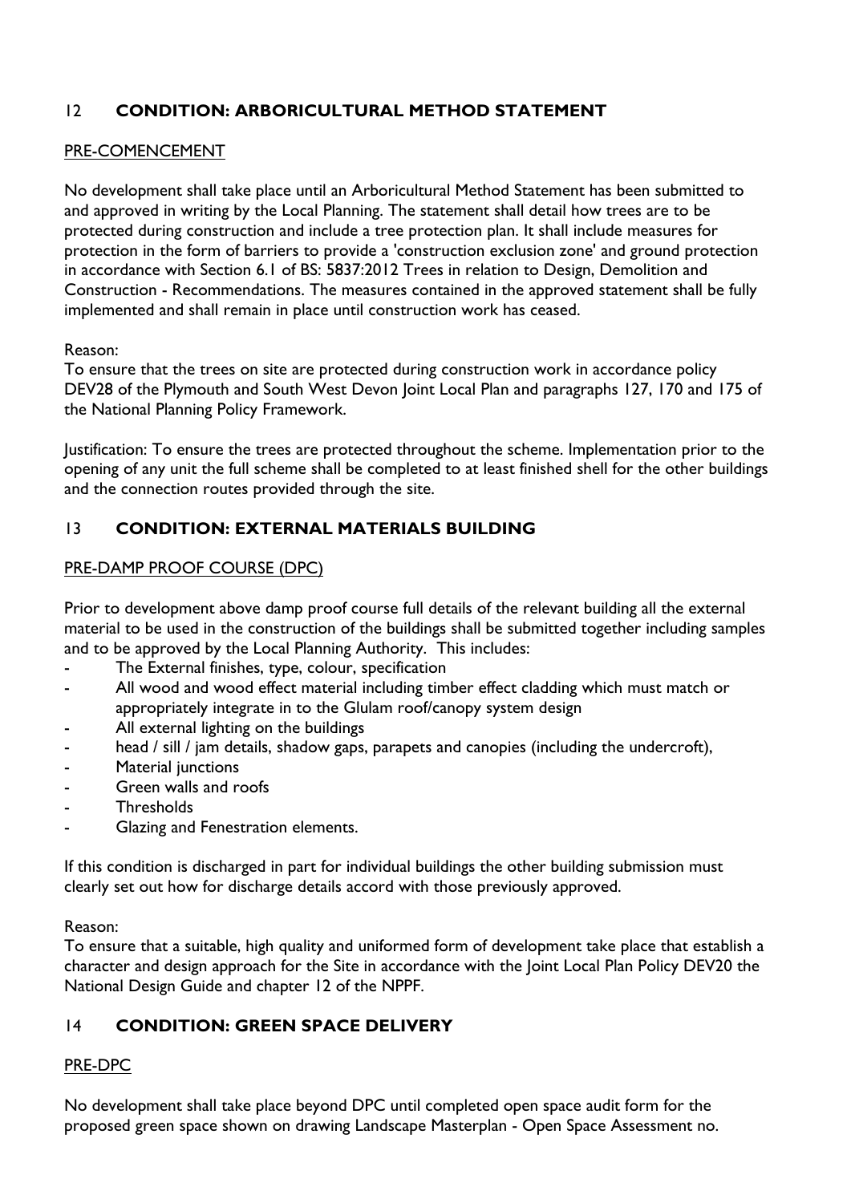## 12 **CONDITION: ARBORICULTURAL METHOD STATEMENT**

PRE-COMENCEMENT

No development shall take place until an Arboricultural Method Statement has been submitted to and approved in writing by the Local Planning. The statement shall detail how trees are to be protected during construction and include a tree protection plan. It shall include measures for protection in the form of barriers to provide a 'construction exclusion zone' and ground protection in accordance with Section 6.1 of BS: 5837:2012 Trees in relation to Design, Demolition and Construction - Recommendations. The measures contained in the approved statement shall be fully implemented and shall remain in place until construction work has ceased.

Reason:
To ensure that the trees on site are protected during construction work in accordance policy DEV28 of the Plymouth and South West Devon Joint Local Plan and paragraphs 127, 170 and 175 of the National Planning Policy Framework.

Justification: To ensure the trees are protected throughout the scheme. Implementation prior to the opening of any unit the full scheme shall be completed to at least finished shell for the other buildings and the connection routes provided through the site.

## 13 **CONDITION: EXTERNAL MATERIALS BUILDING**

PRE-DAMP PROOF COURSE (DPC)

Prior to development above damp proof course full details of the relevant building all the external material to be used in the construction of the buildings shall be submitted together including samples and to be approved by the Local Planning Authority. This includes:

- The External finishes, type, colour, specification
- All wood and wood effect material including timber effect cladding which must match or appropriately integrate in to the Glulam roof/canopy system design
- All external lighting on the buildings
- head / sill / jam details, shadow gaps, parapets and canopies (including the undercroft),
- Material junctions
- Green walls and roofs
- Thresholds
- Glazing and Fenestration elements.

If this condition is discharged in part for individual buildings the other building submission must clearly set out how for discharge details accord with those previously approved.

Reason:
To ensure that a suitable, high quality and uniformed form of development take place that establish a character and design approach for the Site in accordance with the Joint Local Plan Policy DEV20 the National Design Guide and chapter 12 of the NPPF.

## 14 **CONDITION: GREEN SPACE DELIVERY**

PRE-DPC

No development shall take place beyond DPC until completed open space audit form for the proposed green space shown on drawing Landscape Masterplan - Open Space Assessment no.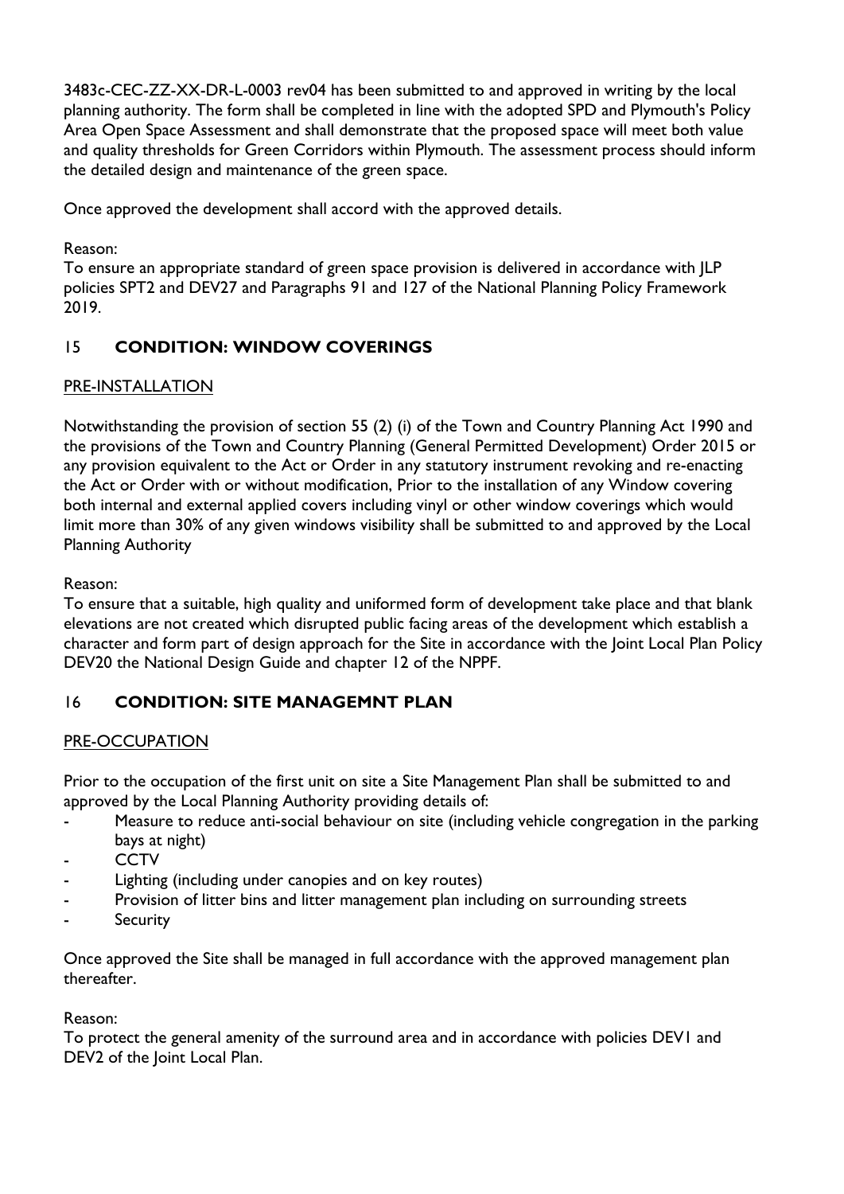3483c-CEC-ZZ-XX-DR-L-0003 rev04 has been submitted to and approved in writing by the local planning authority. The form shall be completed in line with the adopted SPD and Plymouth's Policy Area Open Space Assessment and shall demonstrate that the proposed space will meet both value and quality thresholds for Green Corridors within Plymouth. The assessment process should inform the detailed design and maintenance of the green space.

Once approved the development shall accord with the approved details.

Reason:
To ensure an appropriate standard of green space provision is delivered in accordance with JLP policies SPT2 and DEV27 and Paragraphs 91 and 127 of the National Planning Policy Framework 2019.

## 15 **CONDITION: WINDOW COVERINGS**

PRE-INSTALLATION

Notwithstanding the provision of section 55 (2) (i) of the Town and Country Planning Act 1990 and the provisions of the Town and Country Planning (General Permitted Development) Order 2015 or any provision equivalent to the Act or Order in any statutory instrument revoking and re-enacting the Act or Order with or without modification, Prior to the installation of any Window covering both internal and external applied covers including vinyl or other window coverings which would limit more than 30% of any given windows visibility shall be submitted to and approved by the Local Planning Authority

Reason:
To ensure that a suitable, high quality and uniformed form of development take place and that blank elevations are not created which disrupted public facing areas of the development which establish a character and form part of design approach for the Site in accordance with the Joint Local Plan Policy DEV20 the National Design Guide and chapter 12 of the NPPF.

## 16 **CONDITION: SITE MANAGEMNT PLAN**

PRE-OCCUPATION

Prior to the occupation of the first unit on site a Site Management Plan shall be submitted to and approved by the Local Planning Authority providing details of:

- Measure to reduce anti-social behaviour on site (including vehicle congregation in the parking bays at night)
- CCTV
- Lighting (including under canopies and on key routes)
- Provision of litter bins and litter management plan including on surrounding streets
- Security

Once approved the Site shall be managed in full accordance with the approved management plan thereafter.

Reason:
To protect the general amenity of the surround area and in accordance with policies DEV1 and DEV2 of the Joint Local Plan.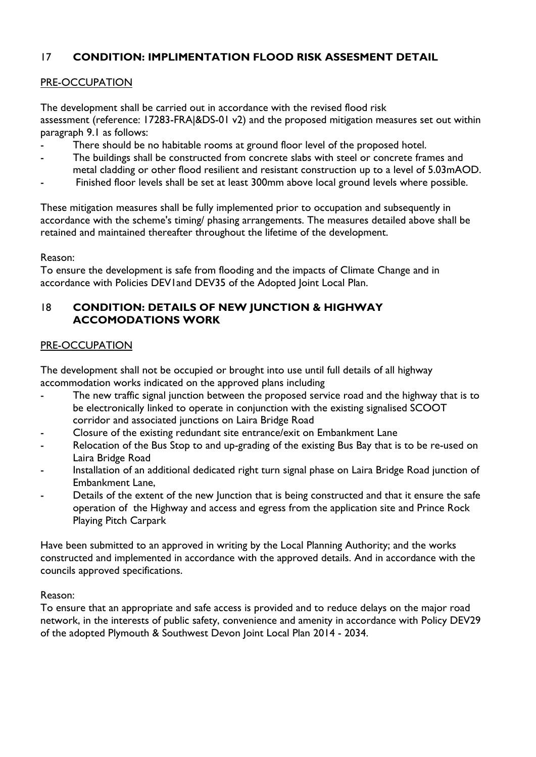## 17 CONDITION: IMPLIMENTATION FLOOD RISK ASSESMENT DETAIL

PRE-OCCUPATION

The development shall be carried out in accordance with the revised flood risk assessment (reference: 17283-FRA|&DS-01 v2) and the proposed mitigation measures set out within paragraph 9.1 as follows:

- There should be no habitable rooms at ground floor level of the proposed hotel.
- The buildings shall be constructed from concrete slabs with steel or concrete frames and metal cladding or other flood resilient and resistant construction up to a level of 5.03mAOD.
- Finished floor levels shall be set at least 300mm above local ground levels where possible.

These mitigation measures shall be fully implemented prior to occupation and subsequently in accordance with the scheme's timing/ phasing arrangements. The measures detailed above shall be retained and maintained thereafter throughout the lifetime of the development.

Reason:
To ensure the development is safe from flooding and the impacts of Climate Change and in accordance with Policies DEV1and DEV35 of the Adopted Joint Local Plan.

## 18 CONDITION: DETAILS OF NEW JUNCTION & HIGHWAY ACCOMODATIONS WORK

PRE-OCCUPATION

The development shall not be occupied or brought into use until full details of all highway accommodation works indicated on the approved plans including

- The new traffic signal junction between the proposed service road and the highway that is to be electronically linked to operate in conjunction with the existing signalised SCOOT corridor and associated junctions on Laira Bridge Road
- Closure of the existing redundant site entrance/exit on Embankment Lane
- Relocation of the Bus Stop to and up-grading of the existing Bus Bay that is to be re-used on Laira Bridge Road
- Installation of an additional dedicated right turn signal phase on Laira Bridge Road junction of Embankment Lane,
- Details of the extent of the new Junction that is being constructed and that it ensure the safe operation of the Highway and access and egress from the application site and Prince Rock Playing Pitch Carpark

Have been submitted to an approved in writing by the Local Planning Authority; and the works constructed and implemented in accordance with the approved details. And in accordance with the councils approved specifications.

Reason:
To ensure that an appropriate and safe access is provided and to reduce delays on the major road network, in the interests of public safety, convenience and amenity in accordance with Policy DEV29 of the adopted Plymouth & Southwest Devon Joint Local Plan 2014 - 2034.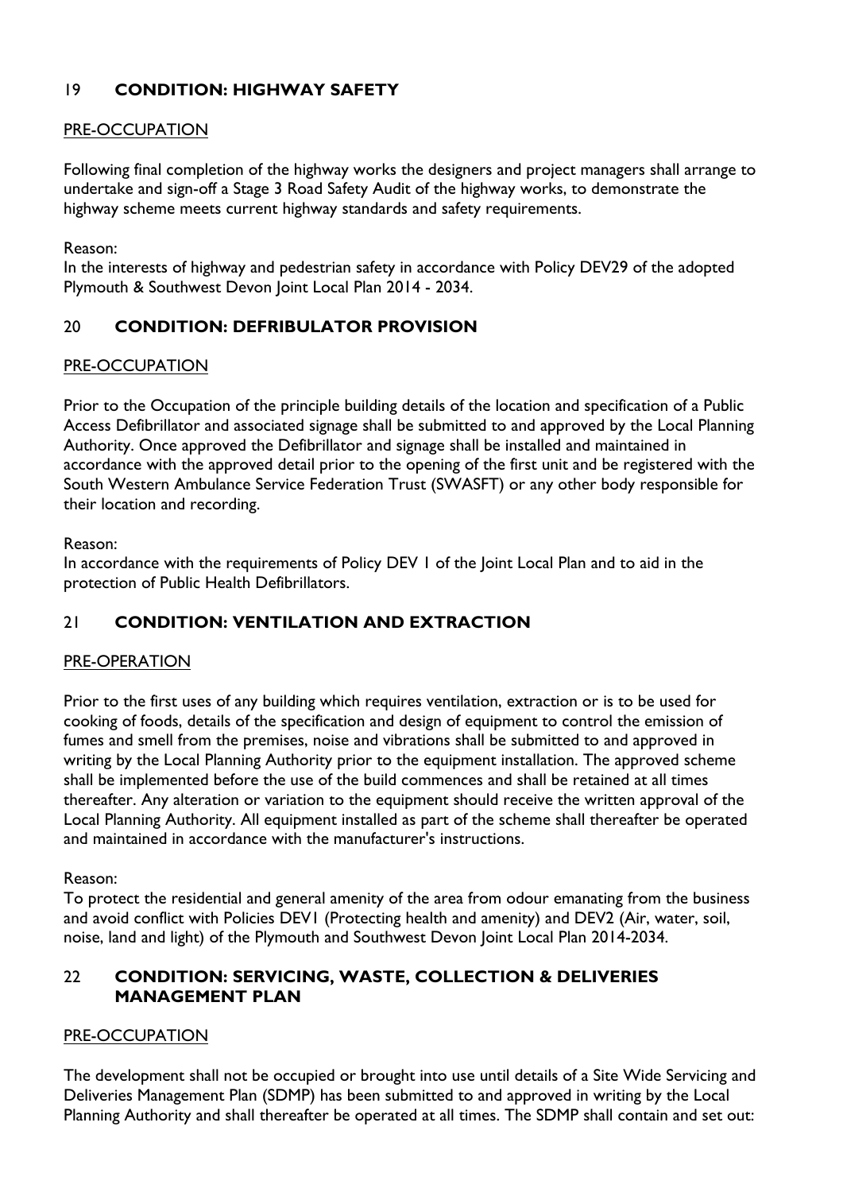## 19 **CONDITION: HIGHWAY SAFETY**

PRE-OCCUPATION

Following final completion of the highway works the designers and project managers shall arrange to undertake and sign-off a Stage 3 Road Safety Audit of the highway works, to demonstrate the highway scheme meets current highway standards and safety requirements.

Reason:
In the interests of highway and pedestrian safety in accordance with Policy DEV29 of the adopted Plymouth & Southwest Devon Joint Local Plan 2014 - 2034.

## 20 **CONDITION: DEFRIBULATOR PROVISION**

PRE-OCCUPATION

Prior to the Occupation of the principle building details of the location and specification of a Public Access Defibrillator and associated signage shall be submitted to and approved by the Local Planning Authority. Once approved the Defibrillator and signage shall be installed and maintained in accordance with the approved detail prior to the opening of the first unit and be registered with the South Western Ambulance Service Federation Trust (SWASFT) or any other body responsible for their location and recording.

Reason:
In accordance with the requirements of Policy DEV 1 of the Joint Local Plan and to aid in the protection of Public Health Defibrillators.

## 21 **CONDITION: VENTILATION AND EXTRACTION**

PRE-OPERATION

Prior to the first uses of any building which requires ventilation, extraction or is to be used for cooking of foods, details of the specification and design of equipment to control the emission of fumes and smell from the premises, noise and vibrations shall be submitted to and approved in writing by the Local Planning Authority prior to the equipment installation. The approved scheme shall be implemented before the use of the build commences and shall be retained at all times thereafter. Any alteration or variation to the equipment should receive the written approval of the Local Planning Authority. All equipment installed as part of the scheme shall thereafter be operated and maintained in accordance with the manufacturer's instructions.

Reason:
To protect the residential and general amenity of the area from odour emanating from the business and avoid conflict with Policies DEV1 (Protecting health and amenity) and DEV2 (Air, water, soil, noise, land and light) of the Plymouth and Southwest Devon Joint Local Plan 2014-2034.

## 22 **CONDITION: SERVICING, WASTE, COLLECTION & DELIVERIES MANAGEMENT PLAN**

PRE-OCCUPATION

The development shall not be occupied or brought into use until details of a Site Wide Servicing and Deliveries Management Plan (SDMP) has been submitted to and approved in writing by the Local Planning Authority and shall thereafter be operated at all times. The SDMP shall contain and set out: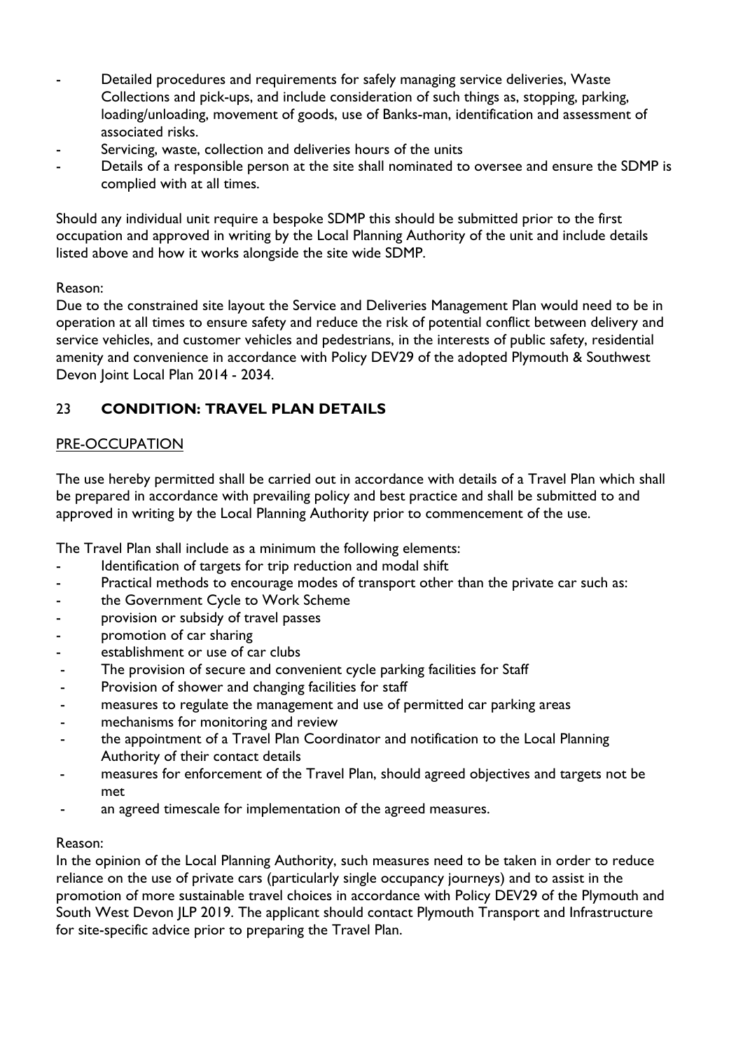- Detailed procedures and requirements for safely managing service deliveries, Waste Collections and pick-ups, and include consideration of such things as, stopping, parking, loading/unloading, movement of goods, use of Banks-man, identification and assessment of associated risks.
- Servicing, waste, collection and deliveries hours of the units
- Details of a responsible person at the site shall nominated to oversee and ensure the SDMP is complied with at all times.

Should any individual unit require a bespoke SDMP this should be submitted prior to the first occupation and approved in writing by the Local Planning Authority of the unit and include details listed above and how it works alongside the site wide SDMP.

Reason:
Due to the constrained site layout the Service and Deliveries Management Plan would need to be in operation at all times to ensure safety and reduce the risk of potential conflict between delivery and service vehicles, and customer vehicles and pedestrians, in the interests of public safety, residential amenity and convenience in accordance with Policy DEV29 of the adopted Plymouth & Southwest Devon Joint Local Plan 2014 - 2034.

## 23 **CONDITION: TRAVEL PLAN DETAILS**

<u>PRE-OCCUPATION</u>

The use hereby permitted shall be carried out in accordance with details of a Travel Plan which shall be prepared in accordance with prevailing policy and best practice and shall be submitted to and approved in writing by the Local Planning Authority prior to commencement of the use.

The Travel Plan shall include as a minimum the following elements:

- Identification of targets for trip reduction and modal shift
- Practical methods to encourage modes of transport other than the private car such as:
- the Government Cycle to Work Scheme
- provision or subsidy of travel passes
- promotion of car sharing
- establishment or use of car clubs
- The provision of secure and convenient cycle parking facilities for Staff
- Provision of shower and changing facilities for staff
- measures to regulate the management and use of permitted car parking areas
- mechanisms for monitoring and review
- the appointment of a Travel Plan Coordinator and notification to the Local Planning Authority of their contact details
- measures for enforcement of the Travel Plan, should agreed objectives and targets not be met
- an agreed timescale for implementation of the agreed measures.

Reason:
In the opinion of the Local Planning Authority, such measures need to be taken in order to reduce reliance on the use of private cars (particularly single occupancy journeys) and to assist in the promotion of more sustainable travel choices in accordance with Policy DEV29 of the Plymouth and South West Devon JLP 2019. The applicant should contact Plymouth Transport and Infrastructure for site-specific advice prior to preparing the Travel Plan.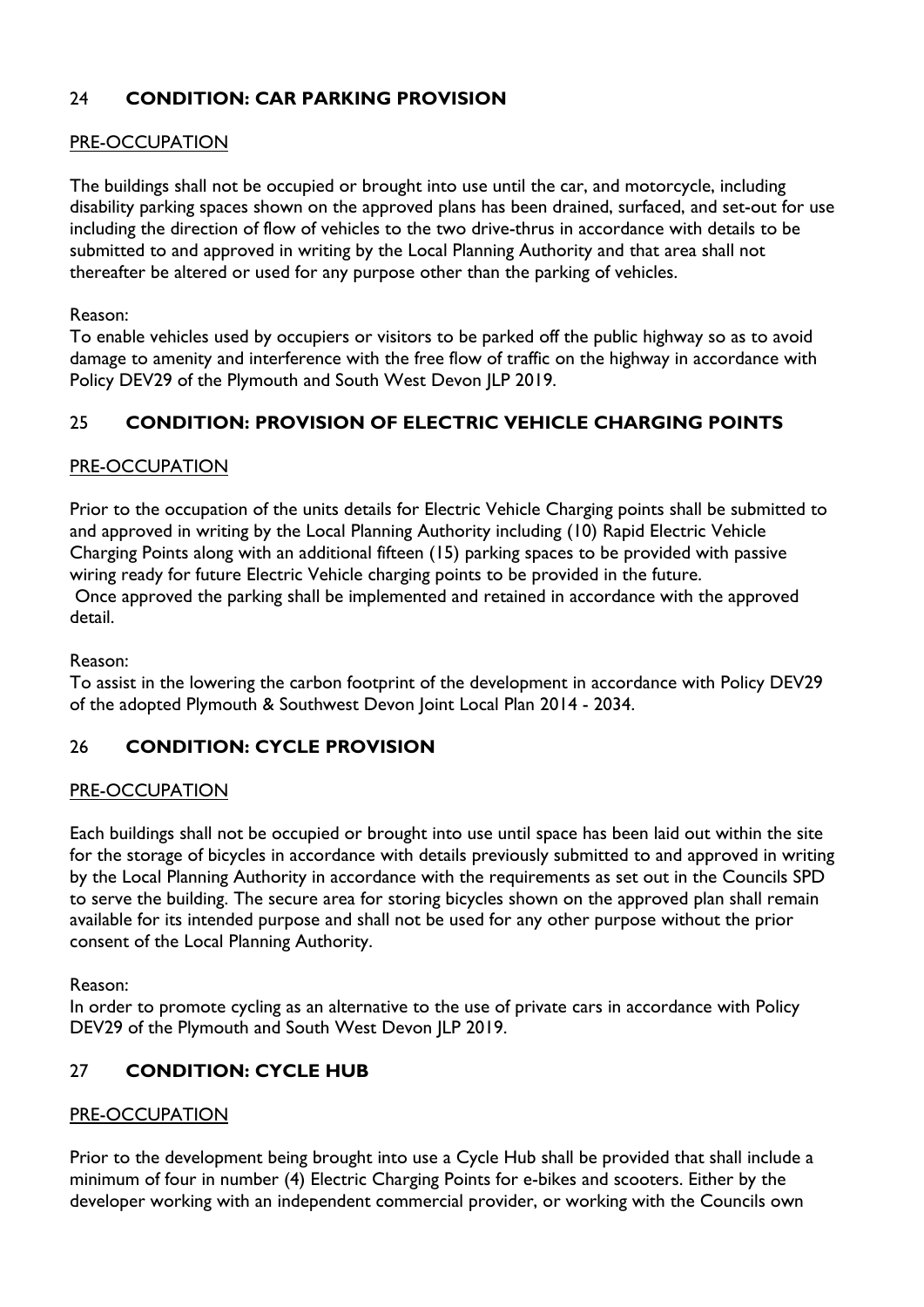## 24 **CONDITION: CAR PARKING PROVISION**

PRE-OCCUPATION

The buildings shall not be occupied or brought into use until the car, and motorcycle, including disability parking spaces shown on the approved plans has been drained, surfaced, and set-out for use including the direction of flow of vehicles to the two drive-thrus in accordance with details to be submitted to and approved in writing by the Local Planning Authority and that area shall not thereafter be altered or used for any purpose other than the parking of vehicles.

Reason:
To enable vehicles used by occupiers or visitors to be parked off the public highway so as to avoid damage to amenity and interference with the free flow of traffic on the highway in accordance with Policy DEV29 of the Plymouth and South West Devon JLP 2019.

## 25 **CONDITION: PROVISION OF ELECTRIC VEHICLE CHARGING POINTS**

PRE-OCCUPATION

Prior to the occupation of the units details for Electric Vehicle Charging points shall be submitted to and approved in writing by the Local Planning Authority including (10) Rapid Electric Vehicle Charging Points along with an additional fifteen (15) parking spaces to be provided with passive wiring ready for future Electric Vehicle charging points to be provided in the future.
Once approved the parking shall be implemented and retained in accordance with the approved detail.

Reason:
To assist in the lowering the carbon footprint of the development in accordance with Policy DEV29 of the adopted Plymouth & Southwest Devon Joint Local Plan 2014 - 2034.

## 26 **CONDITION: CYCLE PROVISION**

PRE-OCCUPATION

Each buildings shall not be occupied or brought into use until space has been laid out within the site for the storage of bicycles in accordance with details previously submitted to and approved in writing by the Local Planning Authority in accordance with the requirements as set out in the Councils SPD to serve the building. The secure area for storing bicycles shown on the approved plan shall remain available for its intended purpose and shall not be used for any other purpose without the prior consent of the Local Planning Authority.

Reason:
In order to promote cycling as an alternative to the use of private cars in accordance with Policy DEV29 of the Plymouth and South West Devon JLP 2019.

## 27 **CONDITION: CYCLE HUB**

PRE-OCCUPATION

Prior to the development being brought into use a Cycle Hub shall be provided that shall include a minimum of four in number (4) Electric Charging Points for e-bikes and scooters. Either by the developer working with an independent commercial provider, or working with the Councils own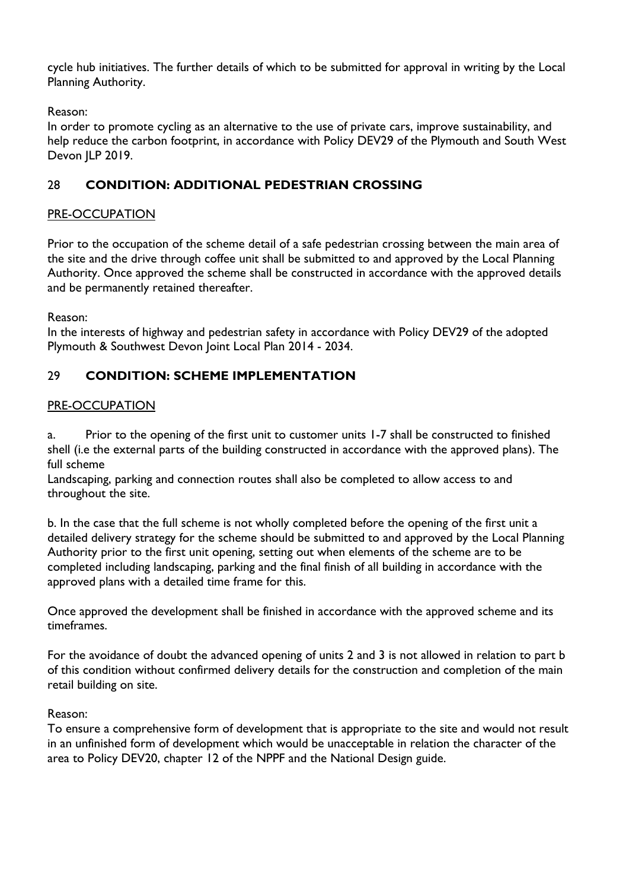cycle hub initiatives. The further details of which to be submitted for approval in writing by the Local Planning Authority.

Reason:
In order to promote cycling as an alternative to the use of private cars, improve sustainability, and help reduce the carbon footprint, in accordance with Policy DEV29 of the Plymouth and South West Devon JLP 2019.

## 28 **CONDITION: ADDITIONAL PEDESTRIAN CROSSING**

PRE-OCCUPATION

Prior to the occupation of the scheme detail of a safe pedestrian crossing between the main area of the site and the drive through coffee unit shall be submitted to and approved by the Local Planning Authority. Once approved the scheme shall be constructed in accordance with the approved details and be permanently retained thereafter.

Reason:
In the interests of highway and pedestrian safety in accordance with Policy DEV29 of the adopted Plymouth & Southwest Devon Joint Local Plan 2014 - 2034.

## 29 **CONDITION: SCHEME IMPLEMENTATION**

PRE-OCCUPATION

a. Prior to the opening of the first unit to customer units 1-7 shall be constructed to finished shell (i.e the external parts of the building constructed in accordance with the approved plans). The full scheme
Landscaping, parking and connection routes shall also be completed to allow access to and throughout the site.

b. In the case that the full scheme is not wholly completed before the opening of the first unit a detailed delivery strategy for the scheme should be submitted to and approved by the Local Planning Authority prior to the first unit opening, setting out when elements of the scheme are to be completed including landscaping, parking and the final finish of all building in accordance with the approved plans with a detailed time frame for this.

Once approved the development shall be finished in accordance with the approved scheme and its timeframes.

For the avoidance of doubt the advanced opening of units 2 and 3 is not allowed in relation to part b of this condition without confirmed delivery details for the construction and completion of the main retail building on site.

Reason:
To ensure a comprehensive form of development that is appropriate to the site and would not result in an unfinished form of development which would be unacceptable in relation the character of the area to Policy DEV20, chapter 12 of the NPPF and the National Design guide.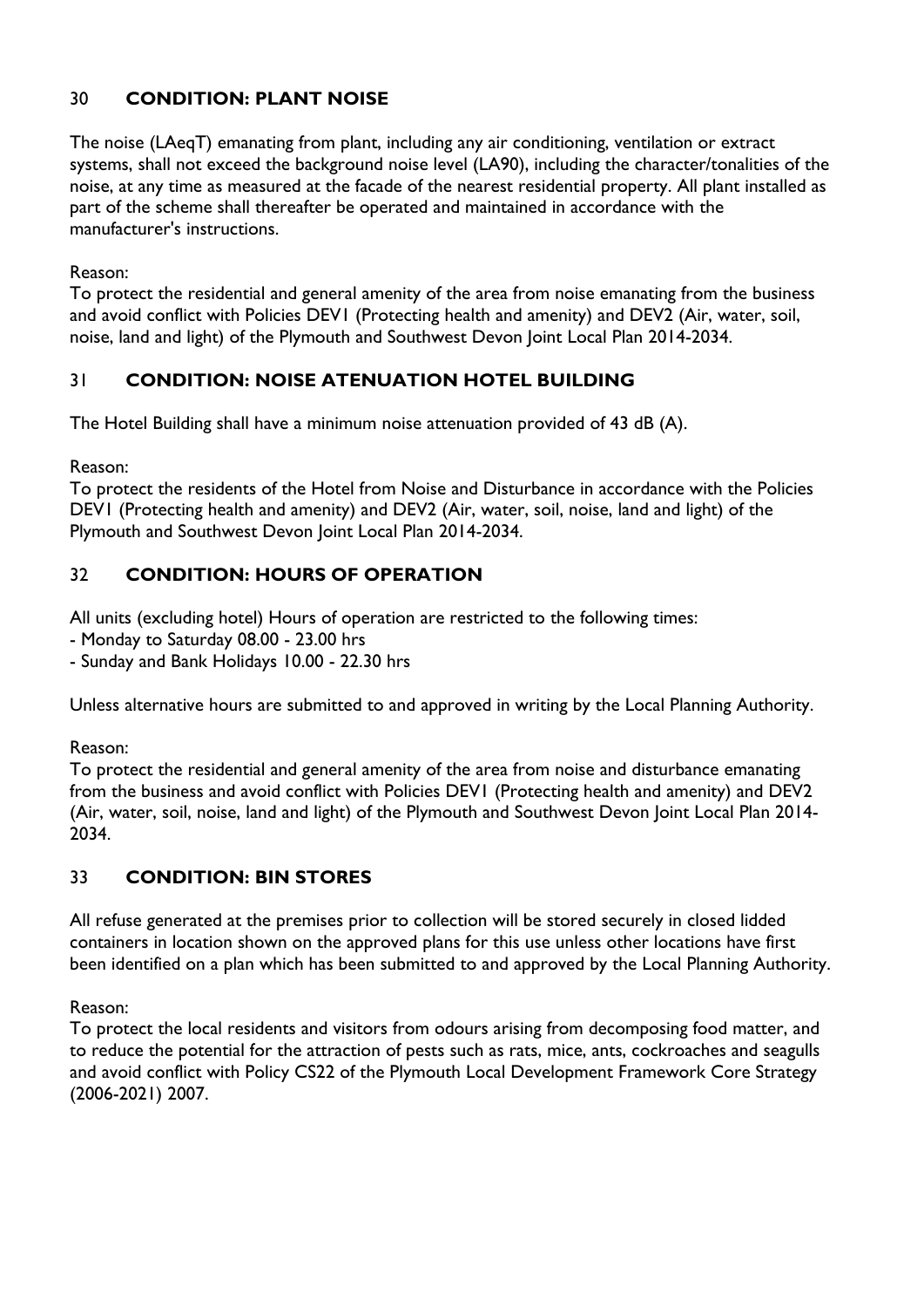## 30 **CONDITION: PLANT NOISE**

The noise (LAeqT) emanating from plant, including any air conditioning, ventilation or extract systems, shall not exceed the background noise level (LA90), including the character/tonalities of the noise, at any time as measured at the facade of the nearest residential property. All plant installed as part of the scheme shall thereafter be operated and maintained in accordance with the manufacturer's instructions.

Reason:
To protect the residential and general amenity of the area from noise emanating from the business and avoid conflict with Policies DEV1 (Protecting health and amenity) and DEV2 (Air, water, soil, noise, land and light) of the Plymouth and Southwest Devon Joint Local Plan 2014-2034.

## 31 **CONDITION: NOISE ATENUATION HOTEL BUILDING**

The Hotel Building shall have a minimum noise attenuation provided of 43 dB (A).

Reason:
To protect the residents of the Hotel from Noise and Disturbance in accordance with the Policies DEV1 (Protecting health and amenity) and DEV2 (Air, water, soil, noise, land and light) of the Plymouth and Southwest Devon Joint Local Plan 2014-2034.

## 32 **CONDITION: HOURS OF OPERATION**

All units (excluding hotel) Hours of operation are restricted to the following times:
- Monday to Saturday 08.00 - 23.00 hrs
- Sunday and Bank Holidays 10.00 - 22.30 hrs

Unless alternative hours are submitted to and approved in writing by the Local Planning Authority.

Reason:
To protect the residential and general amenity of the area from noise and disturbance emanating from the business and avoid conflict with Policies DEV1 (Protecting health and amenity) and DEV2 (Air, water, soil, noise, land and light) of the Plymouth and Southwest Devon Joint Local Plan 2014-2034.

## 33 **CONDITION: BIN STORES**

All refuse generated at the premises prior to collection will be stored securely in closed lidded containers in location shown on the approved plans for this use unless other locations have first been identified on a plan which has been submitted to and approved by the Local Planning Authority.

Reason:
To protect the local residents and visitors from odours arising from decomposing food matter, and to reduce the potential for the attraction of pests such as rats, mice, ants, cockroaches and seagulls and avoid conflict with Policy CS22 of the Plymouth Local Development Framework Core Strategy (2006-2021) 2007.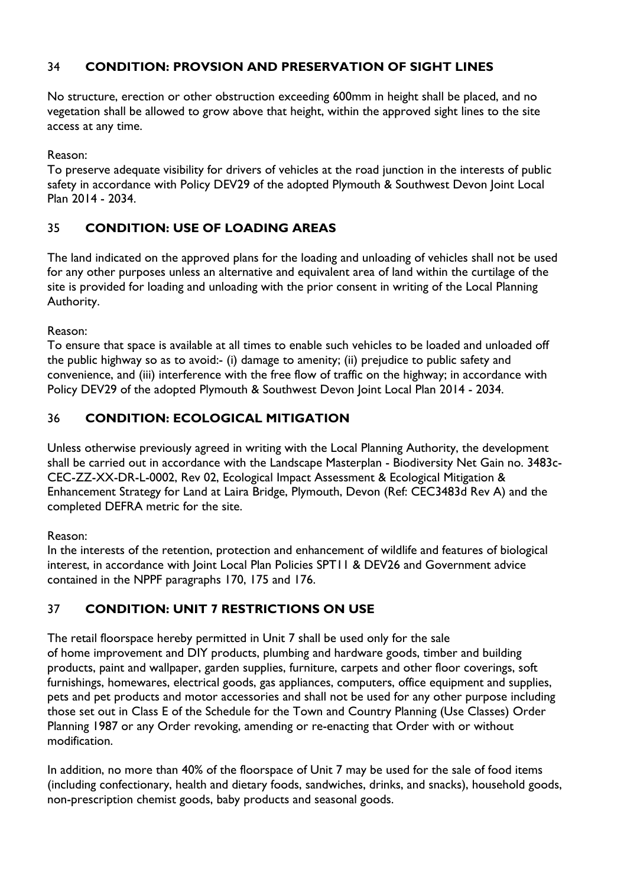## 34 CONDITION: PROVSION AND PRESERVATION OF SIGHT LINES

No structure, erection or other obstruction exceeding 600mm in height shall be placed, and no vegetation shall be allowed to grow above that height, within the approved sight lines to the site access at any time.

Reason:
To preserve adequate visibility for drivers of vehicles at the road junction in the interests of public safety in accordance with Policy DEV29 of the adopted Plymouth & Southwest Devon Joint Local Plan 2014 - 2034.

## 35 CONDITION: USE OF LOADING AREAS

The land indicated on the approved plans for the loading and unloading of vehicles shall not be used for any other purposes unless an alternative and equivalent area of land within the curtilage of the site is provided for loading and unloading with the prior consent in writing of the Local Planning Authority.

Reason:
To ensure that space is available at all times to enable such vehicles to be loaded and unloaded off the public highway so as to avoid:- (i) damage to amenity; (ii) prejudice to public safety and convenience, and (iii) interference with the free flow of traffic on the highway; in accordance with Policy DEV29 of the adopted Plymouth & Southwest Devon Joint Local Plan 2014 - 2034.

## 36 CONDITION: ECOLOGICAL MITIGATION

Unless otherwise previously agreed in writing with the Local Planning Authority, the development shall be carried out in accordance with the Landscape Masterplan - Biodiversity Net Gain no. 3483c-CEC-ZZ-XX-DR-L-0002, Rev 02, Ecological Impact Assessment & Ecological Mitigation & Enhancement Strategy for Land at Laira Bridge, Plymouth, Devon (Ref: CEC3483d Rev A) and the completed DEFRA metric for the site.

Reason:
In the interests of the retention, protection and enhancement of wildlife and features of biological interest, in accordance with Joint Local Plan Policies SPT11 & DEV26 and Government advice contained in the NPPF paragraphs 170, 175 and 176.

## 37 CONDITION: UNIT 7 RESTRICTIONS ON USE

The retail floorspace hereby permitted in Unit 7 shall be used only for the sale of home improvement and DIY products, plumbing and hardware goods, timber and building products, paint and wallpaper, garden supplies, furniture, carpets and other floor coverings, soft furnishings, homewares, electrical goods, gas appliances, computers, office equipment and supplies, pets and pet products and motor accessories and shall not be used for any other purpose including those set out in Class E of the Schedule for the Town and Country Planning (Use Classes) Order Planning 1987 or any Order revoking, amending or re-enacting that Order with or without modification.

In addition, no more than 40% of the floorspace of Unit 7 may be used for the sale of food items (including confectionary, health and dietary foods, sandwiches, drinks, and snacks), household goods, non-prescription chemist goods, baby products and seasonal goods.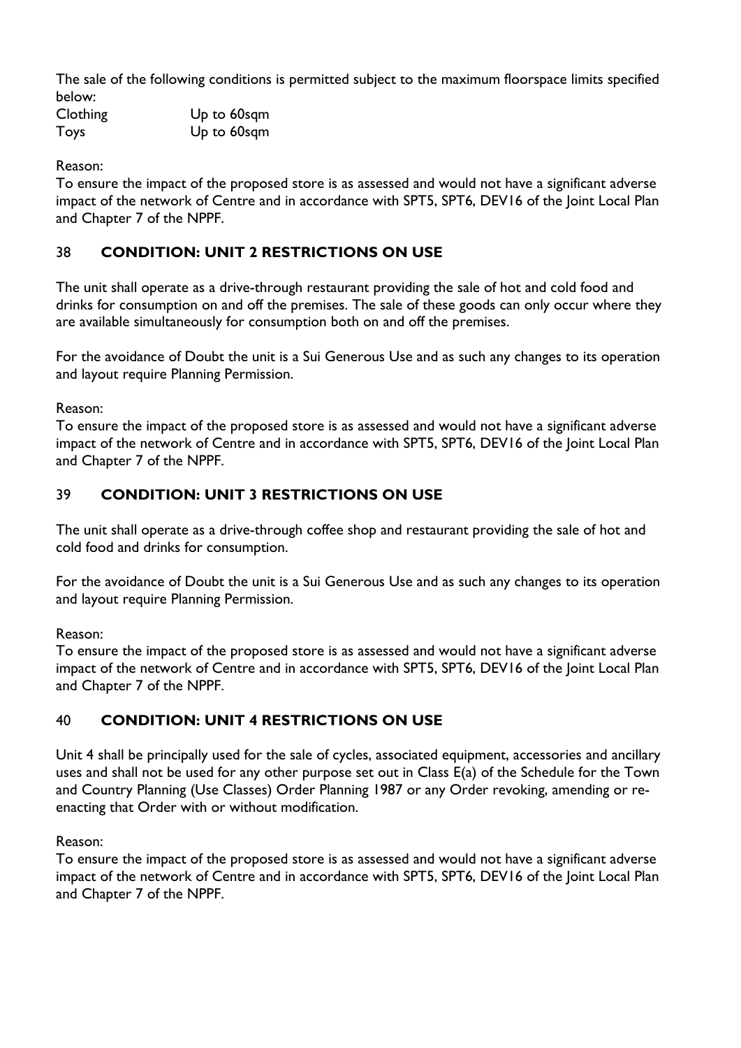The sale of the following conditions is permitted subject to the maximum floorspace limits specified below:

| Clothing | Up to 60sqm |
| --- | --- |
| Toys | Up to 60sqm |

Reason:
To ensure the impact of the proposed store is as assessed and would not have a significant adverse impact of the network of Centre and in accordance with SPT5, SPT6, DEV16 of the Joint Local Plan and Chapter 7 of the NPPF.

## 38 CONDITION: UNIT 2 RESTRICTIONS ON USE

The unit shall operate as a drive-through restaurant providing the sale of hot and cold food and drinks for consumption on and off the premises. The sale of these goods can only occur where they are available simultaneously for consumption both on and off the premises.

For the avoidance of Doubt the unit is a Sui Generous Use and as such any changes to its operation and layout require Planning Permission.

Reason:
To ensure the impact of the proposed store is as assessed and would not have a significant adverse impact of the network of Centre and in accordance with SPT5, SPT6, DEV16 of the Joint Local Plan and Chapter 7 of the NPPF.

## 39 CONDITION: UNIT 3 RESTRICTIONS ON USE

The unit shall operate as a drive-through coffee shop and restaurant providing the sale of hot and cold food and drinks for consumption.

For the avoidance of Doubt the unit is a Sui Generous Use and as such any changes to its operation and layout require Planning Permission.

Reason:
To ensure the impact of the proposed store is as assessed and would not have a significant adverse impact of the network of Centre and in accordance with SPT5, SPT6, DEV16 of the Joint Local Plan and Chapter 7 of the NPPF.

## 40 CONDITION: UNIT 4 RESTRICTIONS ON USE

Unit 4 shall be principally used for the sale of cycles, associated equipment, accessories and ancillary uses and shall not be used for any other purpose set out in Class E(a) of the Schedule for the Town and Country Planning (Use Classes) Order Planning 1987 or any Order revoking, amending or re-enacting that Order with or without modification.

Reason:
To ensure the impact of the proposed store is as assessed and would not have a significant adverse impact of the network of Centre and in accordance with SPT5, SPT6, DEV16 of the Joint Local Plan and Chapter 7 of the NPPF.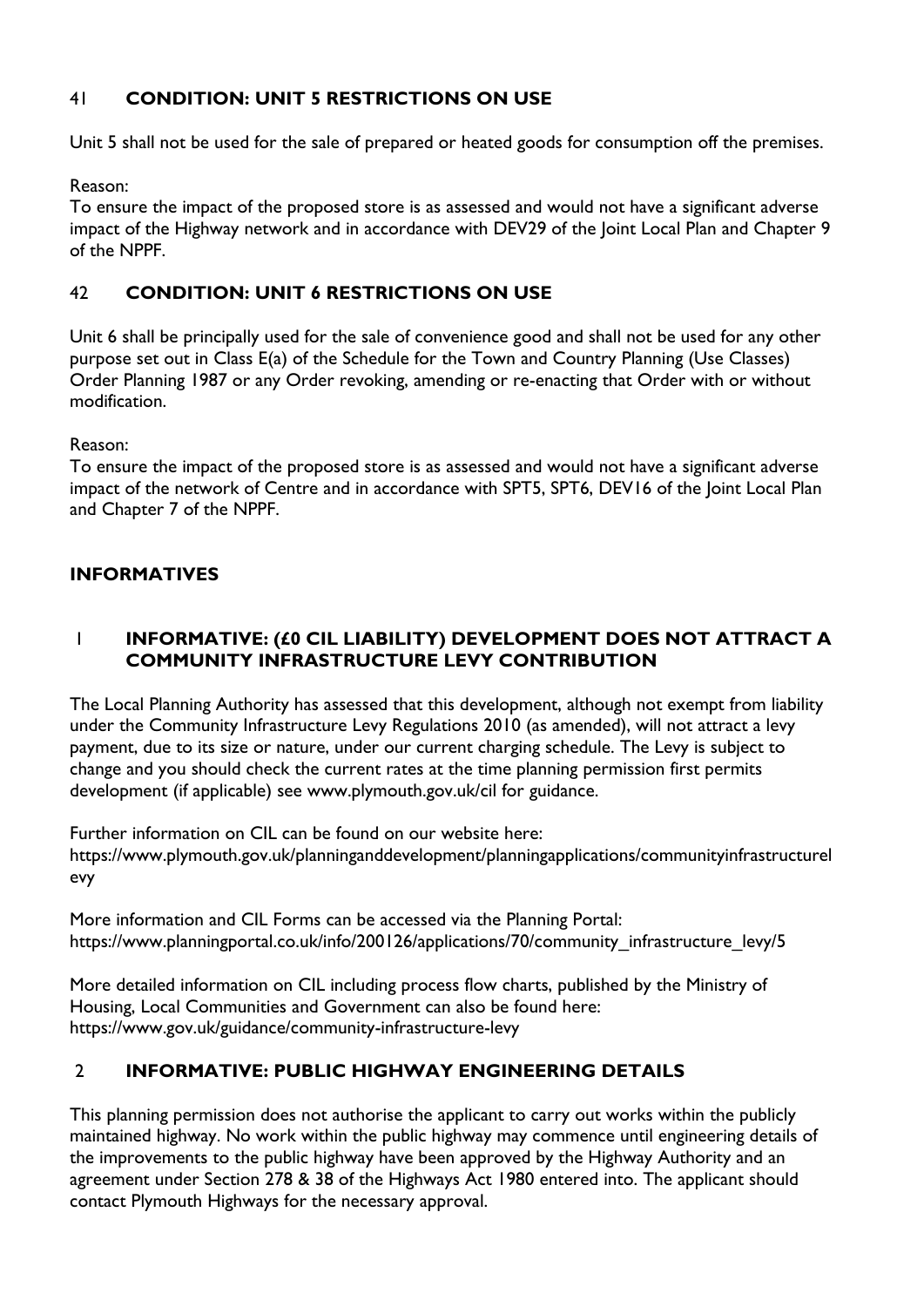### 41 **CONDITION: UNIT 5 RESTRICTIONS ON USE**

Unit 5 shall not be used for the sale of prepared or heated goods for consumption off the premises.

Reason:
To ensure the impact of the proposed store is as assessed and would not have a significant adverse impact of the Highway network and in accordance with DEV29 of the Joint Local Plan and Chapter 9 of the NPPF.

### 42 **CONDITION: UNIT 6 RESTRICTIONS ON USE**

Unit 6 shall be principally used for the sale of convenience good and shall not be used for any other purpose set out in Class E(a) of the Schedule for the Town and Country Planning (Use Classes) Order Planning 1987 or any Order revoking, amending or re-enacting that Order with or without modification.

Reason:
To ensure the impact of the proposed store is as assessed and would not have a significant adverse impact of the network of Centre and in accordance with SPT5, SPT6, DEV16 of the Joint Local Plan and Chapter 7 of the NPPF.

## **INFORMATIVES**

### 1 **INFORMATIVE: (£0 CIL LIABILITY) DEVELOPMENT DOES NOT ATTRACT A COMMUNITY INFRASTRUCTURE LEVY CONTRIBUTION**

The Local Planning Authority has assessed that this development, although not exempt from liability under the Community Infrastructure Levy Regulations 2010 (as amended), will not attract a levy payment, due to its size or nature, under our current charging schedule. The Levy is subject to change and you should check the current rates at the time planning permission first permits development (if applicable) see www.plymouth.gov.uk/cil for guidance.

Further information on CIL can be found on our website here:
https://www.plymouth.gov.uk/planninganddevelopment/planningapplications/communityinfrastructurelevy

More information and CIL Forms can be accessed via the Planning Portal:
https://www.planningportal.co.uk/info/200126/applications/70/community_infrastructure_levy/5

More detailed information on CIL including process flow charts, published by the Ministry of Housing, Local Communities and Government can also be found here:
https://www.gov.uk/guidance/community-infrastructure-levy

### 2 **INFORMATIVE: PUBLIC HIGHWAY ENGINEERING DETAILS**

This planning permission does not authorise the applicant to carry out works within the publicly maintained highway. No work within the public highway may commence until engineering details of the improvements to the public highway have been approved by the Highway Authority and an agreement under Section 278 & 38 of the Highways Act 1980 entered into. The applicant should contact Plymouth Highways for the necessary approval.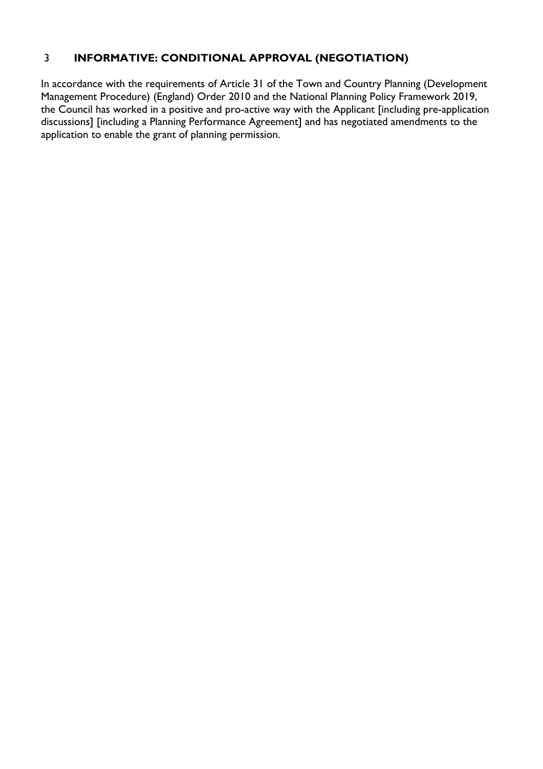## 3 INFORMATIVE: CONDITIONAL APPROVAL (NEGOTIATION)

In accordance with the requirements of Article 31 of the Town and Country Planning (Development Management Procedure) (England) Order 2010 and the National Planning Policy Framework 2019, the Council has worked in a positive and pro-active way with the Applicant [including pre-application discussions] [including a Planning Performance Agreement] and has negotiated amendments to the application to enable the grant of planning permission.